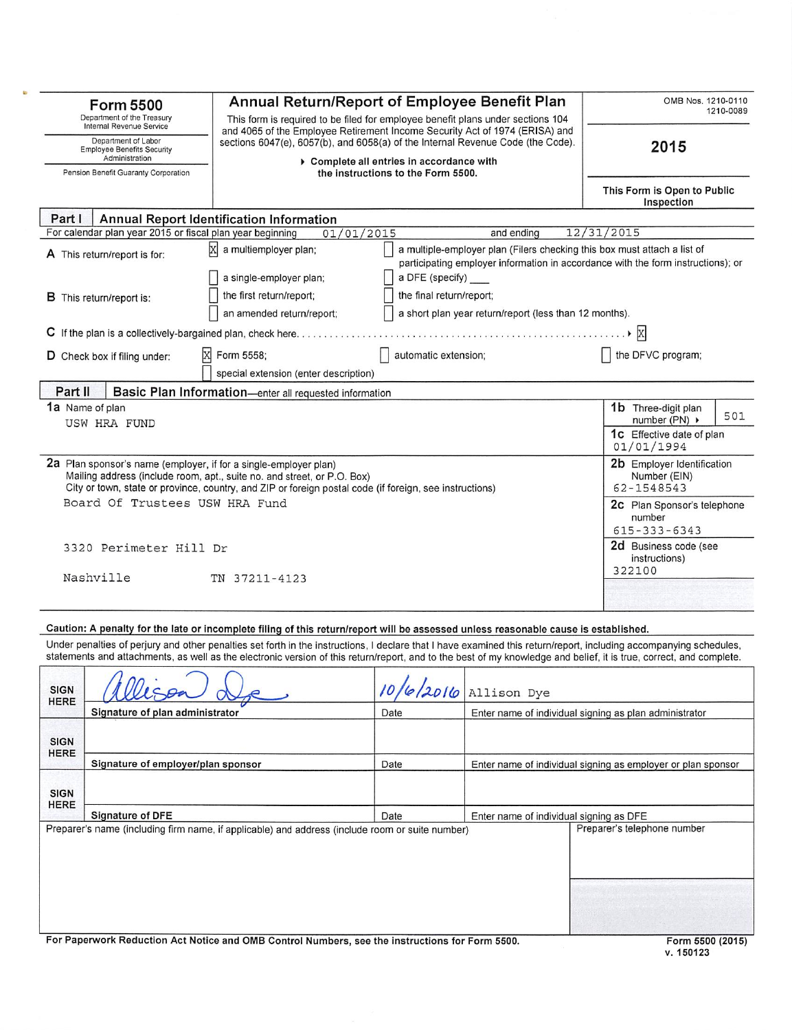# Form 5500

Department of the Treasury
Internal Revenue Service

Department of Labor
Employee Benefits Security Administration

Pension Benefit Guaranty Corporation

## Annual Return/Report of Employee Benefit Plan

This form is required to be filed for employee benefit plans under sections 104 and 4065 of the Employee Retirement Income Security Act of 1974 (ERISA) and sections 6047(e), 6057(b), and 6058(a) of the Internal Revenue Code (the Code).

▶ Complete all entries in accordance with the instructions to the Form 5500.

OMB Nos. 1210-0110
1210-0089

**2015**

**This Form is Open to Public Inspection**

## Part I Annual Report Identification Information

For calendar plan year 2015 or fiscal plan year beginning 01/01/2015 and ending 12/31/2015

**A** This return/report is for:
- [X] a multiemployer plan;
- [ ] a multiple-employer plan (Filers checking this box must attach a list of participating employer information in accordance with the form instructions); or
- [ ] a single-employer plan;
- [ ] a DFE (specify) ____

**B** This return/report is:
- [ ] the first return/report;
- [ ] the final return/report;
- [ ] an amended return/report;
- [ ] a short plan year return/report (less than 12 months).

**C** If the plan is a collectively-bargained plan, check here. . . . . ▶ [X]

**D** Check box if filing under:
- [X] Form 5558;
- [ ] automatic extension;
- [ ] the DFVC program;
- [ ] special extension (enter description)

## Part II Basic Plan Information—enter all requested information

**1a** Name of plan
USW HRA FUND

**1b** Three-digit plan number (PN) ▶ 501

**1c** Effective date of plan
01/01/1994

**2a** Plan sponsor's name (employer, if for a single-employer plan)
Mailing address (include room, apt., suite no. and street, or P.O. Box)
City or town, state or province, country, and ZIP or foreign postal code (if foreign, see instructions)

Board Of Trustees USW HRA Fund

3320 Perimeter Hill Dr

Nashville TN 37211-4123

**2b** Employer Identification Number (EIN)
62-1548543

**2c** Plan Sponsor's telephone number
615-333-6343

**2d** Business code (see instructions)
322100

**Caution: A penalty for the late or incomplete filing of this return/report will be assessed unless reasonable cause is established.**

Under penalties of perjury and other penalties set forth in the instructions, I declare that I have examined this return/report, including accompanying schedules, statements and attachments, as well as the electronic version of this return/report, and to the best of my knowledge and belief, it is true, correct, and complete.

| SIGN HERE | | | |
|---|---|---|---|
| | *Allison Dye* (signature) | 10/6/2016 | Allison Dye |
| | Signature of plan administrator | Date | Enter name of individual signing as plan administrator |
| SIGN HERE | | | |
| | Signature of employer/plan sponsor | Date | Enter name of individual signing as employer or plan sponsor |
| SIGN HERE | | | |
| | Signature of DFE | Date | Enter name of individual signing as DFE |

Preparer's name (including firm name, if applicable) and address (include room or suite number)

Preparer's telephone number

**For Paperwork Reduction Act Notice and OMB Control Numbers, see the instructions for Form 5500.**

**Form 5500 (2015)**
v. 150123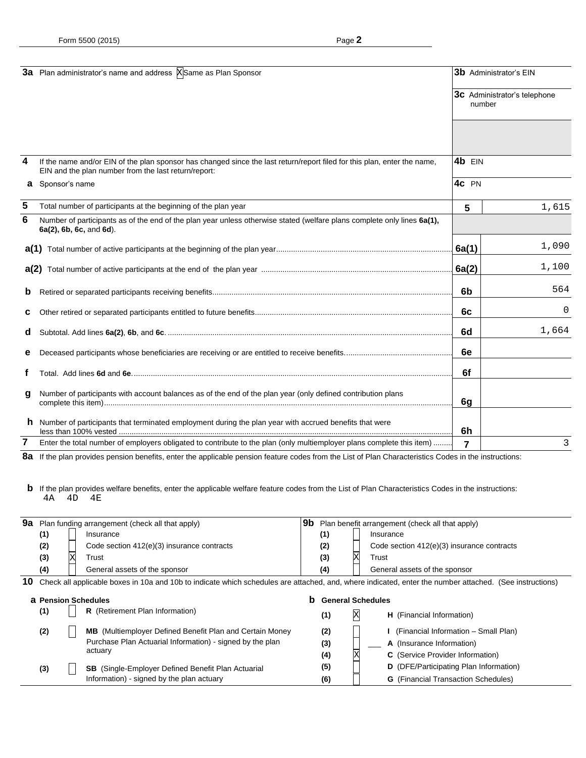Form 5500 (2015)

| | | | |
|---|---|---|---|
| **3a** | Plan administrator's name and address [X] Same as Plan Sponsor | **3b** Administrator's EIN | |
| | | **3c** Administrator's telephone number | |
| **4** | If the name and/or EIN of the plan sponsor has changed since the last return/report filed for this plan, enter the name, EIN and the plan number from the last return/report: | **4b** EIN | |
| **a** | Sponsor's name | **4c** PN | |
| **5** | Total number of participants at the beginning of the plan year | **5** | 1,615 |
| **6** | Number of participants as of the end of the plan year unless otherwise stated (welfare plans complete only lines **6a(1), 6a(2), 6b, 6c,** and **6d**). | | |
| **a(1)** | Total number of active participants at the beginning of the plan year | **6a(1)** | 1,090 |
| **a(2)** | Total number of active participants at the end of the plan year | **6a(2)** | 1,100 |
| **b** | Retired or separated participants receiving benefits | **6b** | 564 |
| **c** | Other retired or separated participants entitled to future benefits | **6c** | 0 |
| **d** | Subtotal. Add lines **6a(2)**, **6b**, and **6c**. | **6d** | 1,664 |
| **e** | Deceased participants whose beneficiaries are receiving or are entitled to receive benefits | **6e** | |
| **f** | Total. Add lines **6d** and **6e**. | **6f** | |
| **g** | Number of participants with account balances as of the end of the plan year (only defined contribution plans complete this item) | **6g** | |
| **h** | Number of participants that terminated employment during the plan year with accrued benefits that were less than 100% vested | **6h** | |
| **7** | Enter the total number of employers obligated to contribute to the plan (only multiemployer plans complete this item) | **7** | 3 |

**8a** If the plan provides pension benefits, enter the applicable pension feature codes from the List of Plan Characteristics Codes in the instructions:

**b** If the plan provides welfare benefits, enter the applicable welfare feature codes from the List of Plan Characteristics Codes in the instructions:
4A 4D 4E

**9a** Plan funding arrangement (check all that apply)
- (1) [ ] Insurance
- (2) [ ] Code section 412(e)(3) insurance contracts
- (3) [X] Trust
- (4) [ ] General assets of the sponsor

**9b** Plan benefit arrangement (check all that apply)
- (1) [ ] Insurance
- (2) [ ] Code section 412(e)(3) insurance contracts
- (3) [X] Trust
- (4) [ ] General assets of the sponsor

**10** Check all applicable boxes in 10a and 10b to indicate which schedules are attached, and, where indicated, enter the number attached. (See instructions)

**a Pension Schedules**
- (1) [ ] **R** (Retirement Plan Information)
- (2) [ ] **MB** (Multiemployer Defined Benefit Plan and Certain Money Purchase Plan Actuarial Information) - signed by the plan actuary
- (3) [ ] **SB** (Single-Employer Defined Benefit Plan Actuarial Information) - signed by the plan actuary

**b General Schedules**
- (1) [X] **H** (Financial Information)
- (2) [ ] **I** (Financial Information – Small Plan)
- (3) [ ] ___ **A** (Insurance Information)
- (4) [X] **C** (Service Provider Information)
- (5) [ ] **D** (DFE/Participating Plan Information)
- (6) [ ] **G** (Financial Transaction Schedules)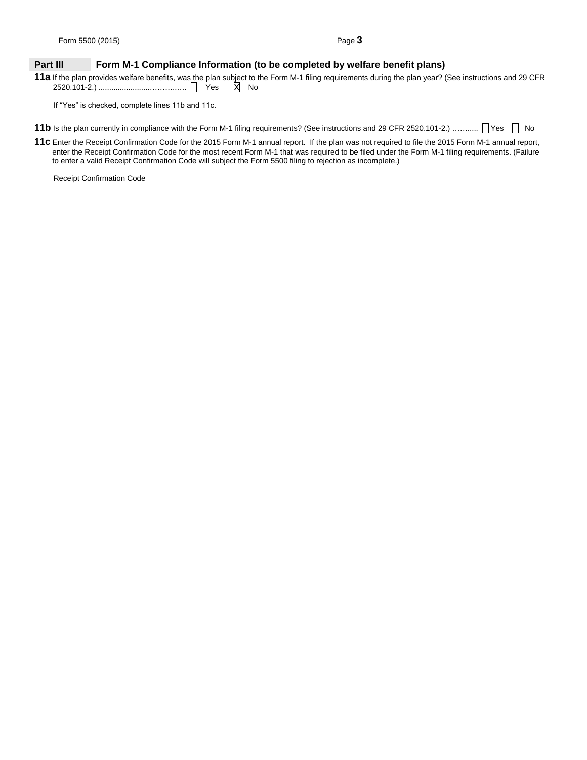## Part III Form M-1 Compliance Information (to be completed by welfare benefit plans)

**11a** If the plan provides welfare benefits, was the plan subject to the Form M-1 filing requirements during the plan year? (See instructions and 29 CFR 2520.101-2.) ........................................ ☐ Yes ☒ No

If "Yes" is checked, complete lines 11b and 11c.

**11b** Is the plan currently in compliance with the Form M-1 filing requirements? (See instructions and 29 CFR 2520.101-2.) ……..... ☐ Yes ☐ No

**11c** Enter the Receipt Confirmation Code for the 2015 Form M-1 annual report. If the plan was not required to file the 2015 Form M-1 annual report, enter the Receipt Confirmation Code for the most recent Form M-1 that was required to be filed under the Form M-1 filing requirements. (Failure to enter a valid Receipt Confirmation Code will subject the Form 5500 filing to rejection as incomplete.)

Receipt Confirmation Code______________________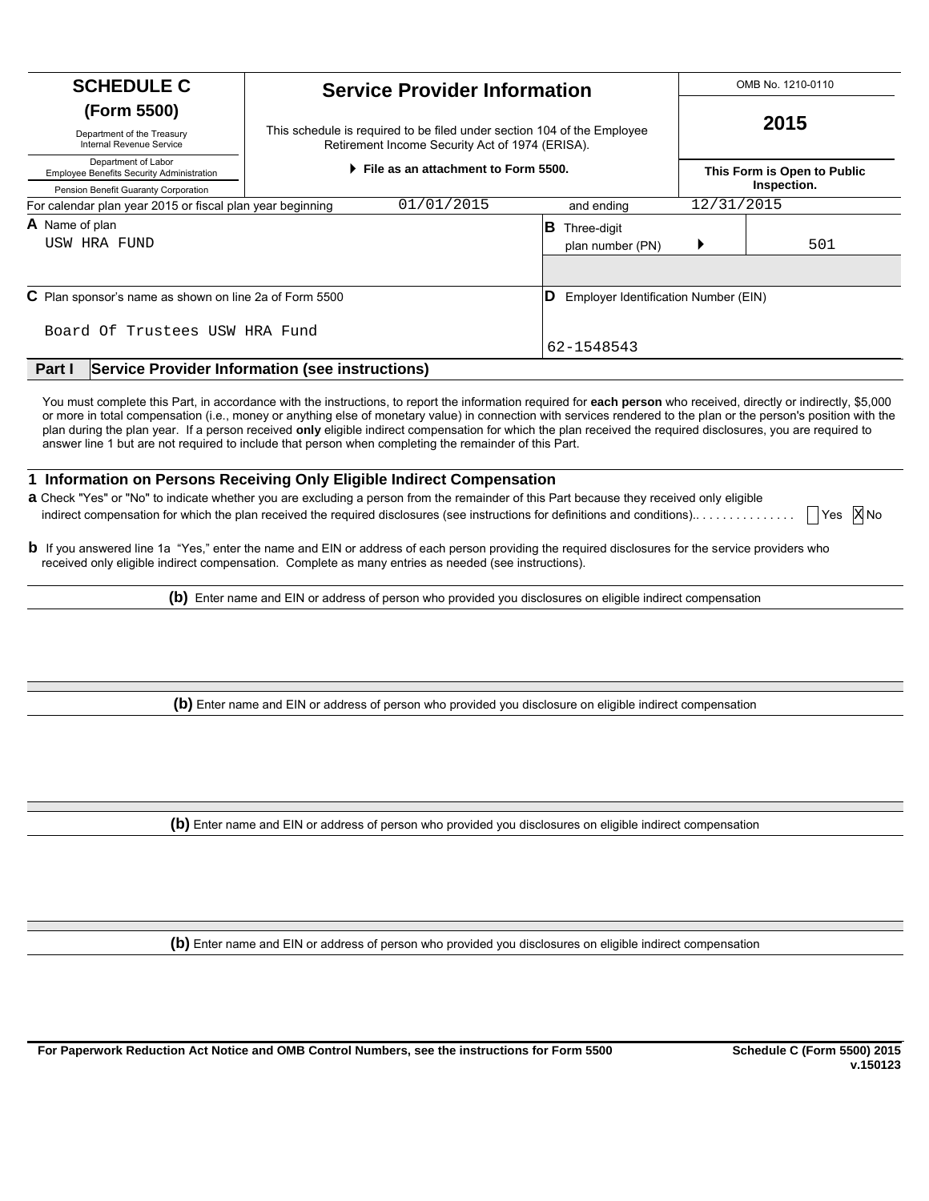# SCHEDULE C (Form 5500)

Department of the Treasury
Internal Revenue Service

Department of Labor
Employee Benefits Security Administration

Pension Benefit Guaranty Corporation

## Service Provider Information

This schedule is required to be filed under section 104 of the Employee Retirement Income Security Act of 1974 (ERISA).

▶ File as an attachment to Form 5500.

OMB No. 1210-0110

**2015**

**This Form is Open to Public Inspection.**

For calendar plan year 2015 or fiscal plan year beginning 01/01/2015 and ending 12/31/2015

| | |
|---|---|
| **A** Name of plan<br>USW HRA FUND | **B** Three-digit plan number (PN) ▶ 501 |
| **C** Plan sponsor's name as shown on line 2a of Form 5500<br>Board Of Trustees USW HRA Fund | **D** Employer Identification Number (EIN)<br>62-1548543 |

## Part I Service Provider Information (see instructions)

You must complete this Part, in accordance with the instructions, to report the information required for **each person** who received, directly or indirectly, $5,000 or more in total compensation (i.e., money or anything else of monetary value) in connection with services rendered to the plan or the person's position with the plan during the plan year. If a person received **only** eligible indirect compensation for which the plan received the required disclosures, you are required to answer line 1 but are not required to include that person when completing the remainder of this Part.

### 1 Information on Persons Receiving Only Eligible Indirect Compensation

**a** Check "Yes" or "No" to indicate whether you are excluding a person from the remainder of this Part because they received only eligible indirect compensation for which the plan received the required disclosures (see instructions for definitions and conditions).............. ☐ Yes ☒ No

**b** If you answered line 1a "Yes," enter the name and EIN or address of each person providing the required disclosures for the service providers who received only eligible indirect compensation. Complete as many entries as needed (see instructions).

**(b)** Enter name and EIN or address of person who provided you disclosures on eligible indirect compensation

**(b)** Enter name and EIN or address of person who provided you disclosure on eligible indirect compensation

**(b)** Enter name and EIN or address of person who provided you disclosures on eligible indirect compensation

**(b)** Enter name and EIN or address of person who provided you disclosures on eligible indirect compensation

For Paperwork Reduction Act Notice and OMB Control Numbers, see the instructions for Form 5500

Schedule C (Form 5500) 2015
v.150123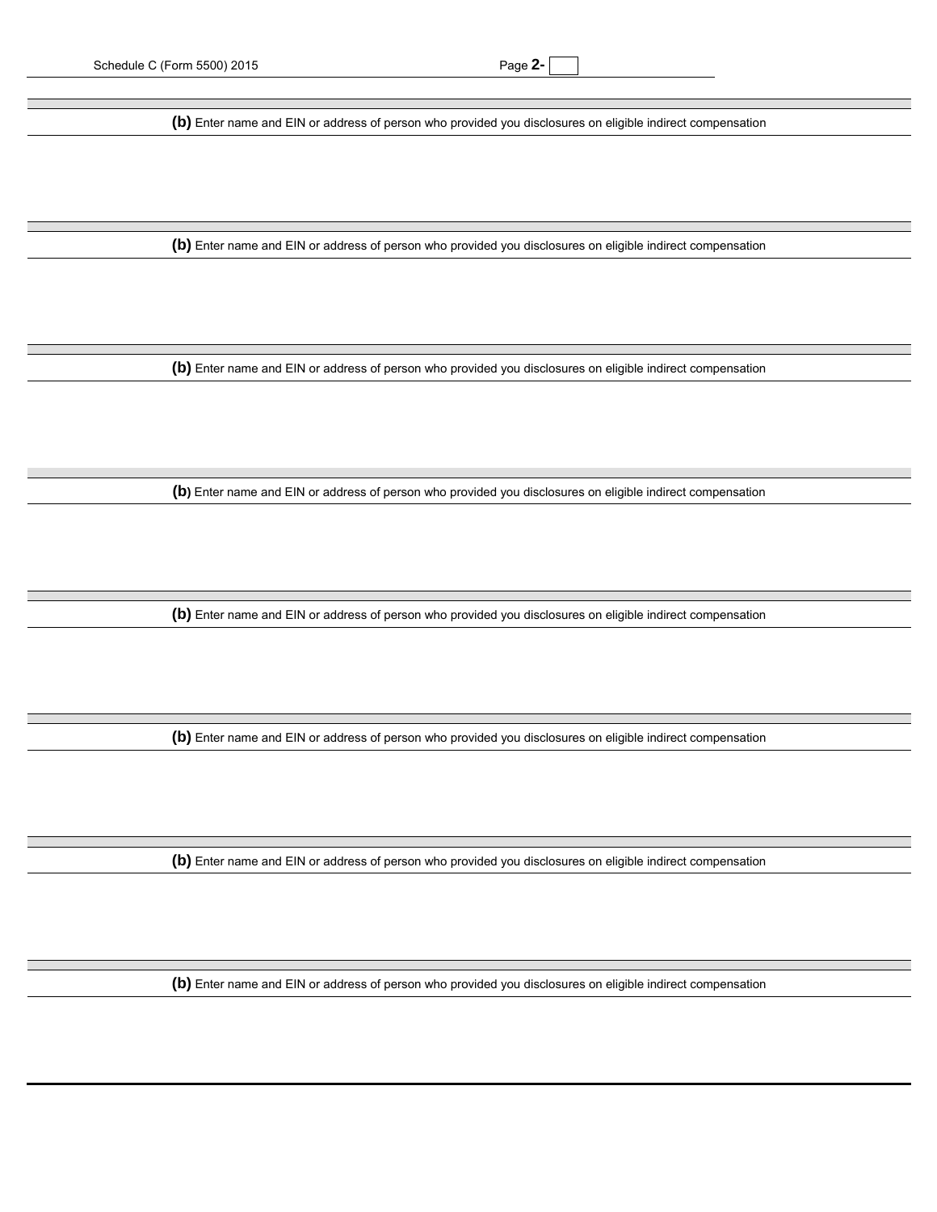**(b)** Enter name and EIN or address of person who provided you disclosures on eligible indirect compensation

**(b)** Enter name and EIN or address of person who provided you disclosures on eligible indirect compensation

**(b)** Enter name and EIN or address of person who provided you disclosures on eligible indirect compensation

**(b)** Enter name and EIN or address of person who provided you disclosures on eligible indirect compensation

**(b)** Enter name and EIN or address of person who provided you disclosures on eligible indirect compensation

**(b)** Enter name and EIN or address of person who provided you disclosures on eligible indirect compensation

**(b)** Enter name and EIN or address of person who provided you disclosures on eligible indirect compensation

**(b)** Enter name and EIN or address of person who provided you disclosures on eligible indirect compensation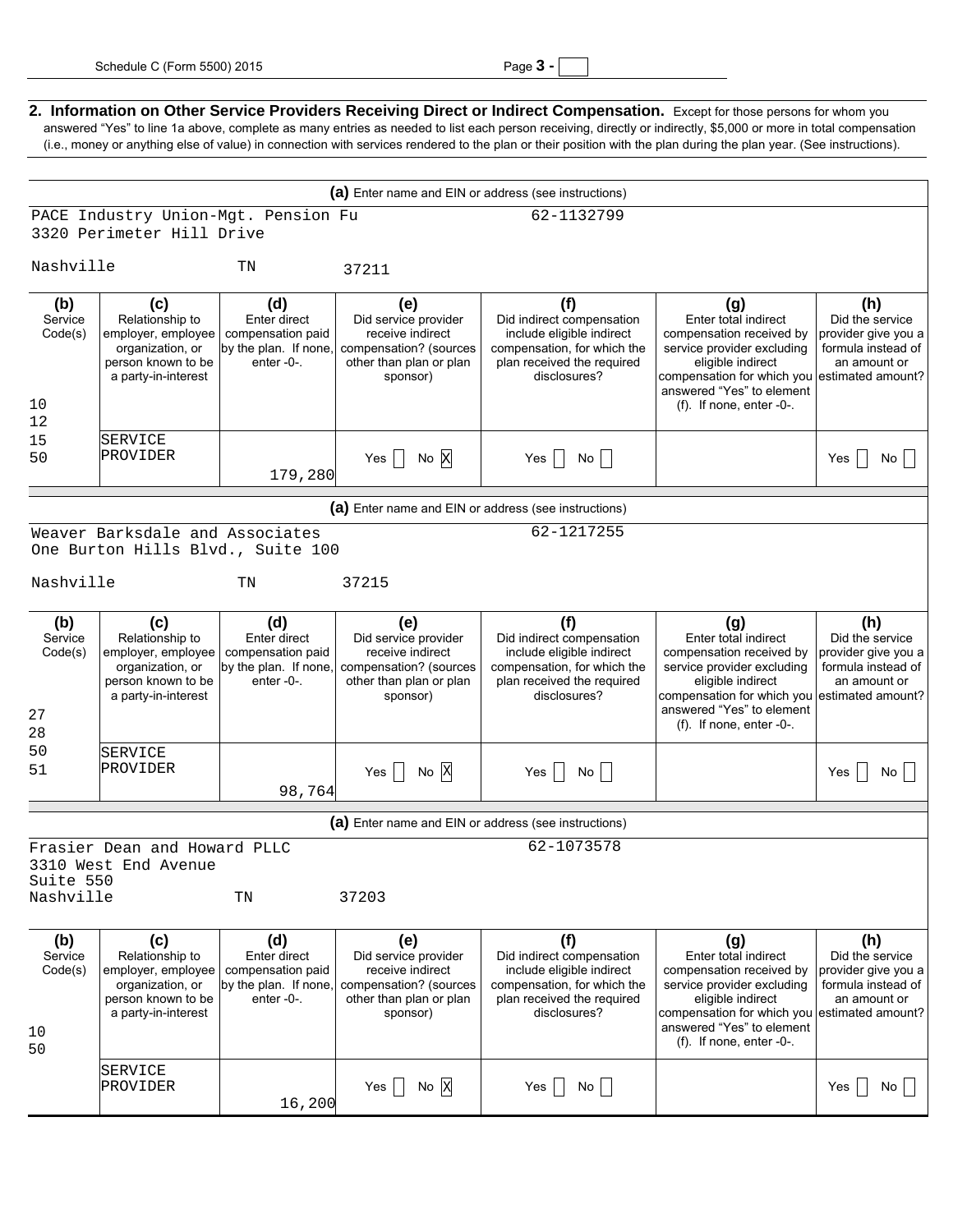**2. Information on Other Service Providers Receiving Direct or Indirect Compensation.** Except for those persons for whom you answered "Yes" to line 1a above, complete as many entries as needed to list each person receiving, directly or indirectly, $5,000 or more in total compensation (i.e., money or anything else of value) in connection with services rendered to the plan or their position with the plan during the plan year. (See instructions).

**(a)** Enter name and EIN or address (see instructions)

PACE Industry Union-Mgt. Pension Fu — 62-1132799
3320 Perimeter Hill Drive
Nashville TN 37211

| (b) Service Code(s) | (c) Relationship to employer, employee organization, or person known to be a party-in-interest | (d) Enter direct compensation paid by the plan. If none, enter -0-. | (e) Did service provider receive indirect compensation? (sources other than plan or plan sponsor) | (f) Did indirect compensation include eligible indirect compensation, for which the plan received the required disclosures? | (g) Enter total indirect compensation received by service provider excluding eligible indirect compensation for which you answered "Yes" to element (f). If none, enter -0-. | (h) Did the service provider give you a formula instead of an amount or estimated amount? |
|---|---|---|---|---|---|---|
| 10 12 15 50 | SERVICE PROVIDER | 179,280 | Yes [ ] No [X] | Yes [ ] No [ ] | | Yes [ ] No [ ] |

**(a)** Enter name and EIN or address (see instructions)

Weaver Barksdale and Associates — 62-1217255
One Burton Hills Blvd., Suite 100
Nashville TN 37215

| (b) Service Code(s) | (c) Relationship to employer, employee organization, or person known to be a party-in-interest | (d) Enter direct compensation paid by the plan. If none, enter -0-. | (e) Did service provider receive indirect compensation? (sources other than plan or plan sponsor) | (f) Did indirect compensation include eligible indirect compensation, for which the plan received the required disclosures? | (g) Enter total indirect compensation received by service provider excluding eligible indirect compensation for which you answered "Yes" to element (f). If none, enter -0-. | (h) Did the service provider give you a formula instead of an amount or estimated amount? |
|---|---|---|---|---|---|---|
| 27 28 50 51 | SERVICE PROVIDER | 98,764 | Yes [ ] No [X] | Yes [ ] No [ ] | | Yes [ ] No [ ] |

**(a)** Enter name and EIN or address (see instructions)

Frasier Dean and Howard PLLC — 62-1073578
3310 West End Avenue
Suite 550
Nashville TN 37203

| (b) Service Code(s) | (c) Relationship to employer, employee organization, or person known to be a party-in-interest | (d) Enter direct compensation paid by the plan. If none, enter -0-. | (e) Did service provider receive indirect compensation? (sources other than plan or plan sponsor) | (f) Did indirect compensation include eligible indirect compensation, for which the plan received the required disclosures? | (g) Enter total indirect compensation received by service provider excluding eligible indirect compensation for which you answered "Yes" to element (f). If none, enter -0-. | (h) Did the service provider give you a formula instead of an amount or estimated amount? |
|---|---|---|---|---|---|---|
| 10 50 | SERVICE PROVIDER | 16,200 | Yes [ ] No [X] | Yes [ ] No [ ] | | Yes [ ] No [ ] |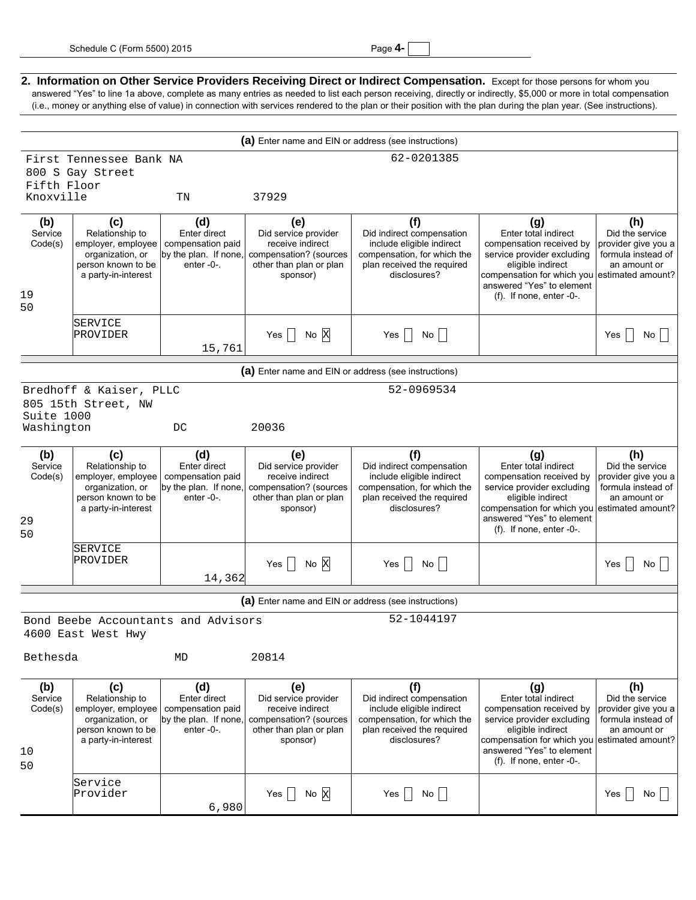**2. Information on Other Service Providers Receiving Direct or Indirect Compensation.** Except for those persons for whom you answered "Yes" to line 1a above, complete as many entries as needed to list each person receiving, directly or indirectly, $5,000 or more in total compensation (i.e., money or anything else of value) in connection with services rendered to the plan or their position with the plan during the plan year. (See instructions).

**(a)** Enter name and EIN or address (see instructions)

First Tennessee Bank NA — 62-0201385
800 S Gay Street
Fifth Floor
Knoxville TN 37929

| (b) Service Code(s) | (c) Relationship to employer, employee organization, or person known to be a party-in-interest | (d) Enter direct compensation paid by the plan. If none, enter -0-. | (e) Did service provider receive indirect compensation? (sources other than plan or plan sponsor) | (f) Did indirect compensation include eligible indirect compensation, for which the plan received the required disclosures? | (g) Enter total indirect compensation received by service provider excluding eligible indirect compensation for which you answered "Yes" to element (f). If none, enter -0-. | (h) Did the service provider give you a formula instead of an amount or estimated amount? |
|---|---|---|---|---|---|---|
| 19 50 | SERVICE PROVIDER | 15,761 | Yes [ ] No [X] | Yes [ ] No [ ] | | Yes [ ] No [ ] |

**(a)** Enter name and EIN or address (see instructions)

Bredhoff & Kaiser, PLLC — 52-0969534
805 15th Street, NW
Suite 1000
Washington DC 20036

| (b) Service Code(s) | (c) Relationship to employer, employee organization, or person known to be a party-in-interest | (d) Enter direct compensation paid by the plan. If none, enter -0-. | (e) Did service provider receive indirect compensation? (sources other than plan or plan sponsor) | (f) Did indirect compensation include eligible indirect compensation, for which the plan received the required disclosures? | (g) Enter total indirect compensation received by service provider excluding eligible indirect compensation for which you answered "Yes" to element (f). If none, enter -0-. | (h) Did the service provider give you a formula instead of an amount or estimated amount? |
|---|---|---|---|---|---|---|
| 29 50 | SERVICE PROVIDER | 14,362 | Yes [ ] No [X] | Yes [ ] No [ ] | | Yes [ ] No [ ] |

**(a)** Enter name and EIN or address (see instructions)

Bond Beebe Accountants and Advisors — 52-1044197
4600 East West Hwy
Bethesda MD 20814

| (b) Service Code(s) | (c) Relationship to employer, employee organization, or person known to be a party-in-interest | (d) Enter direct compensation paid by the plan. If none, enter -0-. | (e) Did service provider receive indirect compensation? (sources other than plan or plan sponsor) | (f) Did indirect compensation include eligible indirect compensation, for which the plan received the required disclosures? | (g) Enter total indirect compensation received by service provider excluding eligible indirect compensation for which you answered "Yes" to element (f). If none, enter -0-. | (h) Did the service provider give you a formula instead of an amount or estimated amount? |
|---|---|---|---|---|---|---|
| 10 50 | Service Provider | 6,980 | Yes [ ] No [X] | Yes [ ] No [ ] | | Yes [ ] No [ ] |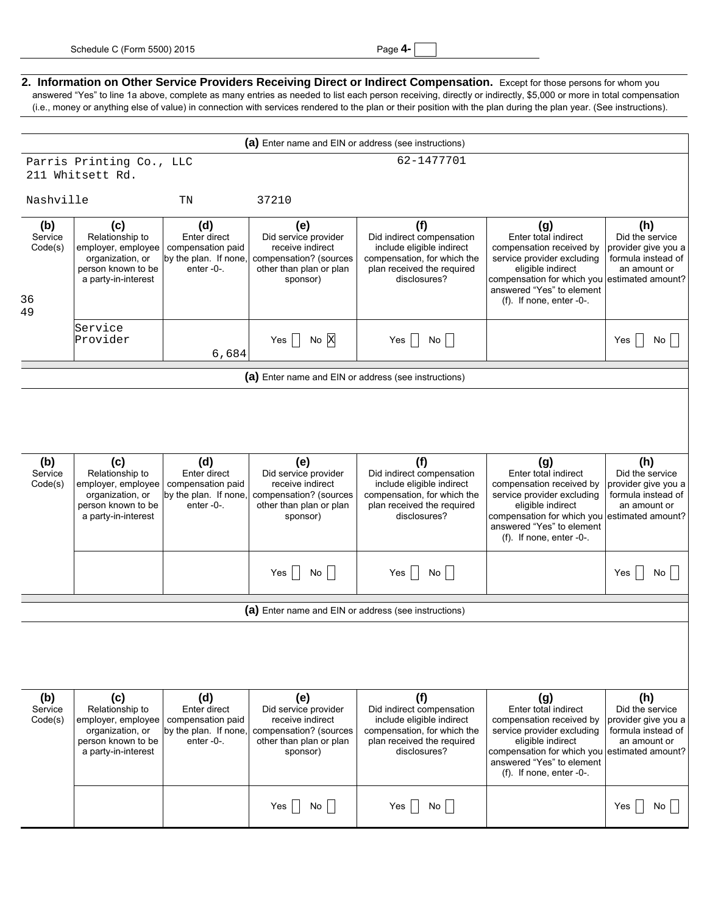**2. Information on Other Service Providers Receiving Direct or Indirect Compensation.** Except for those persons for whom you answered "Yes" to line 1a above, complete as many entries as needed to list each person receiving, directly or indirectly, $5,000 or more in total compensation (i.e., money or anything else of value) in connection with services rendered to the plan or their position with the plan during the plan year. (See instructions).

**(a)** Enter name and EIN or address (see instructions)

Parris Printing Co., LLC 62-1477701
211 Whitsett Rd.
Nashville TN 37210

| (b) Service Code(s) | (c) Relationship to employer, employee organization, or person known to be a party-in-interest | (d) Enter direct compensation paid by the plan. If none, enter -0-. | (e) Did service provider receive indirect compensation? (sources other than plan or plan sponsor) | (f) Did indirect compensation include eligible indirect compensation, for which the plan received the required disclosures? | (g) Enter total indirect compensation received by service provider excluding eligible indirect compensation for which you answered "Yes" to element (f). If none, enter -0-. | (h) Did the service provider give you a formula instead of an amount or estimated amount? |
|---|---|---|---|---|---|---|
| 36 49 | Service Provider | 6,684 | Yes [ ] No [X] | Yes [ ] No [ ] | | Yes [ ] No [ ] |

**(a)** Enter name and EIN or address (see instructions)

| (b) Service Code(s) | (c) Relationship to employer, employee organization, or person known to be a party-in-interest | (d) Enter direct compensation paid by the plan. If none, enter -0-. | (e) Did service provider receive indirect compensation? (sources other than plan or plan sponsor) | (f) Did indirect compensation include eligible indirect compensation, for which the plan received the required disclosures? | (g) Enter total indirect compensation received by service provider excluding eligible indirect compensation for which you answered "Yes" to element (f). If none, enter -0-. | (h) Did the service provider give you a formula instead of an amount or estimated amount? |
|---|---|---|---|---|---|---|
| | | | Yes [ ] No [ ] | Yes [ ] No [ ] | | Yes [ ] No [ ] |

**(a)** Enter name and EIN or address (see instructions)

| (b) Service Code(s) | (c) Relationship to employer, employee organization, or person known to be a party-in-interest | (d) Enter direct compensation paid by the plan. If none, enter -0-. | (e) Did service provider receive indirect compensation? (sources other than plan or plan sponsor) | (f) Did indirect compensation include eligible indirect compensation, for which the plan received the required disclosures? | (g) Enter total indirect compensation received by service provider excluding eligible indirect compensation for which you answered "Yes" to element (f). If none, enter -0-. | (h) Did the service provider give you a formula instead of an amount or estimated amount? |
|---|---|---|---|---|---|---|
| | | | Yes [ ] No [ ] | Yes [ ] No [ ] | | Yes [ ] No [ ] |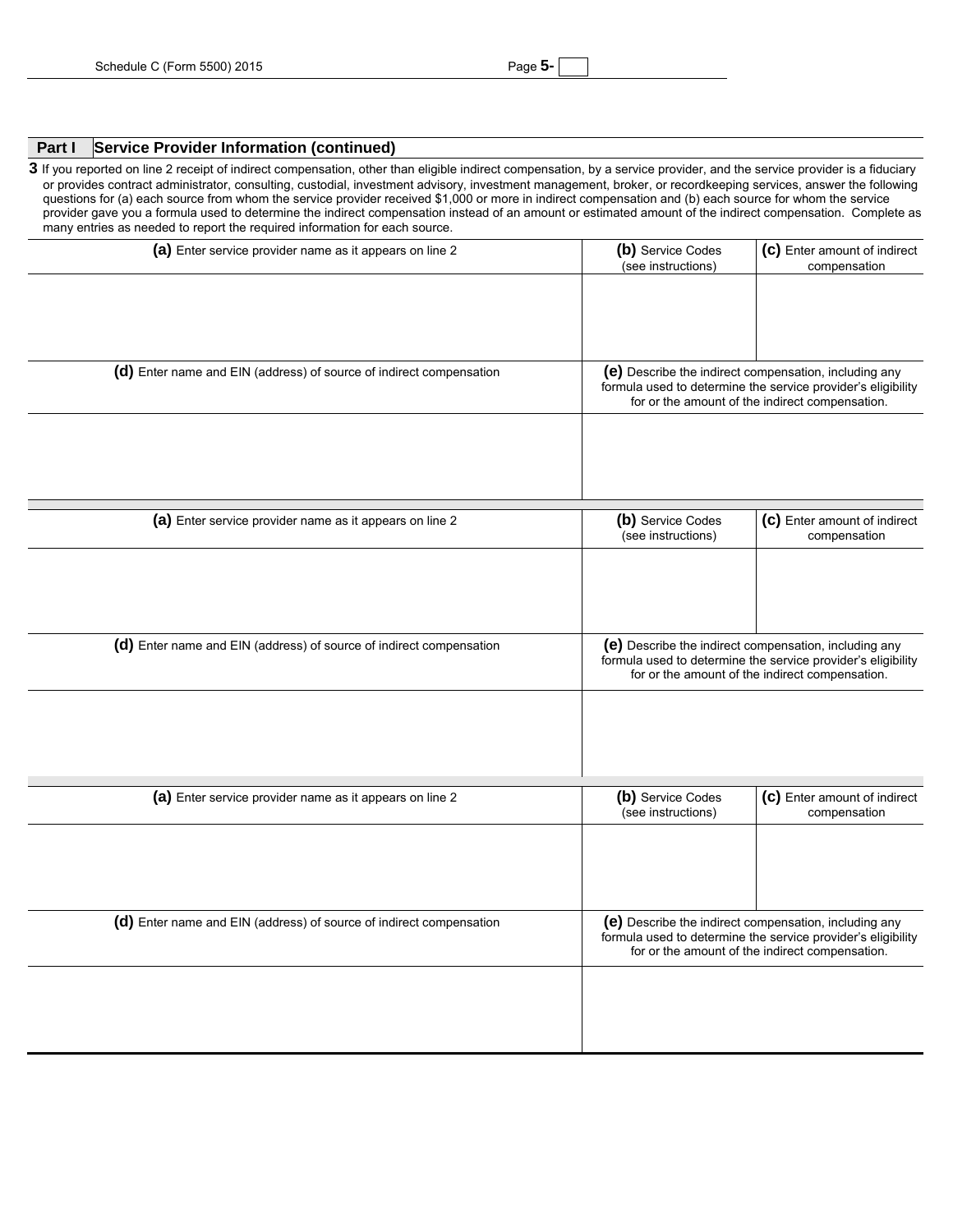## Part I Service Provider Information (continued)

**3** If you reported on line 2 receipt of indirect compensation, other than eligible indirect compensation, by a service provider, and the service provider is a fiduciary or provides contract administrator, consulting, custodial, investment advisory, investment management, broker, or recordkeeping services, answer the following questions for (a) each source from whom the service provider received $1,000 or more in indirect compensation and (b) each source for whom the service provider gave you a formula used to determine the indirect compensation instead of an amount or estimated amount of the indirect compensation. Complete as many entries as needed to report the required information for each source.

| **(a)** Enter service provider name as it appears on line 2 | **(b)** Service Codes (see instructions) | **(c)** Enter amount of indirect compensation |
| --- | --- | --- |
| | | |

| **(d)** Enter name and EIN (address) of source of indirect compensation | **(e)** Describe the indirect compensation, including any formula used to determine the service provider's eligibility for or the amount of the indirect compensation. |
| --- | --- |
| | |

| **(a)** Enter service provider name as it appears on line 2 | **(b)** Service Codes (see instructions) | **(c)** Enter amount of indirect compensation |
| --- | --- | --- |
| | | |

| **(d)** Enter name and EIN (address) of source of indirect compensation | **(e)** Describe the indirect compensation, including any formula used to determine the service provider's eligibility for or the amount of the indirect compensation. |
| --- | --- |
| | |

| **(a)** Enter service provider name as it appears on line 2 | **(b)** Service Codes (see instructions) | **(c)** Enter amount of indirect compensation |
| --- | --- | --- |
| | | |

| **(d)** Enter name and EIN (address) of source of indirect compensation | **(e)** Describe the indirect compensation, including any formula used to determine the service provider's eligibility for or the amount of the indirect compensation. |
| --- | --- |
| | |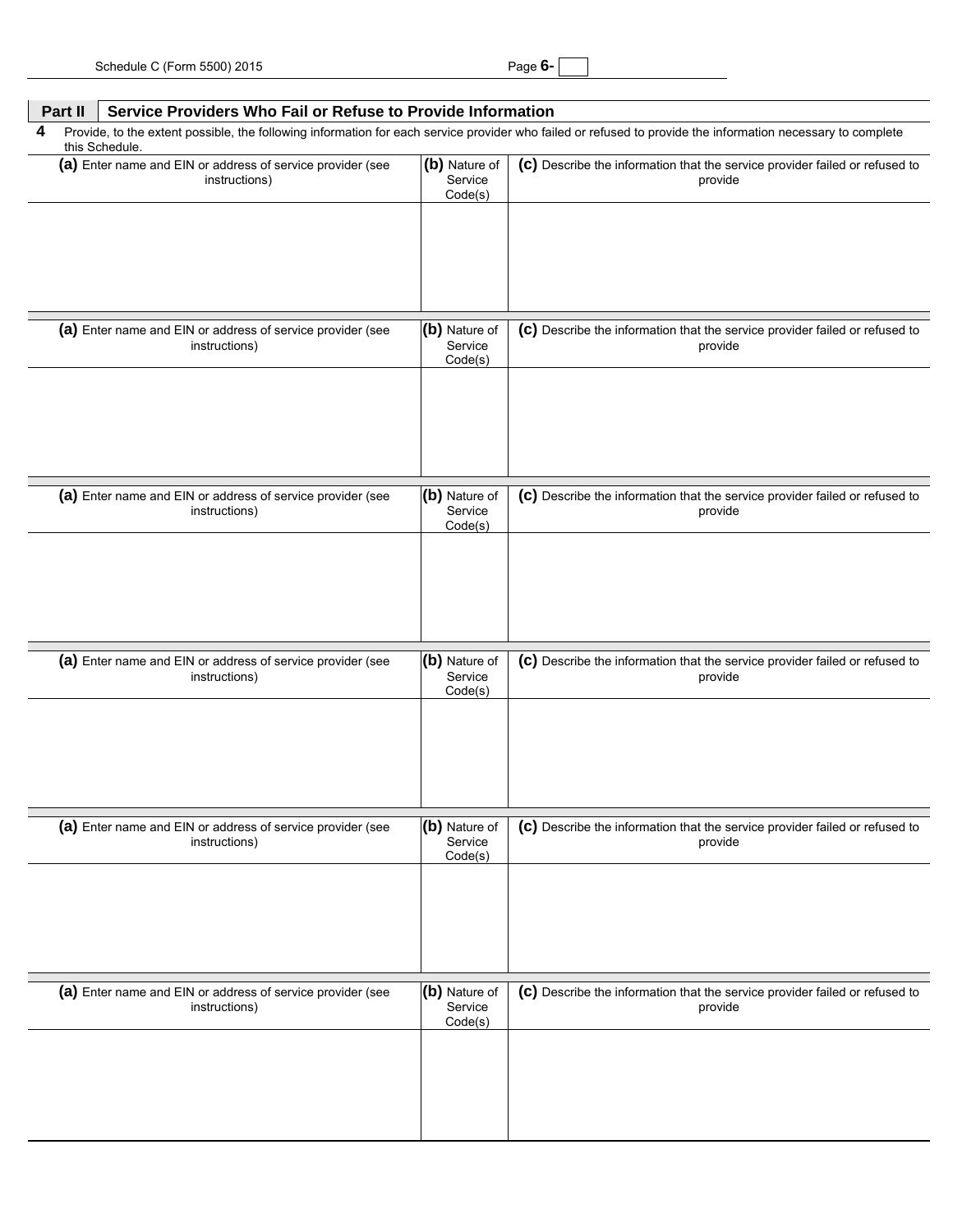## Part II Service Providers Who Fail or Refuse to Provide Information

**4** Provide, to the extent possible, the following information for each service provider who failed or refused to provide the information necessary to complete this Schedule.

| **(a)** Enter name and EIN or address of service provider (see instructions) | **(b)** Nature of Service Code(s) | **(c)** Describe the information that the service provider failed or refused to provide |
|---|---|---|
| | | |

| **(a)** Enter name and EIN or address of service provider (see instructions) | **(b)** Nature of Service Code(s) | **(c)** Describe the information that the service provider failed or refused to provide |
|---|---|---|
| | | |

| **(a)** Enter name and EIN or address of service provider (see instructions) | **(b)** Nature of Service Code(s) | **(c)** Describe the information that the service provider failed or refused to provide |
|---|---|---|
| | | |

| **(a)** Enter name and EIN or address of service provider (see instructions) | **(b)** Nature of Service Code(s) | **(c)** Describe the information that the service provider failed or refused to provide |
|---|---|---|
| | | |

| **(a)** Enter name and EIN or address of service provider (see instructions) | **(b)** Nature of Service Code(s) | **(c)** Describe the information that the service provider failed or refused to provide |
|---|---|---|
| | | |

| **(a)** Enter name and EIN or address of service provider (see instructions) | **(b)** Nature of Service Code(s) | **(c)** Describe the information that the service provider failed or refused to provide |
|---|---|---|
| | | |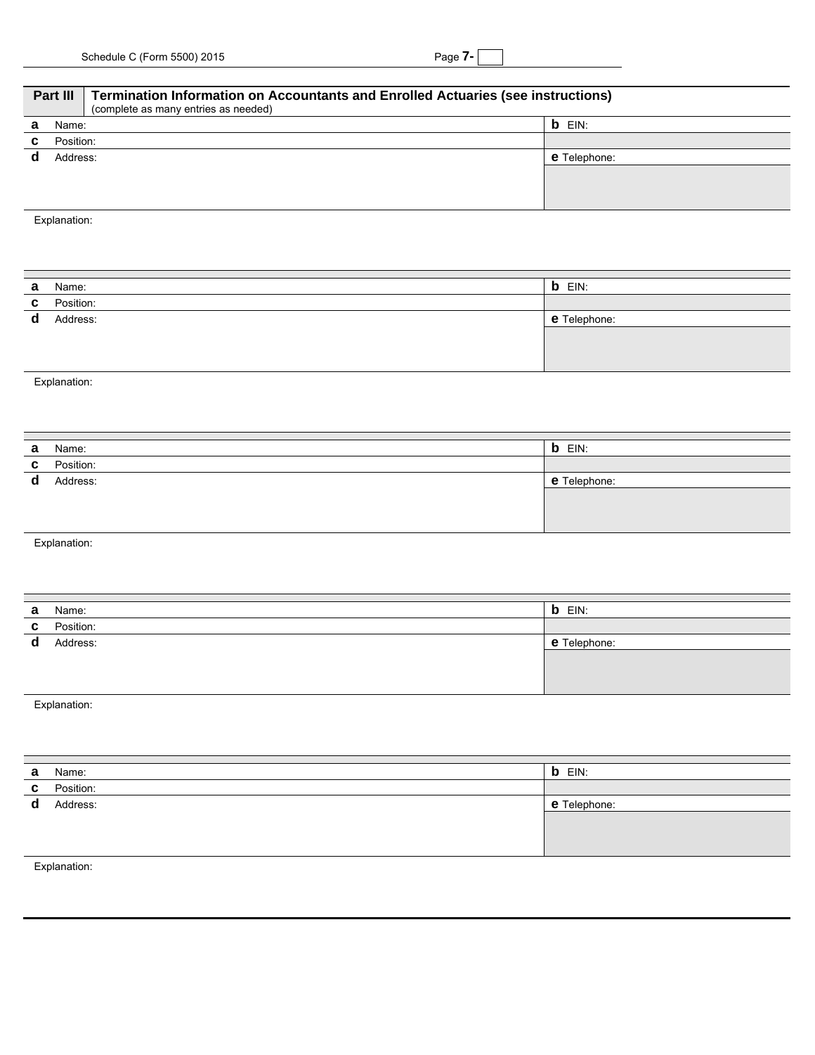## Part III Termination Information on Accountants and Enrolled Actuaries (see instructions)

(complete as many entries as needed)

| | |
|---|---|
| **a** Name: | **b** EIN: |
| **c** Position: | |
| **d** Address: | **e** Telephone: |

Explanation:

| | |
|---|---|
| **a** Name: | **b** EIN: |
| **c** Position: | |
| **d** Address: | **e** Telephone: |

Explanation:

| | |
|---|---|
| **a** Name: | **b** EIN: |
| **c** Position: | |
| **d** Address: | **e** Telephone: |

Explanation:

| | |
|---|---|
| **a** Name: | **b** EIN: |
| **c** Position: | |
| **d** Address: | **e** Telephone: |

Explanation:

| | |
|---|---|
| **a** Name: | **b** EIN: |
| **c** Position: | |
| **d** Address: | **e** Telephone: |

Explanation: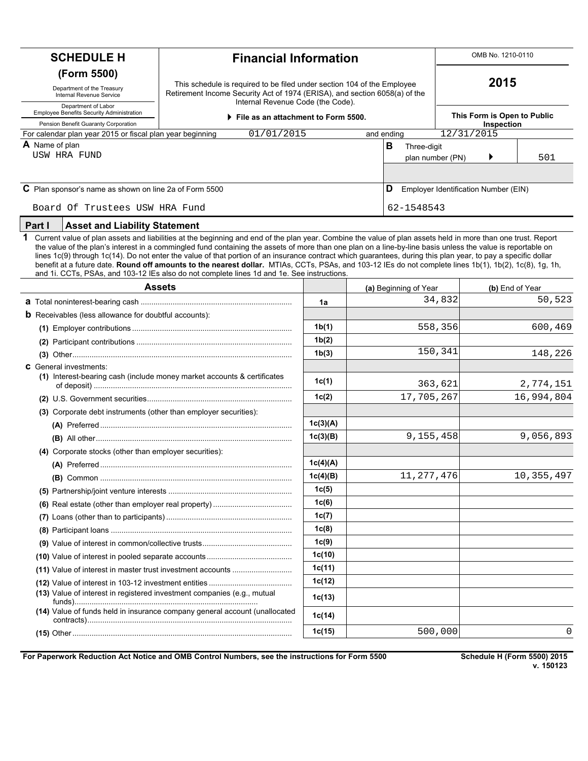# SCHEDULE H (Form 500)

**(Form 5500)**

Department of the Treasury
Internal Revenue Service

Department of Labor
Employee Benefits Security Administration

Pension Benefit Guaranty Corporation

## Financial Information

This schedule is required to be filed under section 104 of the Employee Retirement Income Security Act of 1974 (ERISA), and section 6058(a) of the Internal Revenue Code (the Code).

▶ **File as an attachment to Form 5500.**

OMB No. 1210-0110

**2015**

**This Form is Open to Public Inspection**

For calendar plan year 2015 or fiscal plan year beginning 01/01/2015 and ending 12/31/2015

**A** Name of plan
USW HRA FUND

**B** Three-digit plan number (PN) ▶ 501

**C** Plan sponsor's name as shown on line 2a of Form 5500
Board Of Trustees USW HRA Fund

**D** Employer Identification Number (EIN)
62-1548543

## Part I Asset and Liability Statement

**1** Current value of plan assets and liabilities at the beginning and end of the plan year. Combine the value of plan assets held in more than one trust. Report the value of the plan's interest in a commingled fund containing the assets of more than one plan on a line-by-line basis unless the value is reportable on lines 1c(9) through 1c(14). Do not enter the value of that portion of an insurance contract which guarantees, during this plan year, to pay a specific dollar benefit at a future date. **Round off amounts to the nearest dollar.** MTIAs, CCTs, PSAs, and 103-12 IEs do not complete lines 1b(1), 1b(2), 1c(8), 1g, 1h, and 1i. CCTs, PSAs, and 103-12 IEs also do not complete lines 1d and 1e. See instructions.

| Assets | | (a) Beginning of Year | (b) End of Year |
|---|---|---|---|
| **a** Total noninterest-bearing cash | 1a | 34,832 | 50,523 |
| **b** Receivables (less allowance for doubtful accounts): | | | |
| (1) Employer contributions | 1b(1) | 558,356 | 600,469 |
| (2) Participant contributions | 1b(2) | | |
| (3) Other | 1b(3) | 150,341 | 148,226 |
| **c** General investments: | | | |
| (1) Interest-bearing cash (include money market accounts & certificates of deposit) | 1c(1) | 363,621 | 2,774,151 |
| (2) U.S. Government securities | 1c(2) | 17,705,267 | 16,994,804 |
| (3) Corporate debt instruments (other than employer securities): | | | |
| (A) Preferred | 1c(3)(A) | | |
| (B) All other | 1c(3)(B) | 9,155,458 | 9,056,893 |
| (4) Corporate stocks (other than employer securities): | | | |
| (A) Preferred | 1c(4)(A) | | |
| (B) Common | 1c(4)(B) | 11,277,476 | 10,355,497 |
| (5) Partnership/joint venture interests | 1c(5) | | |
| (6) Real estate (other than employer real property) | 1c(6) | | |
| (7) Loans (other than to participants) | 1c(7) | | |
| (8) Participant loans | 1c(8) | | |
| (9) Value of interest in common/collective trusts | 1c(9) | | |
| (10) Value of interest in pooled separate accounts | 1c(10) | | |
| (11) Value of interest in master trust investment accounts | 1c(11) | | |
| (12) Value of interest in 103-12 investment entities | 1c(12) | | |
| (13) Value of interest in registered investment companies (e.g., mutual funds) | 1c(13) | | |
| (14) Value of funds held in insurance company general account (unallocated contracts) | 1c(14) | | |
| (15) Other | 1c(15) | 500,000 | 0 |

**For Paperwork Reduction Act Notice and OMB Control Numbers, see the instructions for Form 5500**

**Schedule H (Form 5500) 2015**
**v. 150123**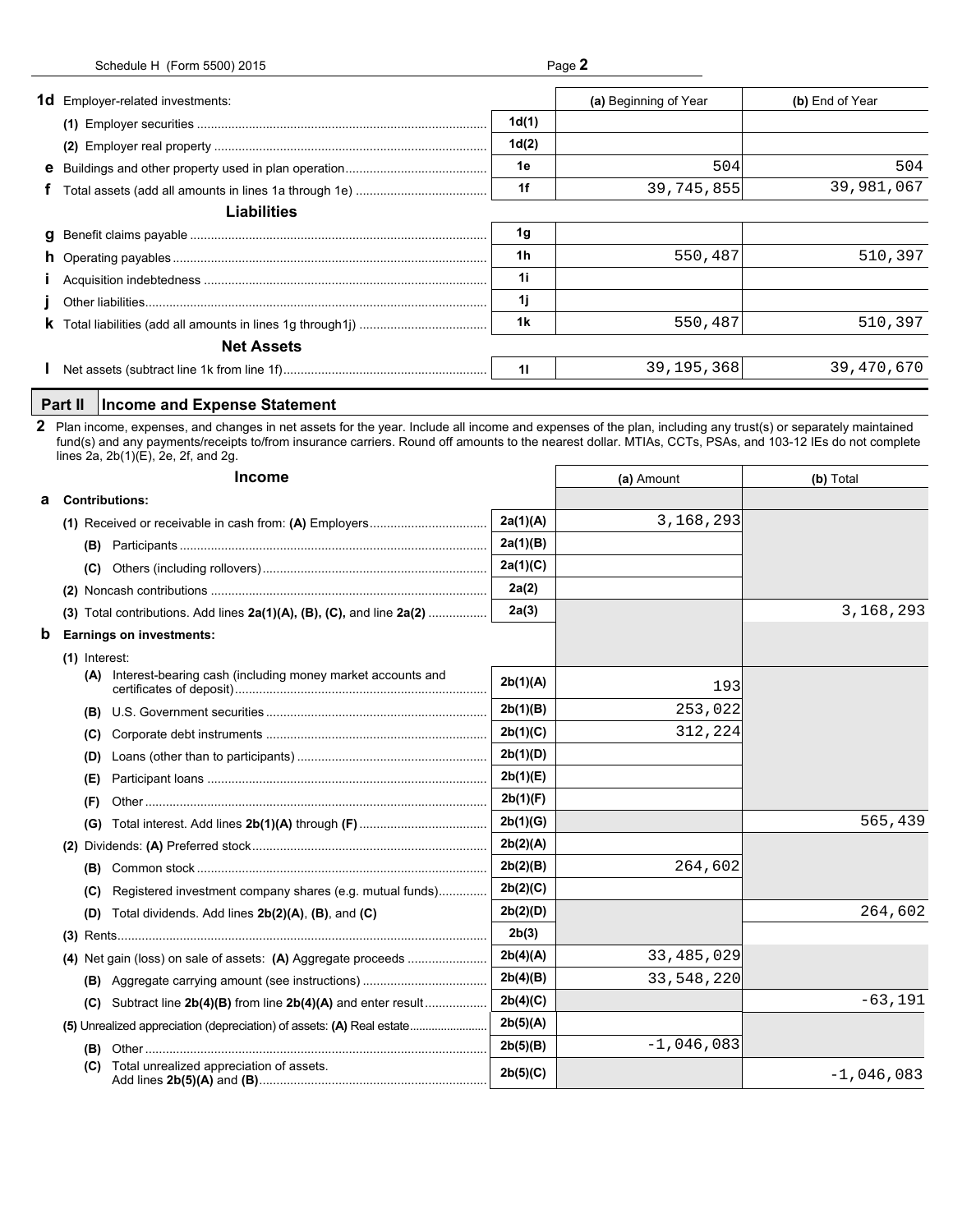| 1d Employer-related investments: | | (a) Beginning of Year | (b) End of Year |
|---|---|---|---|
| (1) Employer securities | 1d(1) | | |
| (2) Employer real property | 1d(2) | | |
| e Buildings and other property used in plan operation | 1e | 504 | 504 |
| f Total assets (add all amounts in lines 1a through 1e) | 1f | 39,745,855 | 39,981,067 |

**Liabilities**

| | | | |
|---|---|---|---|
| g Benefit claims payable | 1g | | |
| h Operating payables | 1h | 550,487 | 510,397 |
| i Acquisition indebtedness | 1i | | |
| j Other liabilities | 1j | | |
| k Total liabilities (add all amounts in lines 1g through1j) | 1k | 550,487 | 510,397 |

**Net Assets**

| | | | |
|---|---|---|---|
| l Net assets (subtract line 1k from line 1f) | 1l | 39,195,368 | 39,470,670 |

## Part II Income and Expense Statement

**2** Plan income, expenses, and changes in net assets for the year. Include all income and expenses of the plan, including any trust(s) or separately maintained fund(s) and any payments/receipts to/from insurance carriers. Round off amounts to the nearest dollar. MTIAs, CCTs, PSAs, and 103-12 IEs do not complete lines 2a, 2b(1)(E), 2e, 2f, and 2g.

| Income | | (a) Amount | (b) Total |
|---|---|---|---|
| **a Contributions:** | | | |
| (1) Received or receivable in cash from: (A) Employers | 2a(1)(A) | 3,168,293 | |
| (B) Participants | 2a(1)(B) | | |
| (C) Others (including rollovers) | 2a(1)(C) | | |
| (2) Noncash contributions | 2a(2) | | |
| (3) Total contributions. Add lines **2a(1)(A), (B), (C),** and line **2a(2)** | 2a(3) | | 3,168,293 |
| **b Earnings on investments:** | | | |
| (1) Interest: | | | |
| (A) Interest-bearing cash (including money market accounts and certificates of deposit) | 2b(1)(A) | 193 | |
| (B) U.S. Government securities | 2b(1)(B) | 253,022 | |
| (C) Corporate debt instruments | 2b(1)(C) | 312,224 | |
| (D) Loans (other than to participants) | 2b(1)(D) | | |
| (E) Participant loans | 2b(1)(E) | | |
| (F) Other | 2b(1)(F) | | |
| (G) Total interest. Add lines **2b(1)(A)** through **(F)** | 2b(1)(G) | | 565,439 |
| (2) Dividends: (A) Preferred stock | 2b(2)(A) | | |
| (B) Common stock | 2b(2)(B) | 264,602 | |
| (C) Registered investment company shares (e.g. mutual funds) | 2b(2)(C) | | |
| (D) Total dividends. Add lines **2b(2)(A)**, **(B)**, and **(C)** | 2b(2)(D) | | 264,602 |
| (3) Rents | 2b(3) | | |
| (4) Net gain (loss) on sale of assets: (A) Aggregate proceeds | 2b(4)(A) | 33,485,029 | |
| (B) Aggregate carrying amount (see instructions) | 2b(4)(B) | 33,548,220 | |
| (C) Subtract line **2b(4)(B)** from line **2b(4)(A)** and enter result | 2b(4)(C) | | -63,191 |
| (5) Unrealized appreciation (depreciation) of assets: (A) Real estate | 2b(5)(A) | | |
| (B) Other | 2b(5)(B) | -1,046,083 | |
| (C) Total unrealized appreciation of assets. Add lines **2b(5)(A)** and **(B)** | 2b(5)(C) | | -1,046,083 |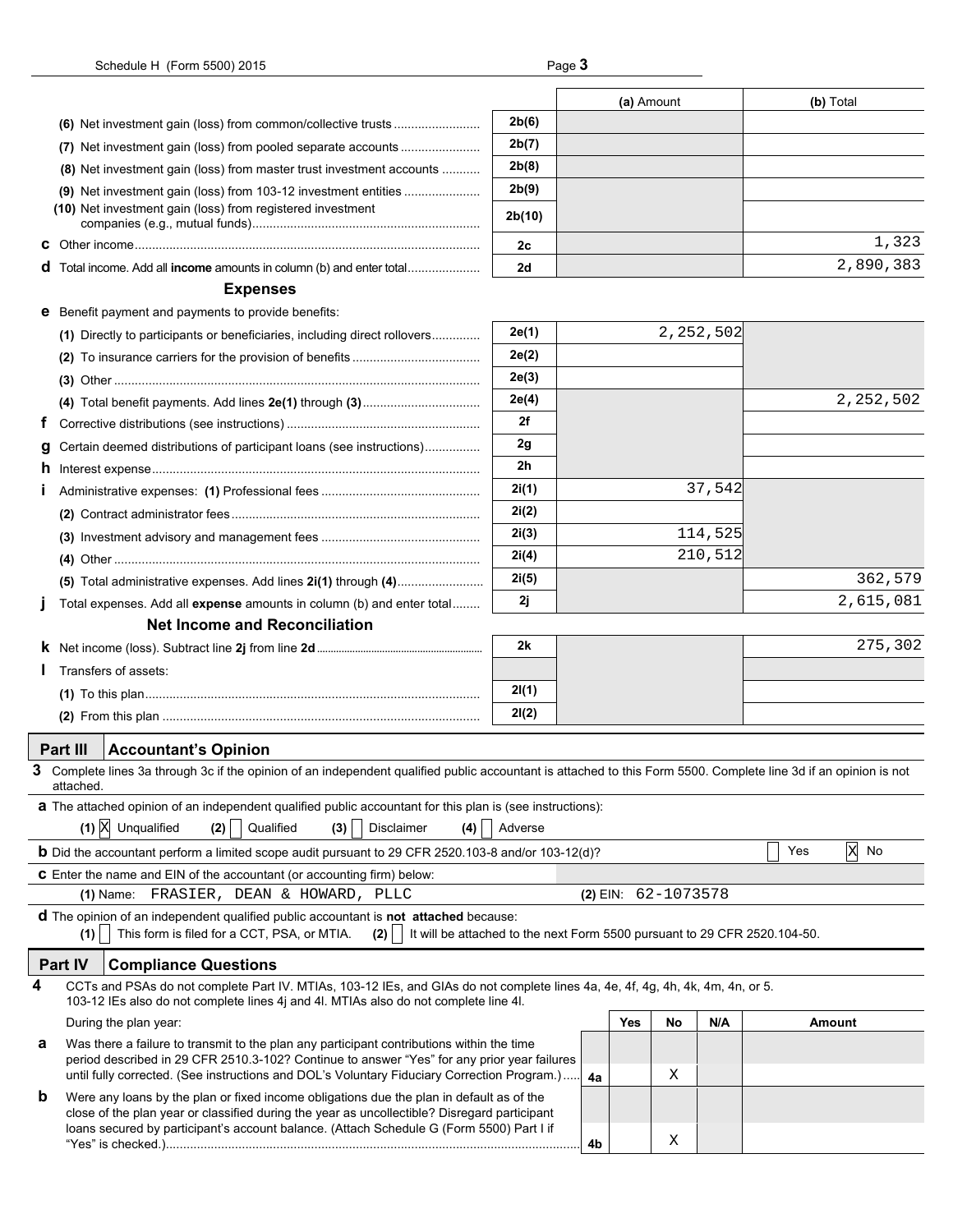| | | Line | (a) Amount | (b) Total |
|---|---|---|---|---|
| | (6) Net investment gain (loss) from common/collective trusts | 2b(6) | | |
| | (7) Net investment gain (loss) from pooled separate accounts | 2b(7) | | |
| | (8) Net investment gain (loss) from master trust investment accounts | 2b(8) | | |
| | (9) Net investment gain (loss) from 103-12 investment entities | 2b(9) | | |
| | (10) Net investment gain (loss) from registered investment companies (e.g., mutual funds) | 2b(10) | | |
| c | Other income | 2c | | 1,323 |
| d | Total income. Add all **income** amounts in column (b) and enter total | 2d | | 2,890,383 |

### Expenses

| | | Line | (a) Amount | (b) Total |
|---|---|---|---|---|
| e | Benefit payment and payments to provide benefits: | | | |
| | (1) Directly to participants or beneficiaries, including direct rollovers | 2e(1) | 2,252,502 | |
| | (2) To insurance carriers for the provision of benefits | 2e(2) | | |
| | (3) Other | 2e(3) | | |
| | (4) Total benefit payments. Add lines **2e(1)** through **(3)** | 2e(4) | | 2,252,502 |
| f | Corrective distributions (see instructions) | 2f | | |
| g | Certain deemed distributions of participant loans (see instructions) | 2g | | |
| h | Interest expense | 2h | | |
| i | Administrative expenses: (1) Professional fees | 2i(1) | 37,542 | |
| | (2) Contract administrator fees | 2i(2) | | |
| | (3) Investment advisory and management fees | 2i(3) | 114,525 | |
| | (4) Other | 2i(4) | 210,512 | |
| | (5) Total administrative expenses. Add lines **2i(1)** through **(4)** | 2i(5) | | 362,579 |
| j | Total expenses. Add all **expense** amounts in column (b) and enter total | 2j | | 2,615,081 |

### Net Income and Reconciliation

| | | Line | (a) Amount | (b) Total |
|---|---|---|---|---|
| k | Net income (loss). Subtract line **2j** from line **2d** | 2k | | 275,302 |
| l | Transfers of assets: | | | |
| | (1) To this plan | 2l(1) | | |
| | (2) From this plan | 2l(2) | | |

## Part III Accountant's Opinion

**3** Complete lines 3a through 3c if the opinion of an independent qualified public accountant is attached to this Form 5500. Complete line 3d if an opinion is not attached.

**a** The attached opinion of an independent qualified public accountant for this plan is (see instructions):

(1) [X] Unqualified (2) [ ] Qualified (3) [ ] Disclaimer (4) [ ] Adverse

**b** Did the accountant perform a limited scope audit pursuant to 29 CFR 2520.103-8 and/or 103-12(d)? [ ] Yes [X] No

**c** Enter the name and EIN of the accountant (or accounting firm) below:

(1) Name: FRASIER, DEAN & HOWARD, PLLC (2) EIN: 62-1073578

**d** The opinion of an independent qualified public accountant is **not attached** because:

(1) [ ] This form is filed for a CCT, PSA, or MTIA. (2) [ ] It will be attached to the next Form 5500 pursuant to 29 CFR 2520.104-50.

## Part IV Compliance Questions

**4** CCTs and PSAs do not complete Part IV. MTIAs, 103-12 IEs, and GIAs do not complete lines 4a, 4e, 4f, 4g, 4h, 4k, 4m, 4n, or 5. 103-12 IEs also do not complete lines 4j and 4l. MTIAs also do not complete line 4l.

| | During the plan year: | | Yes | No | N/A | Amount |
|---|---|---|---|---|---|---|
| a | Was there a failure to transmit to the plan any participant contributions within the time period described in 29 CFR 2510.3-102? Continue to answer "Yes" for any prior year failures until fully corrected. (See instructions and DOL's Voluntary Fiduciary Correction Program.) | 4a | | X | | |
| b | Were any loans by the plan or fixed income obligations due the plan in default as of the close of the plan year or classified during the year as uncollectible? Disregard participant loans secured by participant's account balance. (Attach Schedule G (Form 5500) Part I if "Yes" is checked.) | 4b | | X | | |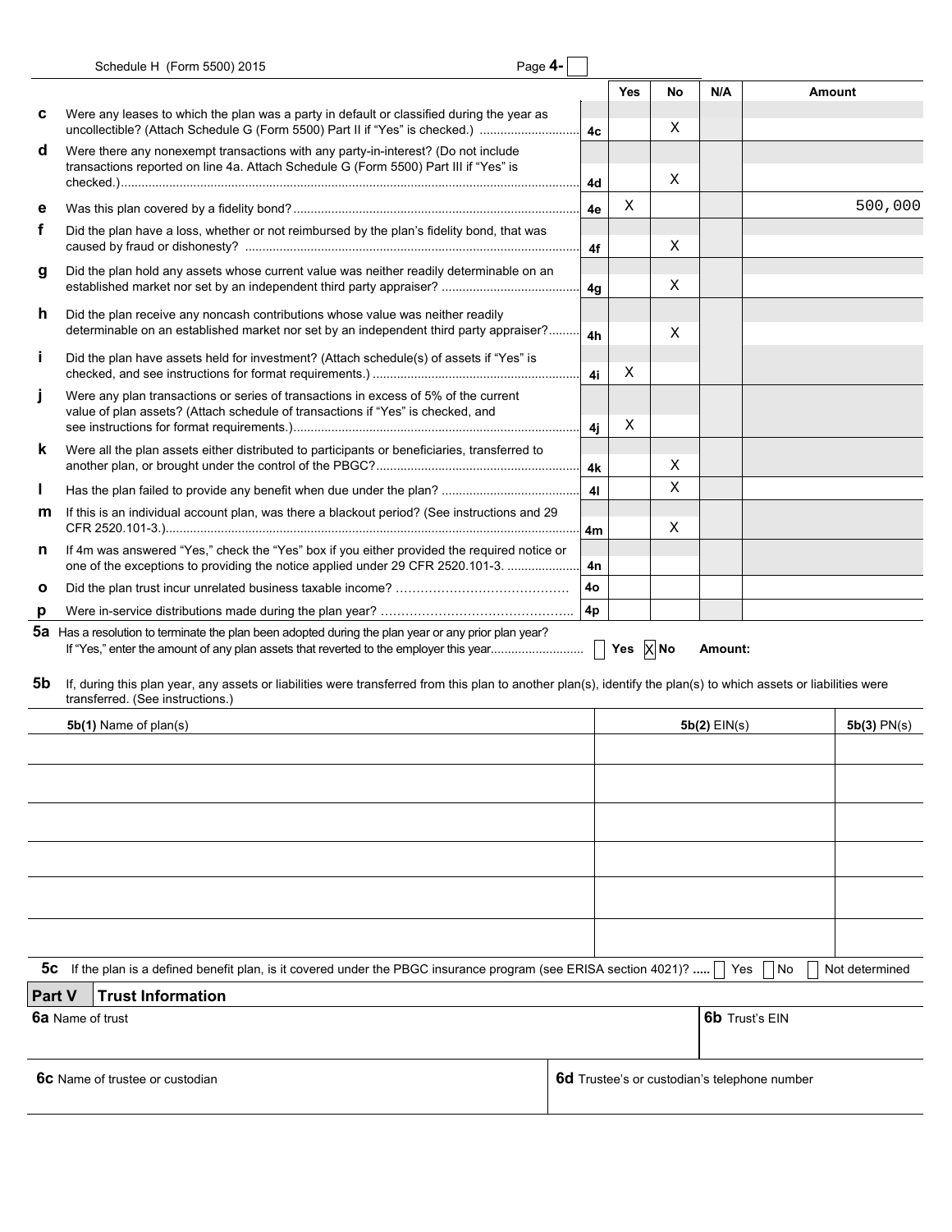| | | | Yes | No | N/A | Amount |
|---|---|---|---|---|---|---|
| **c** | Were any leases to which the plan was a party in default or classified during the year as uncollectible? (Attach Schedule G (Form 5500) Part II if "Yes" is checked.) | 4c | | X | | |
| **d** | Were there any nonexempt transactions with any party-in-interest? (Do not include transactions reported on line 4a. Attach Schedule G (Form 5500) Part III if "Yes" is checked.) | 4d | | X | | |
| **e** | Was this plan covered by a fidelity bond? | 4e | X | | | 500,000 |
| **f** | Did the plan have a loss, whether or not reimbursed by the plan's fidelity bond, that was caused by fraud or dishonesty? | 4f | | X | | |
| **g** | Did the plan hold any assets whose current value was neither readily determinable on an established market nor set by an independent third party appraiser? | 4g | | X | | |
| **h** | Did the plan receive any noncash contributions whose value was neither readily determinable on an established market nor set by an independent third party appraiser? | 4h | | X | | |
| **i** | Did the plan have assets held for investment? (Attach schedule(s) of assets if "Yes" is checked, and see instructions for format requirements.) | 4i | X | | | |
| **j** | Were any plan transactions or series of transactions in excess of 5% of the current value of plan assets? (Attach schedule of transactions if "Yes" is checked, and see instructions for format requirements.) | 4j | X | | | |
| **k** | Were all the plan assets either distributed to participants or beneficiaries, transferred to another plan, or brought under the control of the PBGC? | 4k | | X | | |
| **l** | Has the plan failed to provide any benefit when due under the plan? | 4l | | X | | |
| **m** | If this is an individual account plan, was there a blackout period? (See instructions and 29 CFR 2520.101-3.) | 4m | | X | | |
| **n** | If 4m was answered "Yes," check the "Yes" box if you either provided the required notice or one of the exceptions to providing the notice applied under 29 CFR 2520.101-3. | 4n | | | | |
| **o** | Did the plan trust incur unrelated business taxable income? | 4o | | | | |
| **p** | Were in-service distributions made during the plan year? | 4p | | | | |

**5a** Has a resolution to terminate the plan been adopted during the plan year or any prior plan year? If "Yes," enter the amount of any plan assets that reverted to the employer this year. ☐ Yes ☒ No **Amount:**

**5b** If, during this plan year, any assets or liabilities were transferred from this plan to another plan(s), identify the plan(s) to which assets or liabilities were transferred. (See instructions.)

| **5b(1)** Name of plan(s) | **5b(2)** EIN(s) | **5b(3)** PN(s) |
|---|---|---|
| | | |
| | | |
| | | |
| | | |
| | | |
| | | |

**5c** If the plan is a defined benefit plan, is it covered under the PBGC insurance program (see ERISA section 4021)? ☐ Yes ☐ No ☐ Not determined

## Part V Trust Information

| **6a** Name of trust | **6b** Trust's EIN |
|---|---|
| | |

| **6c** Name of trustee or custodian | **6d** Trustee's or custodian's telephone number |
|---|---|
| | |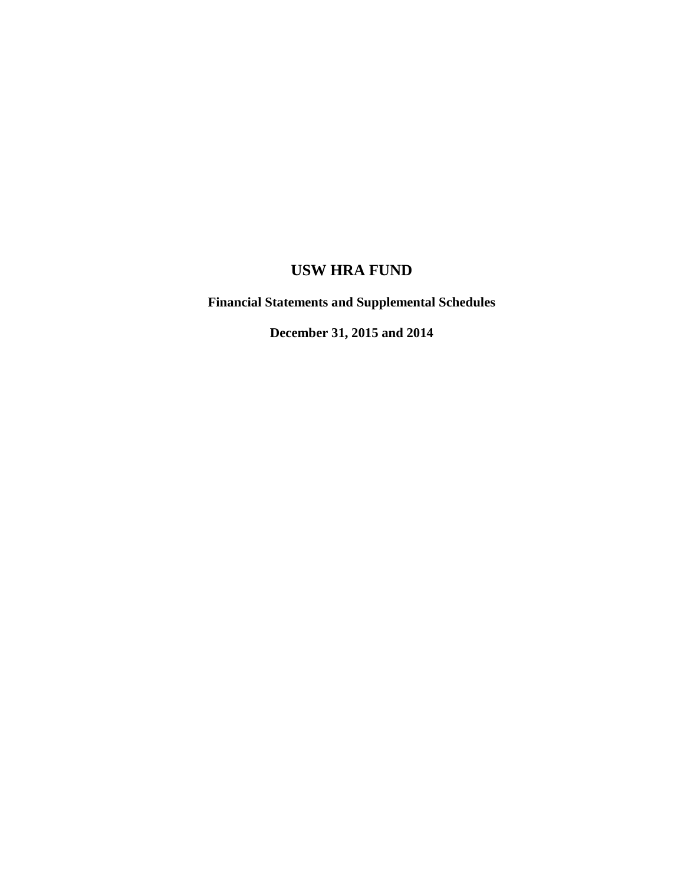# USW HRA FUND

**Financial Statements and Supplemental Schedules**

**December 31, 2015 and 2014**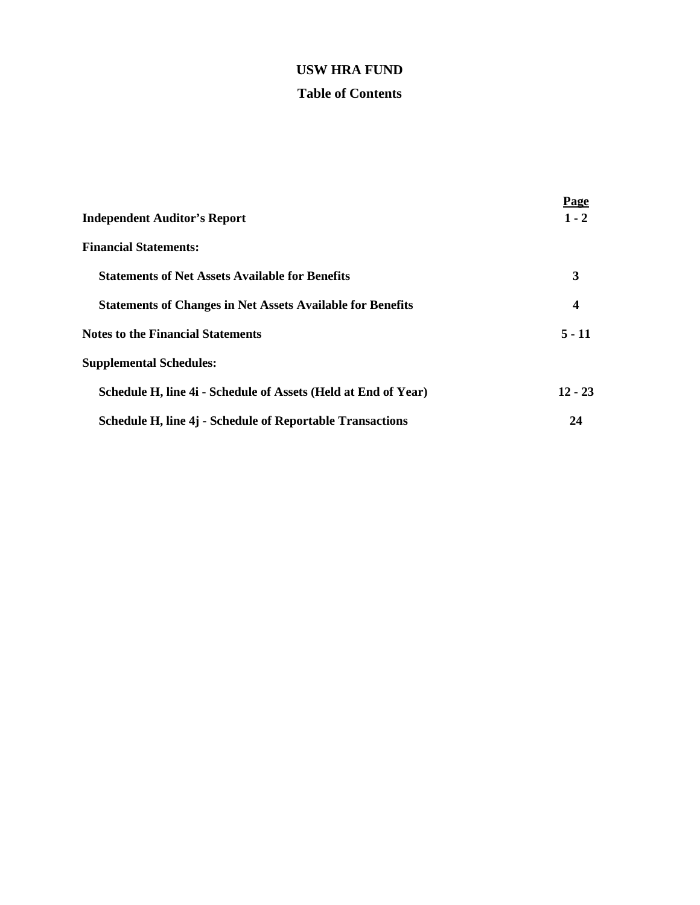# USW HRA FUND

## Table of Contents

| | Page |
|---|---|
| **Independent Auditor's Report** | **1 - 2** |
| **Financial Statements:** | |
| **Statements of Net Assets Available for Benefits** | **3** |
| **Statements of Changes in Net Assets Available for Benefits** | **4** |
| **Notes to the Financial Statements** | **5 - 11** |
| **Supplemental Schedules:** | |
| **Schedule H, line 4i - Schedule of Assets (Held at End of Year)** | **12 - 23** |
| **Schedule H, line 4j - Schedule of Reportable Transactions** | **24** |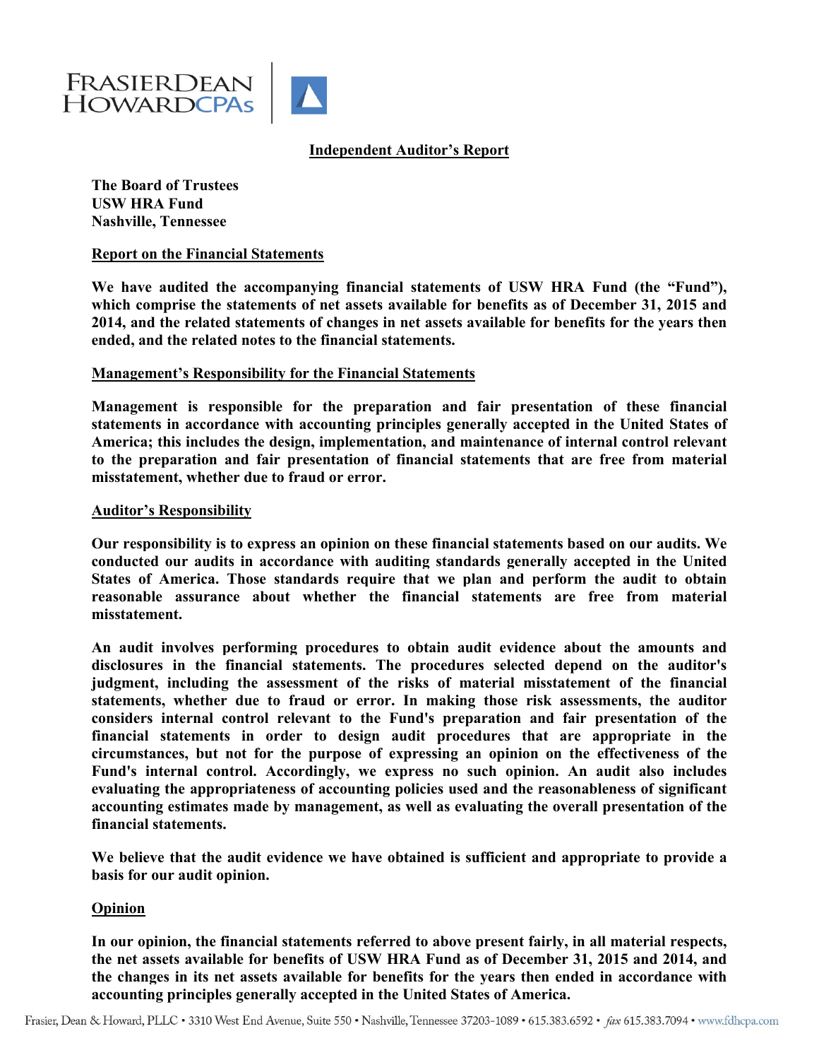FRASIERDEAN HOWARDCPAs

## Independent Auditor's Report

**The Board of Trustees**
**USW HRA Fund**
**Nashville, Tennessee**

### Report on the Financial Statements

**We have audited the accompanying financial statements of USW HRA Fund (the "Fund"), which comprise the statements of net assets available for benefits as of December 31, 2015 and 2014, and the related statements of changes in net assets available for benefits for the years then ended, and the related notes to the financial statements.**

### Management's Responsibility for the Financial Statements

**Management is responsible for the preparation and fair presentation of these financial statements in accordance with accounting principles generally accepted in the United States of America; this includes the design, implementation, and maintenance of internal control relevant to the preparation and fair presentation of financial statements that are free from material misstatement, whether due to fraud or error.**

### Auditor's Responsibility

**Our responsibility is to express an opinion on these financial statements based on our audits. We conducted our audits in accordance with auditing standards generally accepted in the United States of America. Those standards require that we plan and perform the audit to obtain reasonable assurance about whether the financial statements are free from material misstatement.**

**An audit involves performing procedures to obtain audit evidence about the amounts and disclosures in the financial statements. The procedures selected depend on the auditor's judgment, including the assessment of the risks of material misstatement of the financial statements, whether due to fraud or error. In making those risk assessments, the auditor considers internal control relevant to the Fund's preparation and fair presentation of the financial statements in order to design audit procedures that are appropriate in the circumstances, but not for the purpose of expressing an opinion on the effectiveness of the Fund's internal control. Accordingly, we express no such opinion. An audit also includes evaluating the appropriateness of accounting policies used and the reasonableness of significant accounting estimates made by management, as well as evaluating the overall presentation of the financial statements.**

**We believe that the audit evidence we have obtained is sufficient and appropriate to provide a basis for our audit opinion.**

### Opinion

**In our opinion, the financial statements referred to above present fairly, in all material respects, the net assets available for benefits of USW HRA Fund as of December 31, 2015 and 2014, and the changes in its net assets available for benefits for the years then ended in accordance with accounting principles generally accepted in the United States of America.**

Frasier, Dean & Howard, PLLC • 3310 West End Avenue, Suite 550 • Nashville, Tennessee 37203-1089 • 615.383.6592 • *fax* 615.383.7094 • www.fdhcpa.com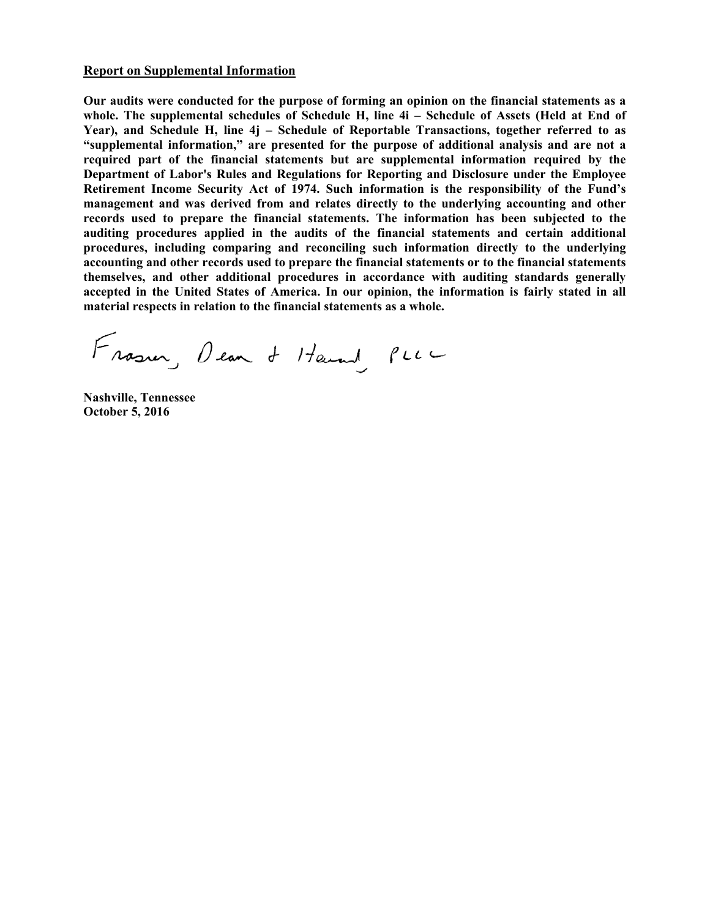**Report on Supplemental Information**

**Our audits were conducted for the purpose of forming an opinion on the financial statements as a whole. The supplemental schedules of Schedule H, line 4i – Schedule of Assets (Held at End of Year), and Schedule H, line 4j – Schedule of Reportable Transactions, together referred to as "supplemental information," are presented for the purpose of additional analysis and are not a required part of the financial statements but are supplemental information required by the Department of Labor's Rules and Regulations for Reporting and Disclosure under the Employee Retirement Income Security Act of 1974. Such information is the responsibility of the Fund's management and was derived from and relates directly to the underlying accounting and other records used to prepare the financial statements. The information has been subjected to the auditing procedures applied in the audits of the financial statements and certain additional procedures, including comparing and reconciling such information directly to the underlying accounting and other records used to prepare the financial statements or to the financial statements themselves, and other additional procedures in accordance with auditing standards generally accepted in the United States of America. In our opinion, the information is fairly stated in all material respects in relation to the financial statements as a whole.**

Fraser, Dean & Howard, PLLC

**Nashville, Tennessee**
**October 5, 2016**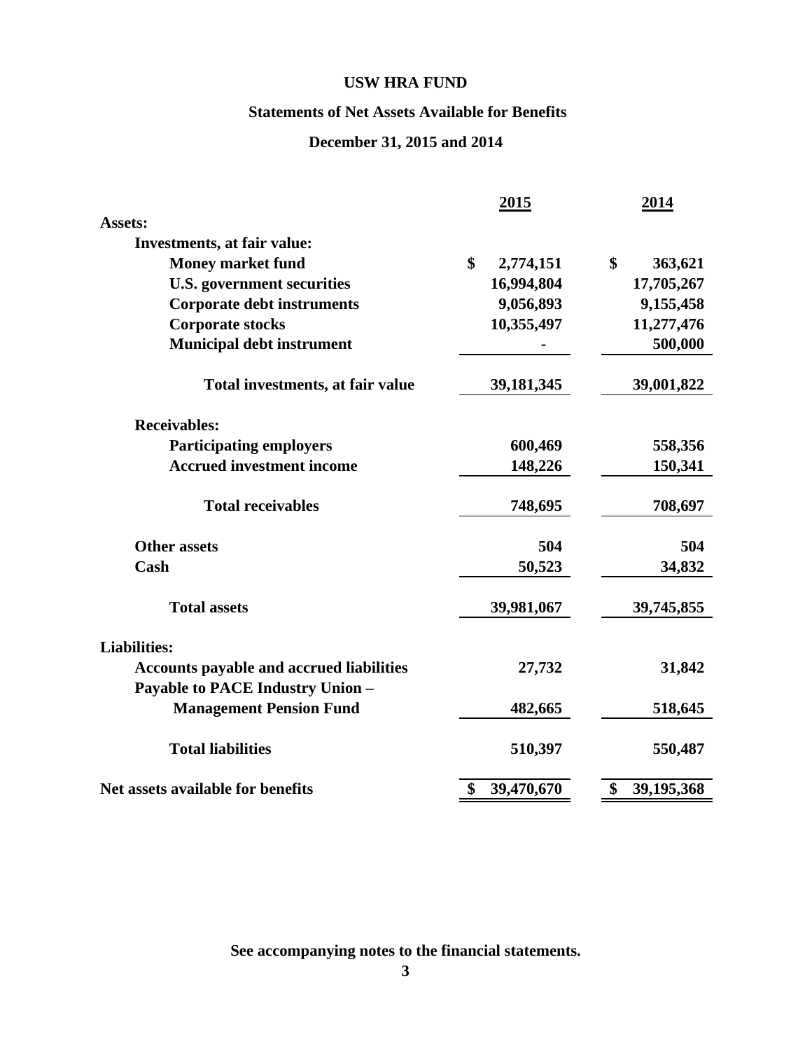# USW HRA FUND

## Statements of Net Assets Available for Benefits

### December 31, 2015 and 2014

| | 2015 | 2014 |
|---|---|---|
| **Assets:** | | |
| Investments, at fair value: | | |
| Money market fund | $ 2,774,151 | $ 363,621 |
| U.S. government securities | 16,994,804 | 17,705,267 |
| Corporate debt instruments | 9,056,893 | 9,155,458 |
| Corporate stocks | 10,355,497 | 11,277,476 |
| Municipal debt instrument | - | 500,000 |
| Total investments, at fair value | 39,181,345 | 39,001,822 |
| Receivables: | | |
| Participating employers | 600,469 | 558,356 |
| Accrued investment income | 148,226 | 150,341 |
| Total receivables | 748,695 | 708,697 |
| Other assets | 504 | 504 |
| Cash | 50,523 | 34,832 |
| Total assets | 39,981,067 | 39,745,855 |
| **Liabilities:** | | |
| Accounts payable and accrued liabilities | 27,732 | 31,842 |
| Payable to PACE Industry Union – Management Pension Fund | 482,665 | 518,645 |
| Total liabilities | 510,397 | 550,487 |
| **Net assets available for benefits** | $ 39,470,670 | $ 39,195,368 |

See accompanying notes to the financial statements.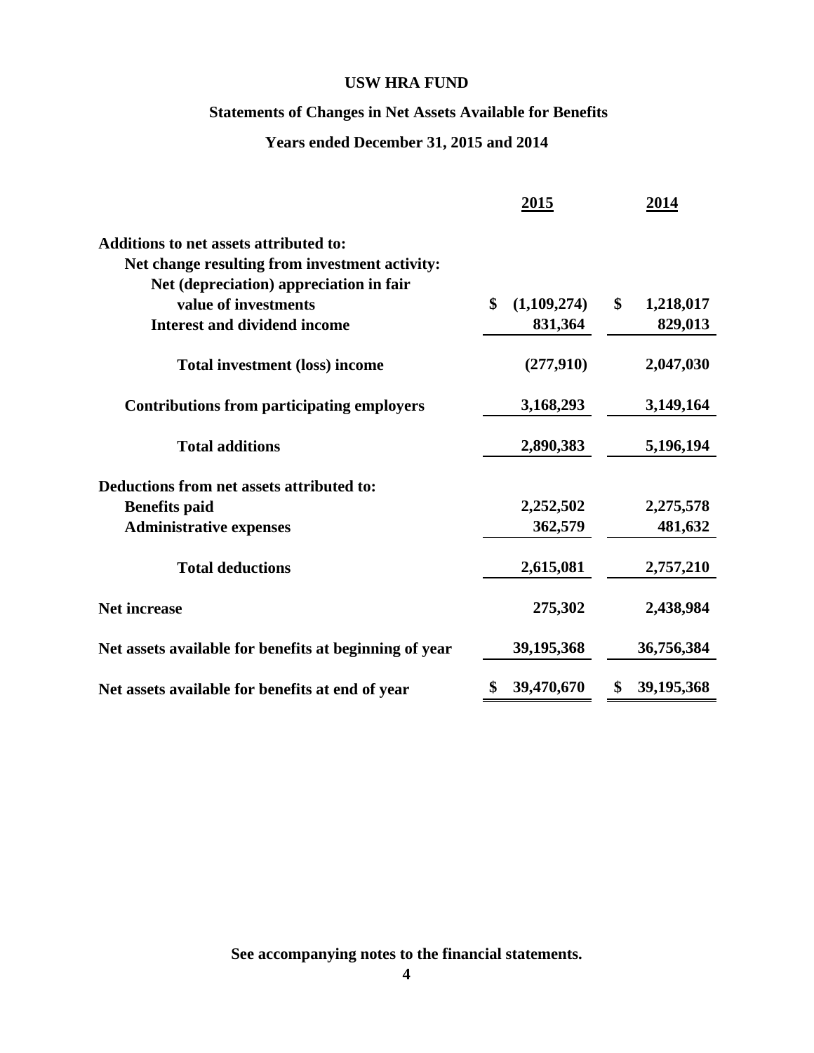# USW HRA FUND

## Statements of Changes in Net Assets Available for Benefits

### Years ended December 31, 2015 and 2014

| | 2015 | 2014 |
|---|---|---|
| **Additions to net assets attributed to:** | | |
| **Net change resulting from investment activity:** | | |
| **Net (depreciation) appreciation in fair value of investments** | $ (1,109,274) | $ 1,218,017 |
| **Interest and dividend income** | 831,364 | 829,013 |
| **Total investment (loss) income** | (277,910) | 2,047,030 |
| **Contributions from participating employers** | 3,168,293 | 3,149,164 |
| **Total additions** | 2,890,383 | 5,196,194 |
| **Deductions from net assets attributed to:** | | |
| **Benefits paid** | 2,252,502 | 2,275,578 |
| **Administrative expenses** | 362,579 | 481,632 |
| **Total deductions** | 2,615,081 | 2,757,210 |
| **Net increase** | 275,302 | 2,438,984 |
| **Net assets available for benefits at beginning of year** | 39,195,368 | 36,756,384 |
| **Net assets available for benefits at end of year** | $ 39,470,670 | $ 39,195,368 |

**See accompanying notes to the financial statements.**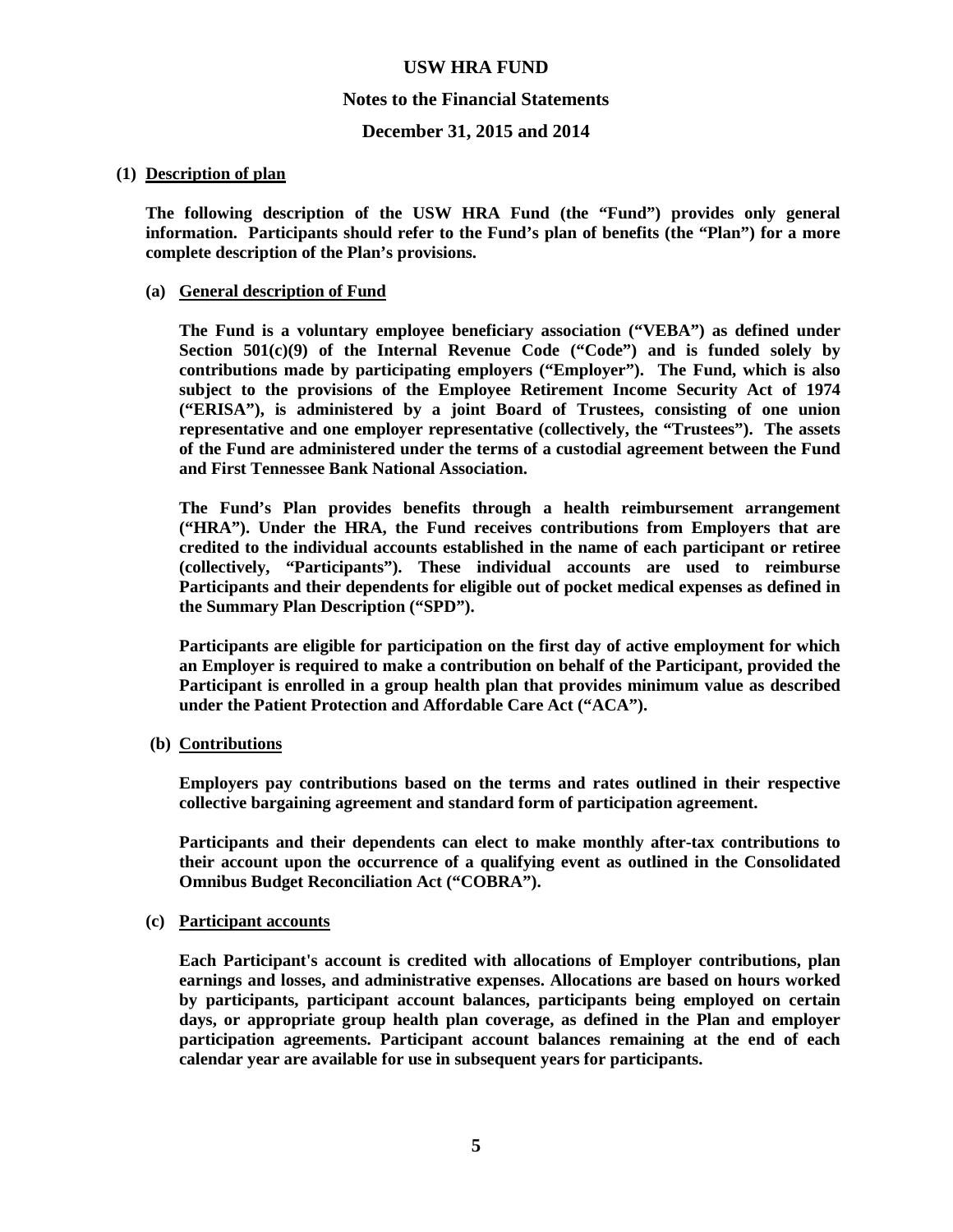# USW HRA FUND

## Notes to the Financial Statements

## December 31, 2015 and 2014

**(1) Description of plan**

**The following description of the USW HRA Fund (the "Fund") provides only general information. Participants should refer to the Fund's plan of benefits (the "Plan") for a more complete description of the Plan's provisions.**

**(a) General description of Fund**

**The Fund is a voluntary employee beneficiary association ("VEBA") as defined under Section 501(c)(9) of the Internal Revenue Code ("Code") and is funded solely by contributions made by participating employers ("Employer"). The Fund, which is also subject to the provisions of the Employee Retirement Income Security Act of 1974 ("ERISA"), is administered by a joint Board of Trustees, consisting of one union representative and one employer representative (collectively, the "Trustees"). The assets of the Fund are administered under the terms of a custodial agreement between the Fund and First Tennessee Bank National Association.**

**The Fund's Plan provides benefits through a health reimbursement arrangement ("HRA"). Under the HRA, the Fund receives contributions from Employers that are credited to the individual accounts established in the name of each participant or retiree (collectively, "Participants"). These individual accounts are used to reimburse Participants and their dependents for eligible out of pocket medical expenses as defined in the Summary Plan Description ("SPD").**

**Participants are eligible for participation on the first day of active employment for which an Employer is required to make a contribution on behalf of the Participant, provided the Participant is enrolled in a group health plan that provides minimum value as described under the Patient Protection and Affordable Care Act ("ACA").**

**(b) Contributions**

**Employers pay contributions based on the terms and rates outlined in their respective collective bargaining agreement and standard form of participation agreement.**

**Participants and their dependents can elect to make monthly after-tax contributions to their account upon the occurrence of a qualifying event as outlined in the Consolidated Omnibus Budget Reconciliation Act ("COBRA").**

**(c) Participant accounts**

**Each Participant's account is credited with allocations of Employer contributions, plan earnings and losses, and administrative expenses. Allocations are based on hours worked by participants, participant account balances, participants being employed on certain days, or appropriate group health plan coverage, as defined in the Plan and employer participation agreements. Participant account balances remaining at the end of each calendar year are available for use in subsequent years for participants.**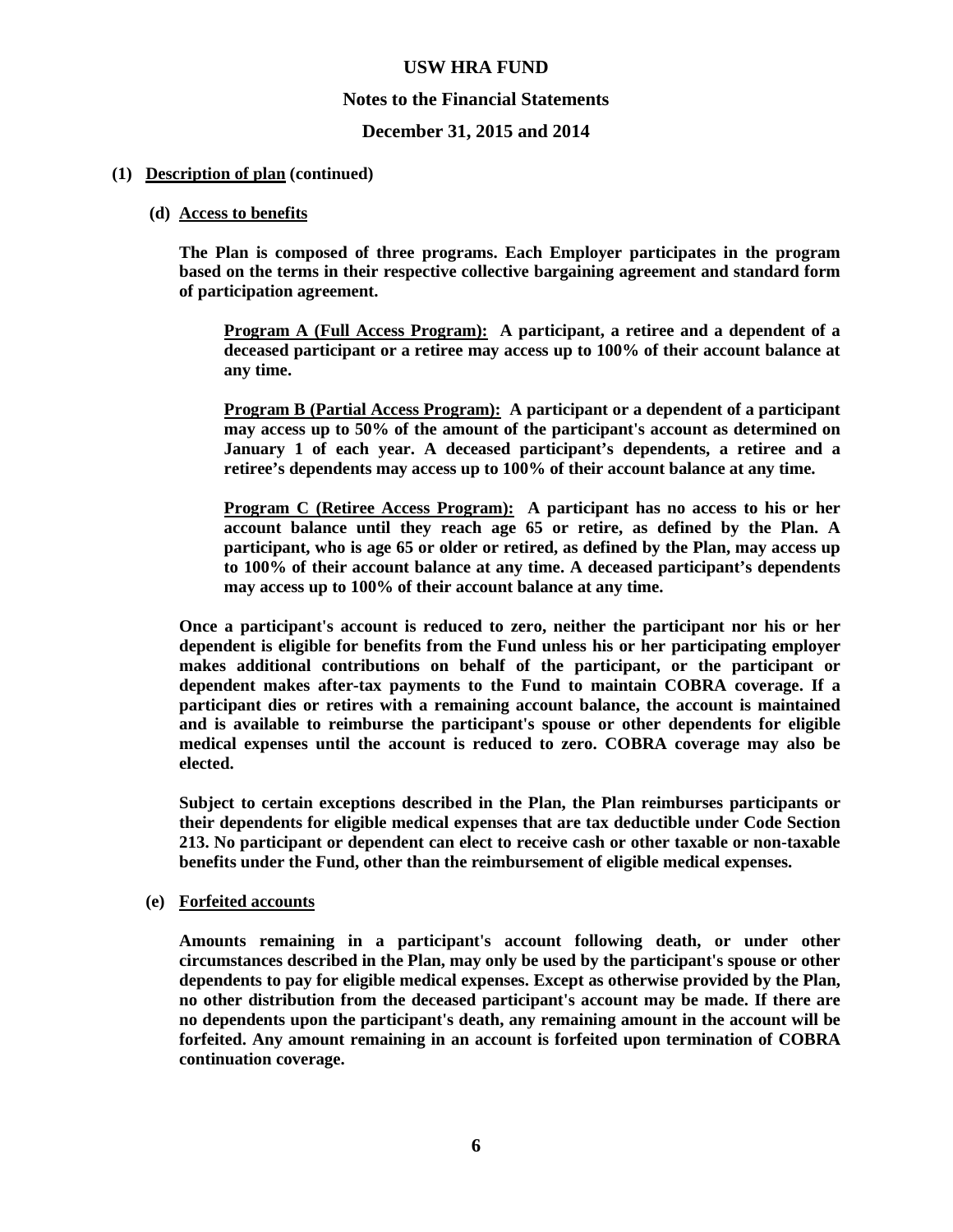**(1) Description of plan (continued)**

**(d) Access to benefits**

**The Plan is composed of three programs. Each Employer participates in the program based on the terms in their respective collective bargaining agreement and standard form of participation agreement.**

**Program A (Full Access Program): A participant, a retiree and a dependent of a deceased participant or a retiree may access up to 100% of their account balance at any time.**

**Program B (Partial Access Program): A participant or a dependent of a participant may access up to 50% of the amount of the participant's account as determined on January 1 of each year. A deceased participant's dependents, a retiree and a retiree's dependents may access up to 100% of their account balance at any time.**

**Program C (Retiree Access Program): A participant has no access to his or her account balance until they reach age 65 or retire, as defined by the Plan. A participant, who is age 65 or older or retired, as defined by the Plan, may access up to 100% of their account balance at any time. A deceased participant's dependents may access up to 100% of their account balance at any time.**

**Once a participant's account is reduced to zero, neither the participant nor his or her dependent is eligible for benefits from the Fund unless his or her participating employer makes additional contributions on behalf of the participant, or the participant or dependent makes after-tax payments to the Fund to maintain COBRA coverage. If a participant dies or retires with a remaining account balance, the account is maintained and is available to reimburse the participant's spouse or other dependents for eligible medical expenses until the account is reduced to zero. COBRA coverage may also be elected.**

**Subject to certain exceptions described in the Plan, the Plan reimburses participants or their dependents for eligible medical expenses that are tax deductible under Code Section 213. No participant or dependent can elect to receive cash or other taxable or non-taxable benefits under the Fund, other than the reimbursement of eligible medical expenses.**

**(e) Forfeited accounts**

**Amounts remaining in a participant's account following death, or under other circumstances described in the Plan, may only be used by the participant's spouse or other dependents to pay for eligible medical expenses. Except as otherwise provided by the Plan, no other distribution from the deceased participant's account may be made. If there are no dependents upon the participant's death, any remaining amount in the account will be forfeited. Any amount remaining in an account is forfeited upon termination of COBRA continuation coverage.**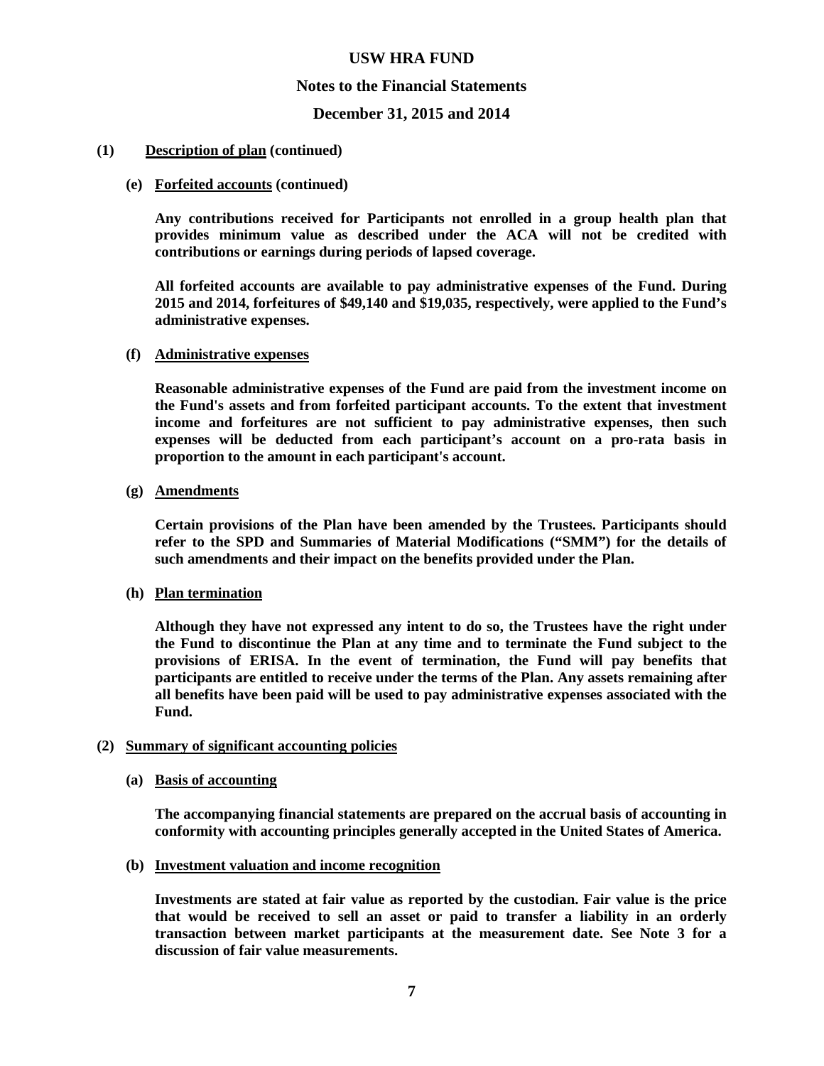# USW HRA FUND

## Notes to the Financial Statements

## December 31, 2015 and 2014

**(1) Description of plan (continued)**

**(e) Forfeited accounts (continued)**

**Any contributions received for Participants not enrolled in a group health plan that provides minimum value as described under the ACA will not be credited with contributions or earnings during periods of lapsed coverage.**

**All forfeited accounts are available to pay administrative expenses of the Fund. During 2015 and 2014, forfeitures of $49,140 and $19,035, respectively, were applied to the Fund's administrative expenses.**

**(f) Administrative expenses**

**Reasonable administrative expenses of the Fund are paid from the investment income on the Fund's assets and from forfeited participant accounts. To the extent that investment income and forfeitures are not sufficient to pay administrative expenses, then such expenses will be deducted from each participant's account on a pro-rata basis in proportion to the amount in each participant's account.**

**(g) Amendments**

**Certain provisions of the Plan have been amended by the Trustees. Participants should refer to the SPD and Summaries of Material Modifications ("SMM") for the details of such amendments and their impact on the benefits provided under the Plan.**

**(h) Plan termination**

**Although they have not expressed any intent to do so, the Trustees have the right under the Fund to discontinue the Plan at any time and to terminate the Fund subject to the provisions of ERISA. In the event of termination, the Fund will pay benefits that participants are entitled to receive under the terms of the Plan. Any assets remaining after all benefits have been paid will be used to pay administrative expenses associated with the Fund.**

**(2) Summary of significant accounting policies**

**(a) Basis of accounting**

**The accompanying financial statements are prepared on the accrual basis of accounting in conformity with accounting principles generally accepted in the United States of America.**

**(b) Investment valuation and income recognition**

**Investments are stated at fair value as reported by the custodian. Fair value is the price that would be received to sell an asset or paid to transfer a liability in an orderly transaction between market participants at the measurement date. See Note 3 for a discussion of fair value measurements.**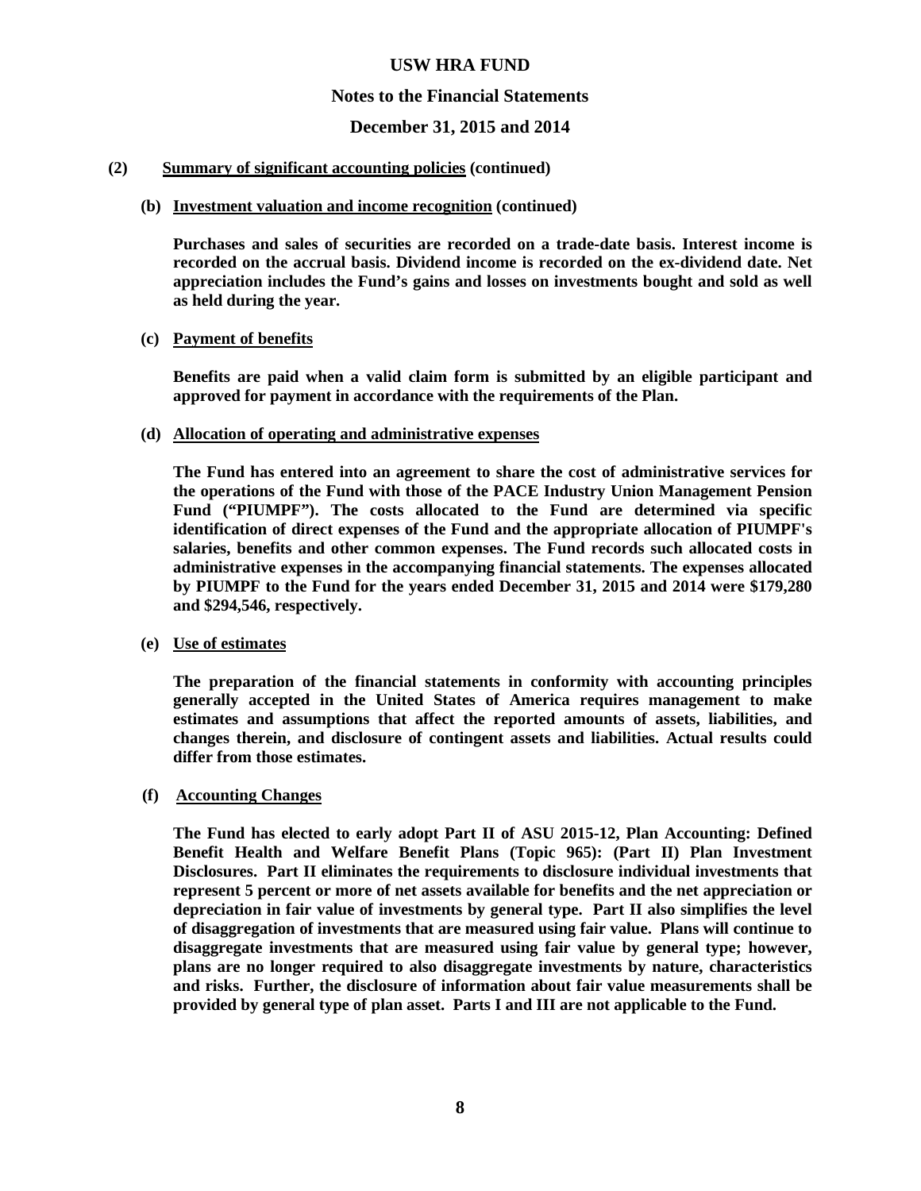# USW HRA FUND

## Notes to the Financial Statements

## December 31, 2015 and 2014

**(2) Summary of significant accounting policies (continued)**

**(b) Investment valuation and income recognition (continued)**

**Purchases and sales of securities are recorded on a trade-date basis. Interest income is recorded on the accrual basis. Dividend income is recorded on the ex-dividend date. Net appreciation includes the Fund's gains and losses on investments bought and sold as well as held during the year.**

**(c) Payment of benefits**

**Benefits are paid when a valid claim form is submitted by an eligible participant and approved for payment in accordance with the requirements of the Plan.**

**(d) Allocation of operating and administrative expenses**

**The Fund has entered into an agreement to share the cost of administrative services for the operations of the Fund with those of the PACE Industry Union Management Pension Fund ("PIUMPF"). The costs allocated to the Fund are determined via specific identification of direct expenses of the Fund and the appropriate allocation of PIUMPF's salaries, benefits and other common expenses. The Fund records such allocated costs in administrative expenses in the accompanying financial statements. The expenses allocated by PIUMPF to the Fund for the years ended December 31, 2015 and 2014 were $179,280 and $294,546, respectively.**

**(e) Use of estimates**

**The preparation of the financial statements in conformity with accounting principles generally accepted in the United States of America requires management to make estimates and assumptions that affect the reported amounts of assets, liabilities, and changes therein, and disclosure of contingent assets and liabilities. Actual results could differ from those estimates.**

**(f) Accounting Changes**

**The Fund has elected to early adopt Part II of ASU 2015-12, Plan Accounting: Defined Benefit Health and Welfare Benefit Plans (Topic 965): (Part II) Plan Investment Disclosures. Part II eliminates the requirements to disclosure individual investments that represent 5 percent or more of net assets available for benefits and the net appreciation or depreciation in fair value of investments by general type. Part II also simplifies the level of disaggregation of investments that are measured using fair value. Plans will continue to disaggregate investments that are measured using fair value by general type; however, plans are no longer required to also disaggregate investments by nature, characteristics and risks. Further, the disclosure of information about fair value measurements shall be provided by general type of plan asset. Parts I and III are not applicable to the Fund.**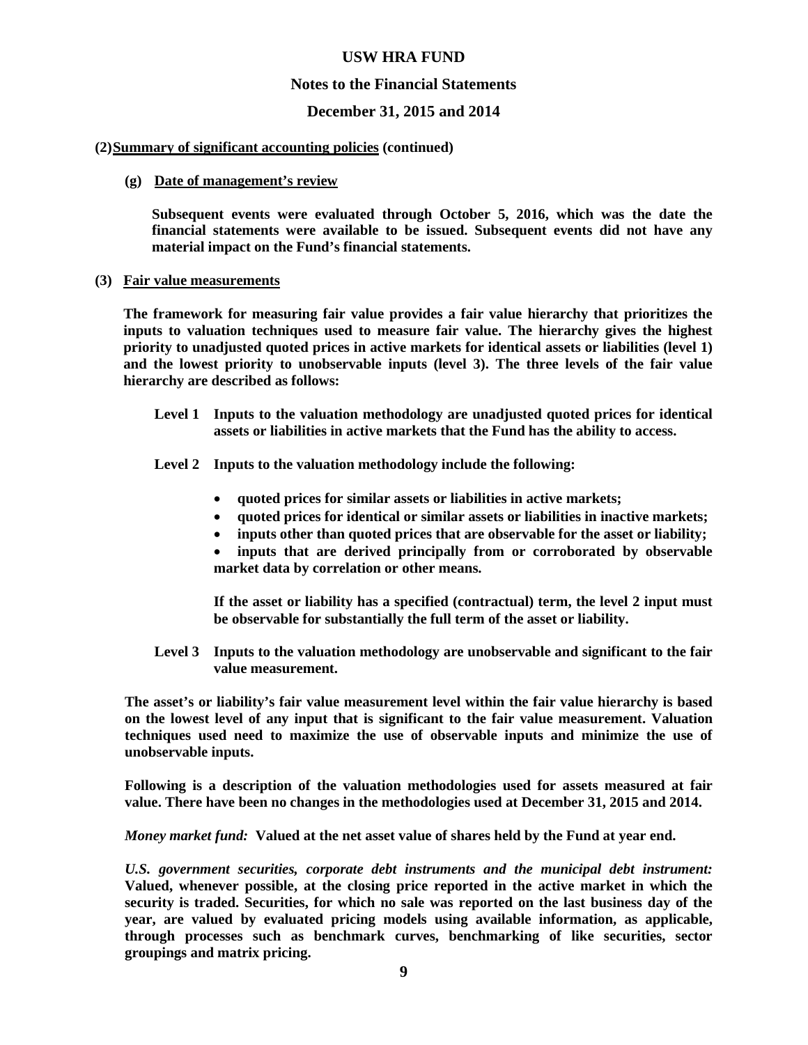# USW HRA FUND

## Notes to the Financial Statements

## December 31, 2015 and 2014

**(2) Summary of significant accounting policies (continued)**

**(g) Date of management's review**

**Subsequent events were evaluated through October 5, 2016, which was the date the financial statements were available to be issued. Subsequent events did not have any material impact on the Fund's financial statements.**

**(3) Fair value measurements**

**The framework for measuring fair value provides a fair value hierarchy that prioritizes the inputs to valuation techniques used to measure fair value. The hierarchy gives the highest priority to unadjusted quoted prices in active markets for identical assets or liabilities (level 1) and the lowest priority to unobservable inputs (level 3). The three levels of the fair value hierarchy are described as follows:**

**Level 1** **Inputs to the valuation methodology are unadjusted quoted prices for identical assets or liabilities in active markets that the Fund has the ability to access.**

**Level 2** **Inputs to the valuation methodology include the following:**

- **quoted prices for similar assets or liabilities in active markets;**
- **quoted prices for identical or similar assets or liabilities in inactive markets;**
- **inputs other than quoted prices that are observable for the asset or liability;**
- **inputs that are derived principally from or corroborated by observable market data by correlation or other means.**

**If the asset or liability has a specified (contractual) term, the level 2 input must be observable for substantially the full term of the asset or liability.**

**Level 3** **Inputs to the valuation methodology are unobservable and significant to the fair value measurement.**

**The asset's or liability's fair value measurement level within the fair value hierarchy is based on the lowest level of any input that is significant to the fair value measurement. Valuation techniques used need to maximize the use of observable inputs and minimize the use of unobservable inputs.**

**Following is a description of the valuation methodologies used for assets measured at fair value. There have been no changes in the methodologies used at December 31, 2015 and 2014.**

*Money market fund:* **Valued at the net asset value of shares held by the Fund at year end.**

*U.S. government securities, corporate debt instruments and the municipal debt instrument:* **Valued, whenever possible, at the closing price reported in the active market in which the security is traded. Securities, for which no sale was reported on the last business day of the year, are valued by evaluated pricing models using available information, as applicable, through processes such as benchmark curves, benchmarking of like securities, sector groupings and matrix pricing.**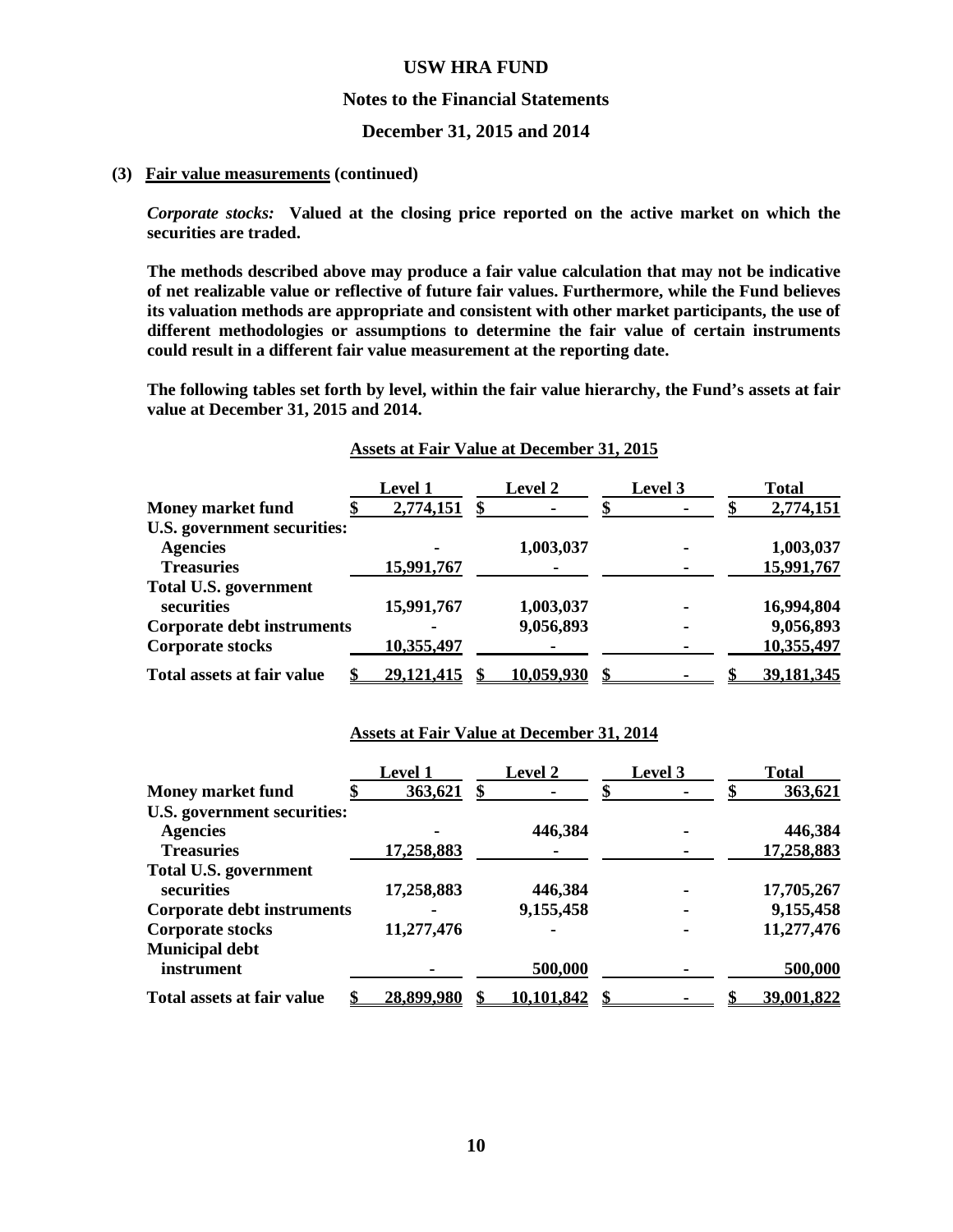**(3) Fair value measurements (continued)**

*Corporate stocks:* **Valued at the closing price reported on the active market on which the securities are traded.**

**The methods described above may produce a fair value calculation that may not be indicative of net realizable value or reflective of future fair values. Furthermore, while the Fund believes its valuation methods are appropriate and consistent with other market participants, the use of different methodologies or assumptions to determine the fair value of certain instruments could result in a different fair value measurement at the reporting date.**

**The following tables set forth by level, within the fair value hierarchy, the Fund's assets at fair value at December 31, 2015 and 2014.**

**Assets at Fair Value at December 31, 2015**

| | Level 1 | Level 2 | Level 3 | Total |
|---|---|---|---|---|
| **Money market fund** | $ 2,774,151 | $ - | $ - | $ 2,774,151 |
| **U.S. government securities:** | | | | |
| **Agencies** | - | 1,003,037 | - | 1,003,037 |
| **Treasuries** | 15,991,767 | - | - | 15,991,767 |
| **Total U.S. government securities** | 15,991,767 | 1,003,037 | - | 16,994,804 |
| **Corporate debt instruments** | - | 9,056,893 | - | 9,056,893 |
| **Corporate stocks** | 10,355,497 | - | - | 10,355,497 |
| **Total assets at fair value** | $ 29,121,415 | $ 10,059,930 | $ - | $ 39,181,345 |

**Assets at Fair Value at December 31, 2014**

| | Level 1 | Level 2 | Level 3 | Total |
|---|---|---|---|---|
| **Money market fund** | $ 363,621 | $ - | $ - | $ 363,621 |
| **U.S. government securities:** | | | | |
| **Agencies** | - | 446,384 | - | 446,384 |
| **Treasuries** | 17,258,883 | - | - | 17,258,883 |
| **Total U.S. government securities** | 17,258,883 | 446,384 | - | 17,705,267 |
| **Corporate debt instruments** | - | 9,155,458 | - | 9,155,458 |
| **Corporate stocks** | 11,277,476 | - | - | 11,277,476 |
| **Municipal debt instrument** | - | 500,000 | - | 500,000 |
| **Total assets at fair value** | $ 28,899,980 | $ 10,101,842 | $ - | $ 39,001,822 |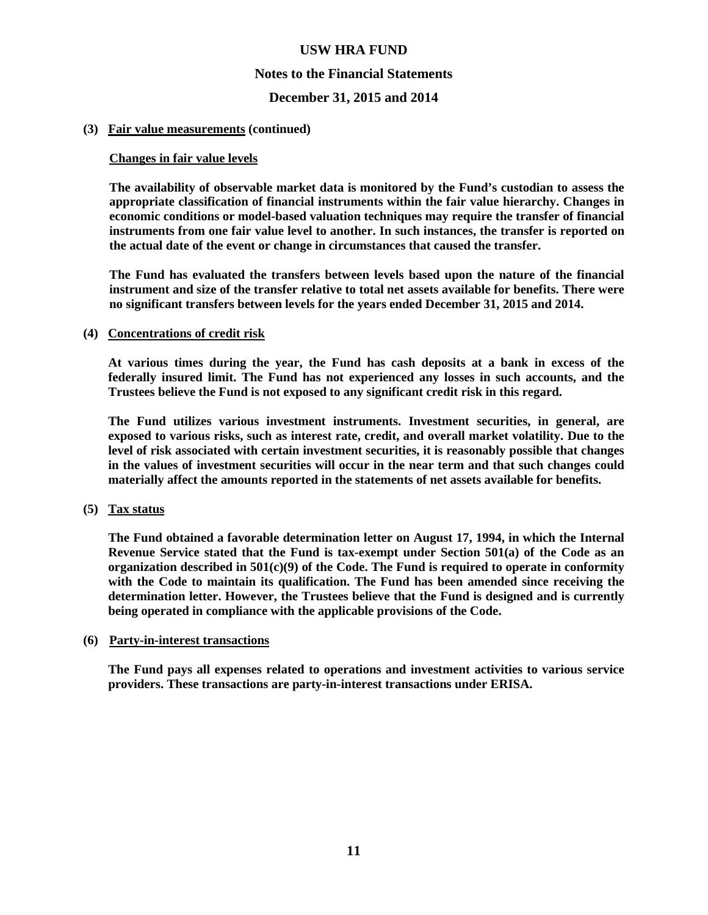**USW HRA FUND**

**Notes to the Financial Statements**

**December 31, 2015 and 2014**

**(3) Fair value measurements (continued)**

**Changes in fair value levels**

**The availability of observable market data is monitored by the Fund's custodian to assess the appropriate classification of financial instruments within the fair value hierarchy. Changes in economic conditions or model-based valuation techniques may require the transfer of financial instruments from one fair value level to another. In such instances, the transfer is reported on the actual date of the event or change in circumstances that caused the transfer.**

**The Fund has evaluated the transfers between levels based upon the nature of the financial instrument and size of the transfer relative to total net assets available for benefits. There were no significant transfers between levels for the years ended December 31, 2015 and 2014.**

**(4) Concentrations of credit risk**

**At various times during the year, the Fund has cash deposits at a bank in excess of the federally insured limit. The Fund has not experienced any losses in such accounts, and the Trustees believe the Fund is not exposed to any significant credit risk in this regard.**

**The Fund utilizes various investment instruments. Investment securities, in general, are exposed to various risks, such as interest rate, credit, and overall market volatility. Due to the level of risk associated with certain investment securities, it is reasonably possible that changes in the values of investment securities will occur in the near term and that such changes could materially affect the amounts reported in the statements of net assets available for benefits.**

**(5) Tax status**

**The Fund obtained a favorable determination letter on August 17, 1994, in which the Internal Revenue Service stated that the Fund is tax-exempt under Section 501(a) of the Code as an organization described in 501(c)(9) of the Code. The Fund is required to operate in conformity with the Code to maintain its qualification. The Fund has been amended since receiving the determination letter. However, the Trustees believe that the Fund is designed and is currently being operated in compliance with the applicable provisions of the Code.**

**(6) Party-in-interest transactions**

**The Fund pays all expenses related to operations and investment activities to various service providers. These transactions are party-in-interest transactions under ERISA.**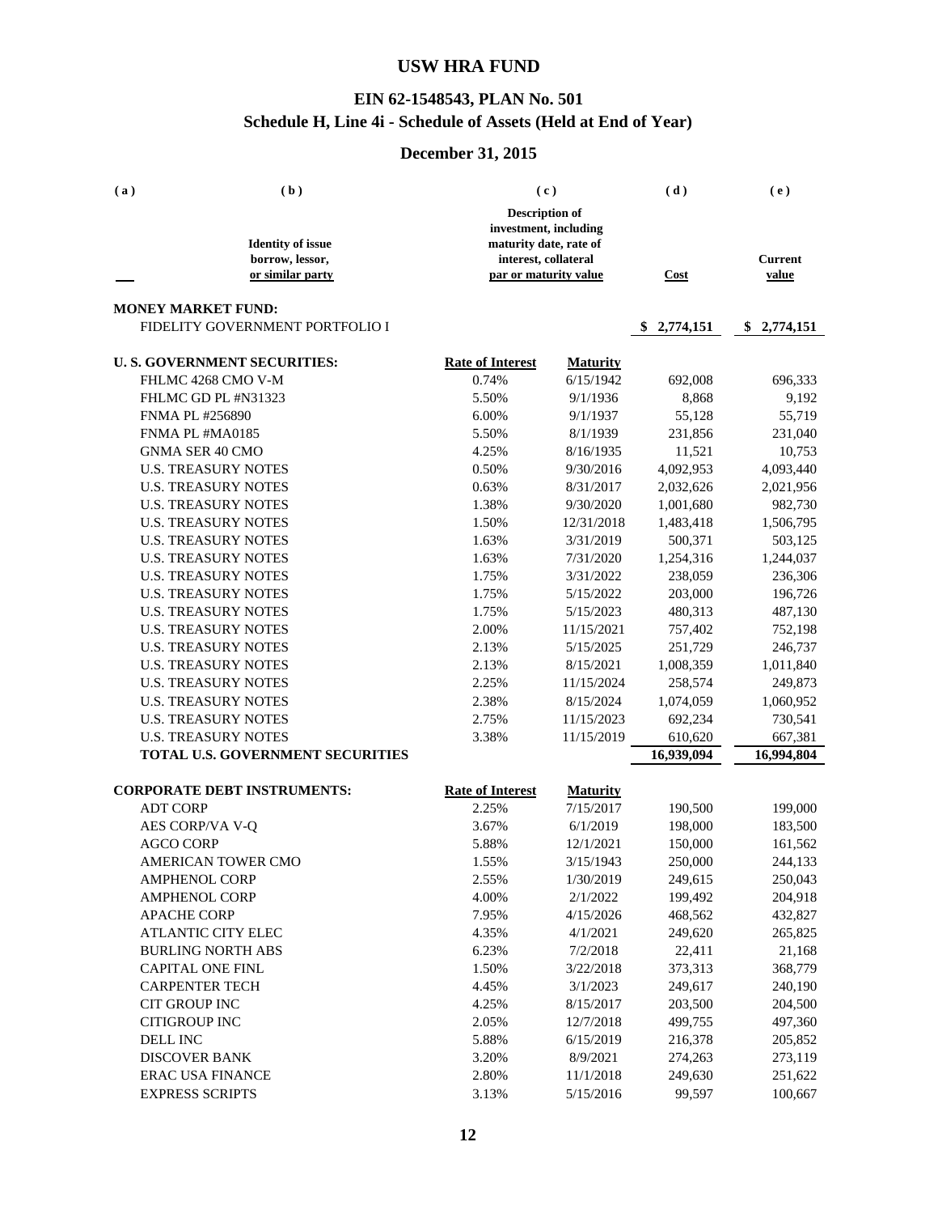# USW HRA FUND

## EIN 62-1548543, PLAN No. 501
## Schedule H, Line 4i - Schedule of Assets (Held at End of Year)

## December 31, 2015

| (a) | (b) Identity of issue borrow, lessor, or similar party | (c) Description of investment, including maturity date, rate of interest, collateral par or maturity value | | (d) Cost | (e) Current value |
|---|---|---|---|---|---|
| | **MONEY MARKET FUND:** | | | | |
| | FIDELITY GOVERNMENT PORTFOLIO I | | | $ 2,774,151 | $ 2,774,151 |
| | **U. S. GOVERNMENT SECURITIES:** | **Rate of Interest** | **Maturity** | | |
| | FHLMC 4268 CMO V-M | 0.74% | 6/15/1942 | 692,008 | 696,333 |
| | FHLMC GD PL #N31323 | 5.50% | 9/1/1936 | 8,868 | 9,192 |
| | FNMA PL #256890 | 6.00% | 9/1/1937 | 55,128 | 55,719 |
| | FNMA PL #MA0185 | 5.50% | 8/1/1939 | 231,856 | 231,040 |
| | GNMA SER 40 CMO | 4.25% | 8/16/1935 | 11,521 | 10,753 |
| | U.S. TREASURY NOTES | 0.50% | 9/30/2016 | 4,092,953 | 4,093,440 |
| | U.S. TREASURY NOTES | 0.63% | 8/31/2017 | 2,032,626 | 2,021,956 |
| | U.S. TREASURY NOTES | 1.38% | 9/30/2020 | 1,001,680 | 982,730 |
| | U.S. TREASURY NOTES | 1.50% | 12/31/2018 | 1,483,418 | 1,506,795 |
| | U.S. TREASURY NOTES | 1.63% | 3/31/2019 | 500,371 | 503,125 |
| | U.S. TREASURY NOTES | 1.63% | 7/31/2020 | 1,254,316 | 1,244,037 |
| | U.S. TREASURY NOTES | 1.75% | 3/31/2022 | 238,059 | 236,306 |
| | U.S. TREASURY NOTES | 1.75% | 5/15/2022 | 203,000 | 196,726 |
| | U.S. TREASURY NOTES | 1.75% | 5/15/2023 | 480,313 | 487,130 |
| | U.S. TREASURY NOTES | 2.00% | 11/15/2021 | 757,402 | 752,198 |
| | U.S. TREASURY NOTES | 2.13% | 5/15/2025 | 251,729 | 246,737 |
| | U.S. TREASURY NOTES | 2.13% | 8/15/2021 | 1,008,359 | 1,011,840 |
| | U.S. TREASURY NOTES | 2.25% | 11/15/2024 | 258,574 | 249,873 |
| | U.S. TREASURY NOTES | 2.38% | 8/15/2024 | 1,074,059 | 1,060,952 |
| | U.S. TREASURY NOTES | 2.75% | 11/15/2023 | 692,234 | 730,541 |
| | U.S. TREASURY NOTES | 3.38% | 11/15/2019 | 610,620 | 667,381 |
| | **TOTAL U.S. GOVERNMENT SECURITIES** | | | 16,939,094 | 16,994,804 |
| | **CORPORATE DEBT INSTRUMENTS:** | **Rate of Interest** | **Maturity** | | |
| | ADT CORP | 2.25% | 7/15/2017 | 190,500 | 199,000 |
| | AES CORP/VA V-Q | 3.67% | 6/1/2019 | 198,000 | 183,500 |
| | AGCO CORP | 5.88% | 12/1/2021 | 150,000 | 161,562 |
| | AMERICAN TOWER CMO | 1.55% | 3/15/1943 | 250,000 | 244,133 |
| | AMPHENOL CORP | 2.55% | 1/30/2019 | 249,615 | 250,043 |
| | AMPHENOL CORP | 4.00% | 2/1/2022 | 199,492 | 204,918 |
| | APACHE CORP | 7.95% | 4/15/2026 | 468,562 | 432,827 |
| | ATLANTIC CITY ELEC | 4.35% | 4/1/2021 | 249,620 | 265,825 |
| | BURLING NORTH ABS | 6.23% | 7/2/2018 | 22,411 | 21,168 |
| | CAPITAL ONE FINL | 1.50% | 3/22/2018 | 373,313 | 368,779 |
| | CARPENTER TECH | 4.45% | 3/1/2023 | 249,617 | 240,190 |
| | CIT GROUP INC | 4.25% | 8/15/2017 | 203,500 | 204,500 |
| | CITIGROUP INC | 2.05% | 12/7/2018 | 499,755 | 497,360 |
| | DELL INC | 5.88% | 6/15/2019 | 216,378 | 205,852 |
| | DISCOVER BANK | 3.20% | 8/9/2021 | 274,263 | 273,119 |
| | ERAC USA FINANCE | 2.80% | 11/1/2018 | 249,630 | 251,622 |
| | EXPRESS SCRIPTS | 3.13% | 5/15/2016 | 99,597 | 100,667 |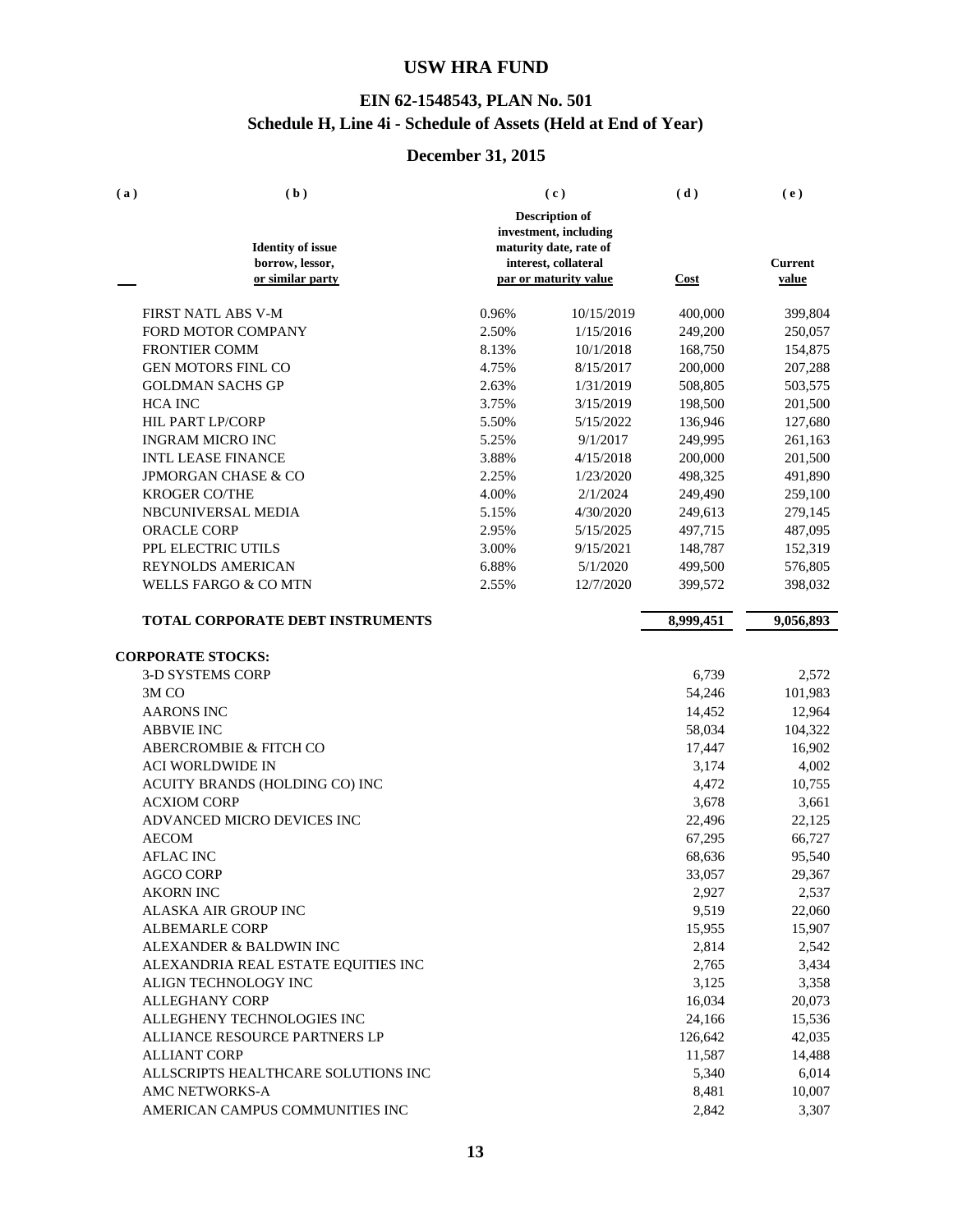# USW HRA FUND

## EIN 62-1548543, PLAN No. 501
## Schedule H, Line 4i - Schedule of Assets (Held at End of Year)

## December 31, 2015

| (a) | (b) Identity of issue borrow, lessor, or similar party | (c) Description of investment, including maturity date, rate of interest, collateral par or maturity value | | (d) Cost | (e) Current value |
|---|---|---|---|---|---|
| | FIRST NATL ABS V-M | 0.96% | 10/15/2019 | 400,000 | 399,804 |
| | FORD MOTOR COMPANY | 2.50% | 1/15/2016 | 249,200 | 250,057 |
| | FRONTIER COMM | 8.13% | 10/1/2018 | 168,750 | 154,875 |
| | GEN MOTORS FINL CO | 4.75% | 8/15/2017 | 200,000 | 207,288 |
| | GOLDMAN SACHS GP | 2.63% | 1/31/2019 | 508,805 | 503,575 |
| | HCA INC | 3.75% | 3/15/2019 | 198,500 | 201,500 |
| | HIL PART LP/CORP | 5.50% | 5/15/2022 | 136,946 | 127,680 |
| | INGRAM MICRO INC | 5.25% | 9/1/2017 | 249,995 | 261,163 |
| | INTL LEASE FINANCE | 3.88% | 4/15/2018 | 200,000 | 201,500 |
| | JPMORGAN CHASE & CO | 2.25% | 1/23/2020 | 498,325 | 491,890 |
| | KROGER CO/THE | 4.00% | 2/1/2024 | 249,490 | 259,100 |
| | NBCUNIVERSAL MEDIA | 5.15% | 4/30/2020 | 249,613 | 279,145 |
| | ORACLE CORP | 2.95% | 5/15/2025 | 497,715 | 487,095 |
| | PPL ELECTRIC UTILS | 3.00% | 9/15/2021 | 148,787 | 152,319 |
| | REYNOLDS AMERICAN | 6.88% | 5/1/2020 | 499,500 | 576,805 |
| | WELLS FARGO & CO MTN | 2.55% | 12/7/2020 | 399,572 | 398,032 |
| | **TOTAL CORPORATE DEBT INSTRUMENTS** | | | **8,999,451** | **9,056,893** |
| | **CORPORATE STOCKS:** | | | | |
| | 3-D SYSTEMS CORP | | | 6,739 | 2,572 |
| | 3M CO | | | 54,246 | 101,983 |
| | AARONS INC | | | 14,452 | 12,964 |
| | ABBVIE INC | | | 58,034 | 104,322 |
| | ABERCROMBIE & FITCH CO | | | 17,447 | 16,902 |
| | ACI WORLDWIDE IN | | | 3,174 | 4,002 |
| | ACUITY BRANDS (HOLDING CO) INC | | | 4,472 | 10,755 |
| | ACXIOM CORP | | | 3,678 | 3,661 |
| | ADVANCED MICRO DEVICES INC | | | 22,496 | 22,125 |
| | AECOM | | | 67,295 | 66,727 |
| | AFLAC INC | | | 68,636 | 95,540 |
| | AGCO CORP | | | 33,057 | 29,367 |
| | AKORN INC | | | 2,927 | 2,537 |
| | ALASKA AIR GROUP INC | | | 9,519 | 22,060 |
| | ALBEMARLE CORP | | | 15,955 | 15,907 |
| | ALEXANDER & BALDWIN INC | | | 2,814 | 2,542 |
| | ALEXANDRIA REAL ESTATE EQUITIES INC | | | 2,765 | 3,434 |
| | ALIGN TECHNOLOGY INC | | | 3,125 | 3,358 |
| | ALLEGHANY CORP | | | 16,034 | 20,073 |
| | ALLEGHENY TECHNOLOGIES INC | | | 24,166 | 15,536 |
| | ALLIANCE RESOURCE PARTNERS LP | | | 126,642 | 42,035 |
| | ALLIANT CORP | | | 11,587 | 14,488 |
| | ALLSCRIPTS HEALTHCARE SOLUTIONS INC | | | 5,340 | 6,014 |
| | AMC NETWORKS-A | | | 8,481 | 10,007 |
| | AMERICAN CAMPUS COMMUNITIES INC | | | 2,842 | 3,307 |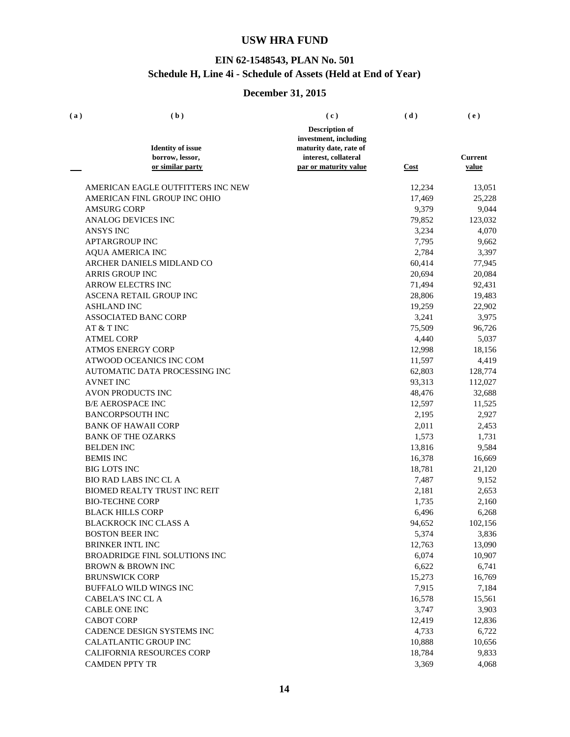# USW HRA FUND

## EIN 62-1548543, PLAN No. 501
## Schedule H, Line 4i - Schedule of Assets (Held at End of Year)

## December 31, 2015

| (a) | (b) Identity of issue borrow, lessor, or similar party | (c) Description of investment, including maturity date, rate of interest, collateral par or maturity value | (d) Cost | (e) Current value |
|---|---|---|---|---|
| | AMERICAN EAGLE OUTFITTERS INC NEW | | 12,234 | 13,051 |
| | AMERICAN FINL GROUP INC OHIO | | 17,469 | 25,228 |
| | AMSURG CORP | | 9,379 | 9,044 |
| | ANALOG DEVICES INC | | 79,852 | 123,032 |
| | ANSYS INC | | 3,234 | 4,070 |
| | APTARGROUP INC | | 7,795 | 9,662 |
| | AQUA AMERICA INC | | 2,784 | 3,397 |
| | ARCHER DANIELS MIDLAND CO | | 60,414 | 77,945 |
| | ARRIS GROUP INC | | 20,694 | 20,084 |
| | ARROW ELECTRS INC | | 71,494 | 92,431 |
| | ASCENA RETAIL GROUP INC | | 28,806 | 19,483 |
| | ASHLAND INC | | 19,259 | 22,902 |
| | ASSOCIATED BANC CORP | | 3,241 | 3,975 |
| | AT & T INC | | 75,509 | 96,726 |
| | ATMEL CORP | | 4,440 | 5,037 |
| | ATMOS ENERGY CORP | | 12,998 | 18,156 |
| | ATWOOD OCEANICS INC COM | | 11,597 | 4,419 |
| | AUTOMATIC DATA PROCESSING INC | | 62,803 | 128,774 |
| | AVNET INC | | 93,313 | 112,027 |
| | AVON PRODUCTS INC | | 48,476 | 32,688 |
| | B/E AEROSPACE INC | | 12,597 | 11,525 |
| | BANCORPSOUTH INC | | 2,195 | 2,927 |
| | BANK OF HAWAII CORP | | 2,011 | 2,453 |
| | BANK OF THE OZARKS | | 1,573 | 1,731 |
| | BELDEN INC | | 13,816 | 9,584 |
| | BEMIS INC | | 16,378 | 16,669 |
| | BIG LOTS INC | | 18,781 | 21,120 |
| | BIO RAD LABS INC CL A | | 7,487 | 9,152 |
| | BIOMED REALTY TRUST INC REIT | | 2,181 | 2,653 |
| | BIO-TECHNE CORP | | 1,735 | 2,160 |
| | BLACK HILLS CORP | | 6,496 | 6,268 |
| | BLACKROCK INC CLASS A | | 94,652 | 102,156 |
| | BOSTON BEER INC | | 5,374 | 3,836 |
| | BRINKER INTL INC | | 12,763 | 13,090 |
| | BROADRIDGE FINL SOLUTIONS INC | | 6,074 | 10,907 |
| | BROWN & BROWN INC | | 6,622 | 6,741 |
| | BRUNSWICK CORP | | 15,273 | 16,769 |
| | BUFFALO WILD WINGS INC | | 7,915 | 7,184 |
| | CABELA'S INC CL A | | 16,578 | 15,561 |
| | CABLE ONE INC | | 3,747 | 3,903 |
| | CABOT CORP | | 12,419 | 12,836 |
| | CADENCE DESIGN SYSTEMS INC | | 4,733 | 6,722 |
| | CALATLANTIC GROUP INC | | 10,888 | 10,656 |
| | CALIFORNIA RESOURCES CORP | | 18,784 | 9,833 |
| | CAMDEN PPTY TR | | 3,369 | 4,068 |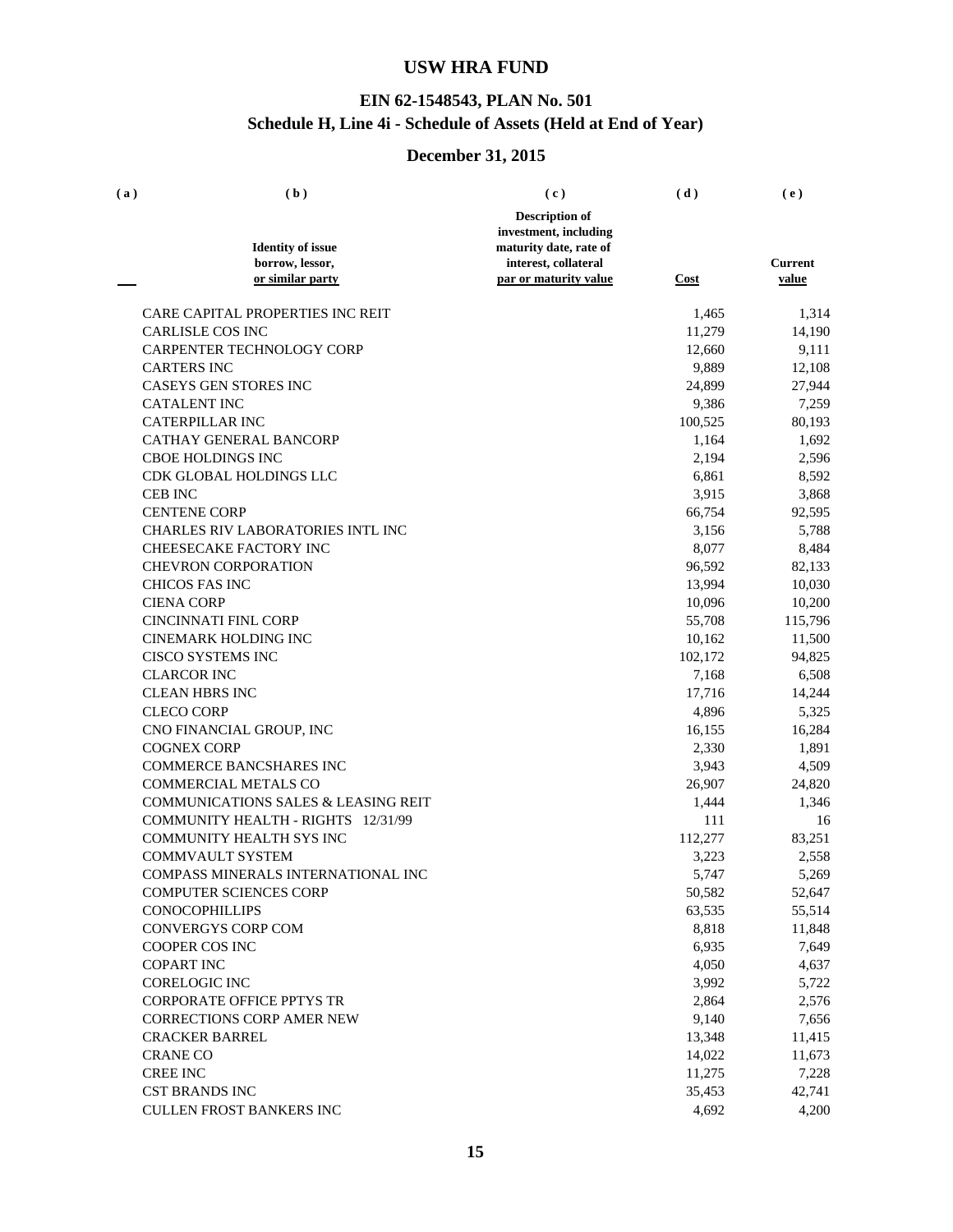# USW HRA FUND

## EIN 62-1548543, PLAN No. 501
## Schedule H, Line 4i - Schedule of Assets (Held at End of Year)

## December 31, 2015

| (a) | (b) Identity of issue borrow, lessor, or similar party | (c) Description of investment, including maturity date, rate of interest, collateral par or maturity value | (d) Cost | (e) Current value |
|---|---|---|---|---|
| | CARE CAPITAL PROPERTIES INC REIT | | 1,465 | 1,314 |
| | CARLISLE COS INC | | 11,279 | 14,190 |
| | CARPENTER TECHNOLOGY CORP | | 12,660 | 9,111 |
| | CARTERS INC | | 9,889 | 12,108 |
| | CASEYS GEN STORES INC | | 24,899 | 27,944 |
| | CATALENT INC | | 9,386 | 7,259 |
| | CATERPILLAR INC | | 100,525 | 80,193 |
| | CATHAY GENERAL BANCORP | | 1,164 | 1,692 |
| | CBOE HOLDINGS INC | | 2,194 | 2,596 |
| | CDK GLOBAL HOLDINGS LLC | | 6,861 | 8,592 |
| | CEB INC | | 3,915 | 3,868 |
| | CENTENE CORP | | 66,754 | 92,595 |
| | CHARLES RIV LABORATORIES INTL INC | | 3,156 | 5,788 |
| | CHEESECAKE FACTORY INC | | 8,077 | 8,484 |
| | CHEVRON CORPORATION | | 96,592 | 82,133 |
| | CHICOS FAS INC | | 13,994 | 10,030 |
| | CIENA CORP | | 10,096 | 10,200 |
| | CINCINNATI FINL CORP | | 55,708 | 115,796 |
| | CINEMARK HOLDING INC | | 10,162 | 11,500 |
| | CISCO SYSTEMS INC | | 102,172 | 94,825 |
| | CLARCOR INC | | 7,168 | 6,508 |
| | CLEAN HBRS INC | | 17,716 | 14,244 |
| | CLECO CORP | | 4,896 | 5,325 |
| | CNO FINANCIAL GROUP, INC | | 16,155 | 16,284 |
| | COGNEX CORP | | 2,330 | 1,891 |
| | COMMERCE BANCSHARES INC | | 3,943 | 4,509 |
| | COMMERCIAL METALS CO | | 26,907 | 24,820 |
| | COMMUNICATIONS SALES & LEASING REIT | | 1,444 | 1,346 |
| | COMMUNITY HEALTH - RIGHTS 12/31/99 | | 111 | 16 |
| | COMMUNITY HEALTH SYS INC | | 112,277 | 83,251 |
| | COMMVAULT SYSTEM | | 3,223 | 2,558 |
| | COMPASS MINERALS INTERNATIONAL INC | | 5,747 | 5,269 |
| | COMPUTER SCIENCES CORP | | 50,582 | 52,647 |
| | CONOCOPHILLIPS | | 63,535 | 55,514 |
| | CONVERGYS CORP COM | | 8,818 | 11,848 |
| | COOPER COS INC | | 6,935 | 7,649 |
| | COPART INC | | 4,050 | 4,637 |
| | CORELOGIC INC | | 3,992 | 5,722 |
| | CORPORATE OFFICE PPTYS TR | | 2,864 | 2,576 |
| | CORRECTIONS CORP AMER NEW | | 9,140 | 7,656 |
| | CRACKER BARREL | | 13,348 | 11,415 |
| | CRANE CO | | 14,022 | 11,673 |
| | CREE INC | | 11,275 | 7,228 |
| | CST BRANDS INC | | 35,453 | 42,741 |
| | CULLEN FROST BANKERS INC | | 4,692 | 4,200 |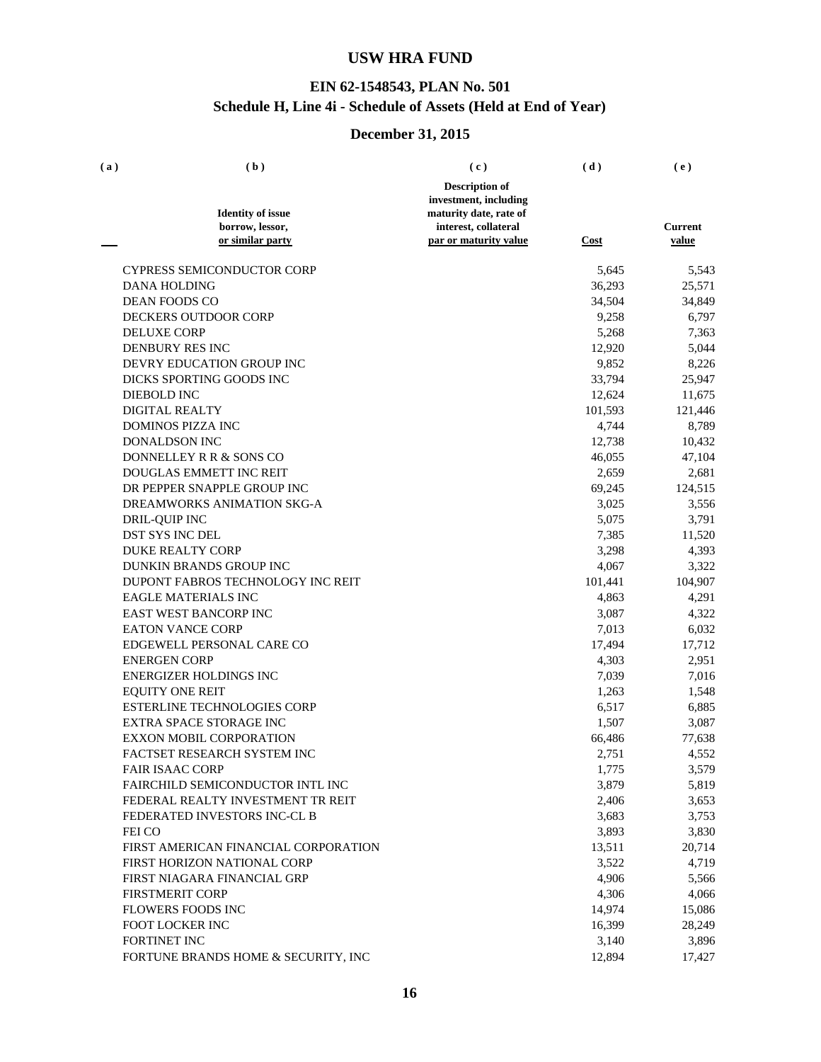# USW HRA FUND

## EIN 62-1548543, PLAN No. 501

## Schedule H, Line 4i - Schedule of Assets (Held at End of Year)

## December 31, 2015

| (a) | (b) Identity of issue borrow, lessor, or similar party | (c) Description of investment, including maturity date, rate of interest, collateral par or maturity value | (d) Cost | (e) Current value |
|---|---|---|---|---|
| | CYPRESS SEMICONDUCTOR CORP | | 5,645 | 5,543 |
| | DANA HOLDING | | 36,293 | 25,571 |
| | DEAN FOODS CO | | 34,504 | 34,849 |
| | DECKERS OUTDOOR CORP | | 9,258 | 6,797 |
| | DELUXE CORP | | 5,268 | 7,363 |
| | DENBURY RES INC | | 12,920 | 5,044 |
| | DEVRY EDUCATION GROUP INC | | 9,852 | 8,226 |
| | DICKS SPORTING GOODS INC | | 33,794 | 25,947 |
| | DIEBOLD INC | | 12,624 | 11,675 |
| | DIGITAL REALTY | | 101,593 | 121,446 |
| | DOMINOS PIZZA INC | | 4,744 | 8,789 |
| | DONALDSON INC | | 12,738 | 10,432 |
| | DONNELLEY R R & SONS CO | | 46,055 | 47,104 |
| | DOUGLAS EMMETT INC REIT | | 2,659 | 2,681 |
| | DR PEPPER SNAPPLE GROUP INC | | 69,245 | 124,515 |
| | DREAMWORKS ANIMATION SKG-A | | 3,025 | 3,556 |
| | DRIL-QUIP INC | | 5,075 | 3,791 |
| | DST SYS INC DEL | | 7,385 | 11,520 |
| | DUKE REALTY CORP | | 3,298 | 4,393 |
| | DUNKIN BRANDS GROUP INC | | 4,067 | 3,322 |
| | DUPONT FABROS TECHNOLOGY INC REIT | | 101,441 | 104,907 |
| | EAGLE MATERIALS INC | | 4,863 | 4,291 |
| | EAST WEST BANCORP INC | | 3,087 | 4,322 |
| | EATON VANCE CORP | | 7,013 | 6,032 |
| | EDGEWELL PERSONAL CARE CO | | 17,494 | 17,712 |
| | ENERGEN CORP | | 4,303 | 2,951 |
| | ENERGIZER HOLDINGS INC | | 7,039 | 7,016 |
| | EQUITY ONE REIT | | 1,263 | 1,548 |
| | ESTERLINE TECHNOLOGIES CORP | | 6,517 | 6,885 |
| | EXTRA SPACE STORAGE INC | | 1,507 | 3,087 |
| | EXXON MOBIL CORPORATION | | 66,486 | 77,638 |
| | FACTSET RESEARCH SYSTEM INC | | 2,751 | 4,552 |
| | FAIR ISAAC CORP | | 1,775 | 3,579 |
| | FAIRCHILD SEMICONDUCTOR INTL INC | | 3,879 | 5,819 |
| | FEDERAL REALTY INVESTMENT TR REIT | | 2,406 | 3,653 |
| | FEDERATED INVESTORS INC-CL B | | 3,683 | 3,753 |
| | FEI CO | | 3,893 | 3,830 |
| | FIRST AMERICAN FINANCIAL CORPORATION | | 13,511 | 20,714 |
| | FIRST HORIZON NATIONAL CORP | | 3,522 | 4,719 |
| | FIRST NIAGARA FINANCIAL GRP | | 4,906 | 5,566 |
| | FIRSTMERIT CORP | | 4,306 | 4,066 |
| | FLOWERS FOODS INC | | 14,974 | 15,086 |
| | FOOT LOCKER INC | | 16,399 | 28,249 |
| | FORTINET INC | | 3,140 | 3,896 |
| | FORTUNE BRANDS HOME & SECURITY, INC | | 12,894 | 17,427 |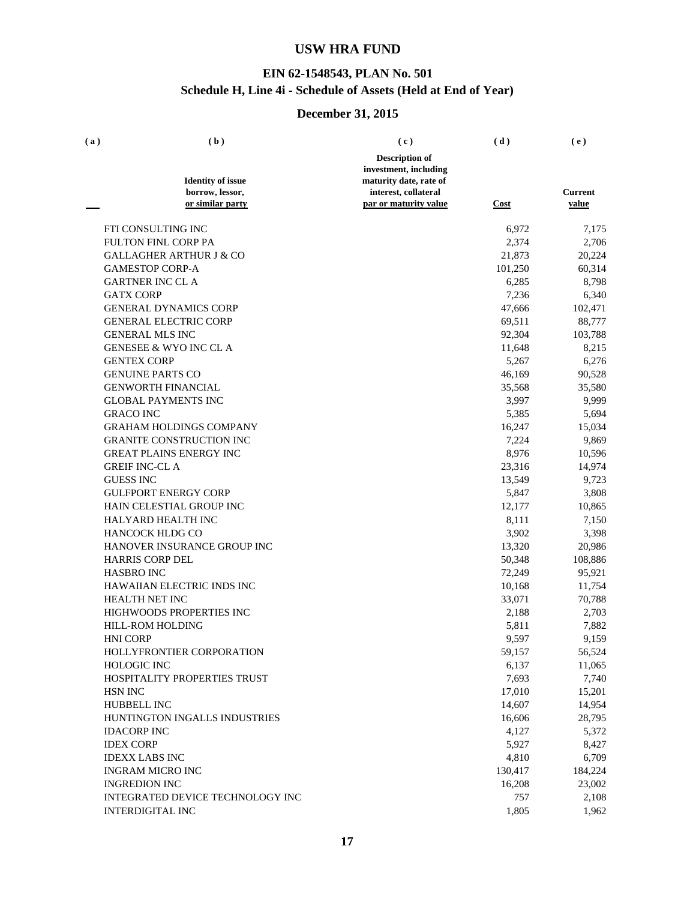# USW HRA FUND

## EIN 62-1548543, PLAN No. 501
## Schedule H, Line 4i - Schedule of Assets (Held at End of Year)

## December 31, 2015

| (a) | (b)<br>Identity of issue borrow, lessor, or similar party | (c)<br>Description of investment, including maturity date, rate of interest, collateral par or maturity value | (d)<br>Cost | (e)<br>Current value |
|---|---|---|---|---|
| | FTI CONSULTING INC | | 6,972 | 7,175 |
| | FULTON FINL CORP PA | | 2,374 | 2,706 |
| | GALLAGHER ARTHUR J & CO | | 21,873 | 20,224 |
| | GAMESTOP CORP-A | | 101,250 | 60,314 |
| | GARTNER INC CL A | | 6,285 | 8,798 |
| | GATX CORP | | 7,236 | 6,340 |
| | GENERAL DYNAMICS CORP | | 47,666 | 102,471 |
| | GENERAL ELECTRIC CORP | | 69,511 | 88,777 |
| | GENERAL MLS INC | | 92,304 | 103,788 |
| | GENESEE & WYO INC CL A | | 11,648 | 8,215 |
| | GENTEX CORP | | 5,267 | 6,276 |
| | GENUINE PARTS CO | | 46,169 | 90,528 |
| | GENWORTH FINANCIAL | | 35,568 | 35,580 |
| | GLOBAL PAYMENTS INC | | 3,997 | 9,999 |
| | GRACO INC | | 5,385 | 5,694 |
| | GRAHAM HOLDINGS COMPANY | | 16,247 | 15,034 |
| | GRANITE CONSTRUCTION INC | | 7,224 | 9,869 |
| | GREAT PLAINS ENERGY INC | | 8,976 | 10,596 |
| | GREIF INC-CL A | | 23,316 | 14,974 |
| | GUESS INC | | 13,549 | 9,723 |
| | GULFPORT ENERGY CORP | | 5,847 | 3,808 |
| | HAIN CELESTIAL GROUP INC | | 12,177 | 10,865 |
| | HALYARD HEALTH INC | | 8,111 | 7,150 |
| | HANCOCK HLDG CO | | 3,902 | 3,398 |
| | HANOVER INSURANCE GROUP INC | | 13,320 | 20,986 |
| | HARRIS CORP DEL | | 50,348 | 108,886 |
| | HASBRO INC | | 72,249 | 95,921 |
| | HAWAIIAN ELECTRIC INDS INC | | 10,168 | 11,754 |
| | HEALTH NET INC | | 33,071 | 70,788 |
| | HIGHWOODS PROPERTIES INC | | 2,188 | 2,703 |
| | HILL-ROM HOLDING | | 5,811 | 7,882 |
| | HNI CORP | | 9,597 | 9,159 |
| | HOLLYFRONTIER CORPORATION | | 59,157 | 56,524 |
| | HOLOGIC INC | | 6,137 | 11,065 |
| | HOSPITALITY PROPERTIES TRUST | | 7,693 | 7,740 |
| | HSN INC | | 17,010 | 15,201 |
| | HUBBELL INC | | 14,607 | 14,954 |
| | HUNTINGTON INGALLS INDUSTRIES | | 16,606 | 28,795 |
| | IDACORP INC | | 4,127 | 5,372 |
| | IDEX CORP | | 5,927 | 8,427 |
| | IDEXX LABS INC | | 4,810 | 6,709 |
| | INGRAM MICRO INC | | 130,417 | 184,224 |
| | INGREDION INC | | 16,208 | 23,002 |
| | INTEGRATED DEVICE TECHNOLOGY INC | | 757 | 2,108 |
| | INTERDIGITAL INC | | 1,805 | 1,962 |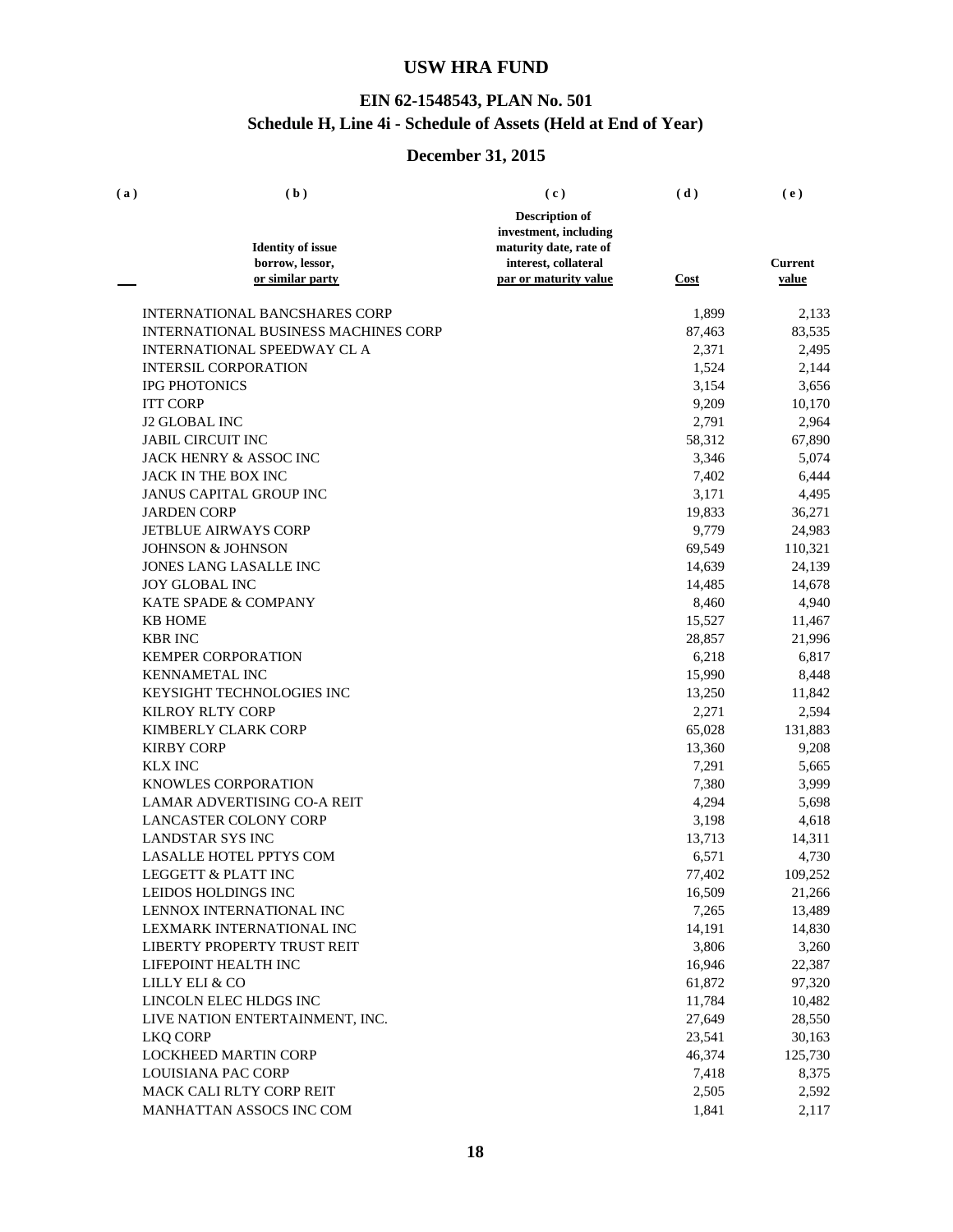# USW HRA FUND

## EIN 62-1548543, PLAN No. 501
## Schedule H, Line 4i - Schedule of Assets (Held at End of Year)

## December 31, 2015

| (a) | (b) Identity of issue borrow, lessor, or similar party | (c) Description of investment, including maturity date, rate of interest, collateral par or maturity value | (d) Cost | (e) Current value |
|---|---|---|---|---|
| | INTERNATIONAL BANCSHARES CORP | | 1,899 | 2,133 |
| | INTERNATIONAL BUSINESS MACHINES CORP | | 87,463 | 83,535 |
| | INTERNATIONAL SPEEDWAY CL A | | 2,371 | 2,495 |
| | INTERSIL CORPORATION | | 1,524 | 2,144 |
| | IPG PHOTONICS | | 3,154 | 3,656 |
| | ITT CORP | | 9,209 | 10,170 |
| | J2 GLOBAL INC | | 2,791 | 2,964 |
| | JABIL CIRCUIT INC | | 58,312 | 67,890 |
| | JACK HENRY & ASSOC INC | | 3,346 | 5,074 |
| | JACK IN THE BOX INC | | 7,402 | 6,444 |
| | JANUS CAPITAL GROUP INC | | 3,171 | 4,495 |
| | JARDEN CORP | | 19,833 | 36,271 |
| | JETBLUE AIRWAYS CORP | | 9,779 | 24,983 |
| | JOHNSON & JOHNSON | | 69,549 | 110,321 |
| | JONES LANG LASALLE INC | | 14,639 | 24,139 |
| | JOY GLOBAL INC | | 14,485 | 14,678 |
| | KATE SPADE & COMPANY | | 8,460 | 4,940 |
| | KB HOME | | 15,527 | 11,467 |
| | KBR INC | | 28,857 | 21,996 |
| | KEMPER CORPORATION | | 6,218 | 6,817 |
| | KENNAMETAL INC | | 15,990 | 8,448 |
| | KEYSIGHT TECHNOLOGIES INC | | 13,250 | 11,842 |
| | KILROY RLTY CORP | | 2,271 | 2,594 |
| | KIMBERLY CLARK CORP | | 65,028 | 131,883 |
| | KIRBY CORP | | 13,360 | 9,208 |
| | KLX INC | | 7,291 | 5,665 |
| | KNOWLES CORPORATION | | 7,380 | 3,999 |
| | LAMAR ADVERTISING CO-A REIT | | 4,294 | 5,698 |
| | LANCASTER COLONY CORP | | 3,198 | 4,618 |
| | LANDSTAR SYS INC | | 13,713 | 14,311 |
| | LASALLE HOTEL PPTYS COM | | 6,571 | 4,730 |
| | LEGGETT & PLATT INC | | 77,402 | 109,252 |
| | LEIDOS HOLDINGS INC | | 16,509 | 21,266 |
| | LENNOX INTERNATIONAL INC | | 7,265 | 13,489 |
| | LEXMARK INTERNATIONAL INC | | 14,191 | 14,830 |
| | LIBERTY PROPERTY TRUST REIT | | 3,806 | 3,260 |
| | LIFEPOINT HEALTH INC | | 16,946 | 22,387 |
| | LILLY ELI & CO | | 61,872 | 97,320 |
| | LINCOLN ELEC HLDGS INC | | 11,784 | 10,482 |
| | LIVE NATION ENTERTAINMENT, INC. | | 27,649 | 28,550 |
| | LKQ CORP | | 23,541 | 30,163 |
| | LOCKHEED MARTIN CORP | | 46,374 | 125,730 |
| | LOUISIANA PAC CORP | | 7,418 | 8,375 |
| | MACK CALI RLTY CORP REIT | | 2,505 | 2,592 |
| | MANHATTAN ASSOCS INC COM | | 1,841 | 2,117 |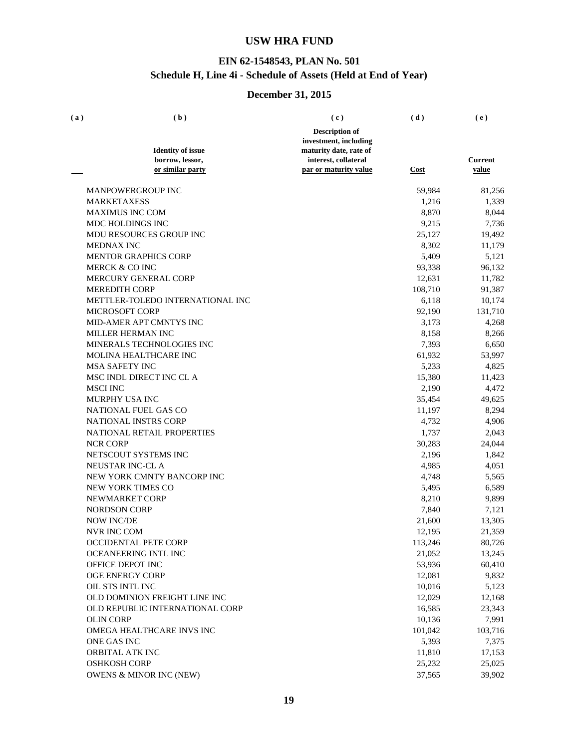# USW HRA FUND

## EIN 62-1548543, PLAN No. 501

## Schedule H, Line 4i - Schedule of Assets (Held at End of Year)

## December 31, 2015

| (a) | (b) Identity of issue borrow, lessor, or similar party | (c) Description of investment, including maturity date, rate of interest, collateral par or maturity value | (d) Cost | (e) Current value |
|---|---|---|---|---|
| | MANPOWERGROUP INC | | 59,984 | 81,256 |
| | MARKETAXESS | | 1,216 | 1,339 |
| | MAXIMUS INC COM | | 8,870 | 8,044 |
| | MDC HOLDINGS INC | | 9,215 | 7,736 |
| | MDU RESOURCES GROUP INC | | 25,127 | 19,492 |
| | MEDNAX INC | | 8,302 | 11,179 |
| | MENTOR GRAPHICS CORP | | 5,409 | 5,121 |
| | MERCK & CO INC | | 93,338 | 96,132 |
| | MERCURY GENERAL CORP | | 12,631 | 11,782 |
| | MEREDITH CORP | | 108,710 | 91,387 |
| | METTLER-TOLEDO INTERNATIONAL INC | | 6,118 | 10,174 |
| | MICROSOFT CORP | | 92,190 | 131,710 |
| | MID-AMER APT CMNTYS INC | | 3,173 | 4,268 |
| | MILLER HERMAN INC | | 8,158 | 8,266 |
| | MINERALS TECHNOLOGIES INC | | 7,393 | 6,650 |
| | MOLINA HEALTHCARE INC | | 61,932 | 53,997 |
| | MSA SAFETY INC | | 5,233 | 4,825 |
| | MSC INDL DIRECT INC CL A | | 15,380 | 11,423 |
| | MSCI INC | | 2,190 | 4,472 |
| | MURPHY USA INC | | 35,454 | 49,625 |
| | NATIONAL FUEL GAS CO | | 11,197 | 8,294 |
| | NATIONAL INSTRS CORP | | 4,732 | 4,906 |
| | NATIONAL RETAIL PROPERTIES | | 1,737 | 2,043 |
| | NCR CORP | | 30,283 | 24,044 |
| | NETSCOUT SYSTEMS INC | | 2,196 | 1,842 |
| | NEUSTAR INC-CL A | | 4,985 | 4,051 |
| | NEW YORK CMNTY BANCORP INC | | 4,748 | 5,565 |
| | NEW YORK TIMES CO | | 5,495 | 6,589 |
| | NEWMARKET CORP | | 8,210 | 9,899 |
| | NORDSON CORP | | 7,840 | 7,121 |
| | NOW INC/DE | | 21,600 | 13,305 |
| | NVR INC COM | | 12,195 | 21,359 |
| | OCCIDENTAL PETE CORP | | 113,246 | 80,726 |
| | OCEANEERING INTL INC | | 21,052 | 13,245 |
| | OFFICE DEPOT INC | | 53,936 | 60,410 |
| | OGE ENERGY CORP | | 12,081 | 9,832 |
| | OIL STS INTL INC | | 10,016 | 5,123 |
| | OLD DOMINION FREIGHT LINE INC | | 12,029 | 12,168 |
| | OLD REPUBLIC INTERNATIONAL CORP | | 16,585 | 23,343 |
| | OLIN CORP | | 10,136 | 7,991 |
| | OMEGA HEALTHCARE INVS INC | | 101,042 | 103,716 |
| | ONE GAS INC | | 5,393 | 7,375 |
| | ORBITAL ATK INC | | 11,810 | 17,153 |
| | OSHKOSH CORP | | 25,232 | 25,025 |
| | OWENS & MINOR INC (NEW) | | 37,565 | 39,902 |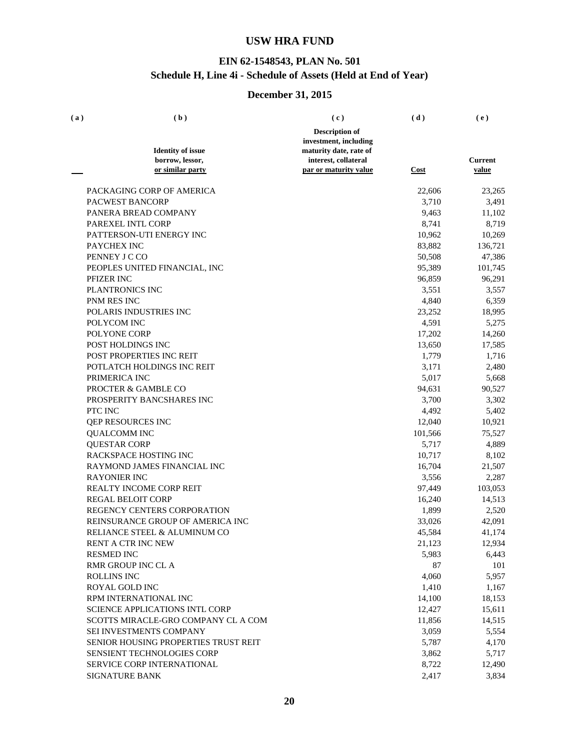# USW HRA FUND

## EIN 62-1548543, PLAN No. 501
## Schedule H, Line 4i - Schedule of Assets (Held at End of Year)

## December 31, 2015

| (a) | (b)<br>Identity of issue borrow, lessor, or similar party | (c)<br>Description of investment, including maturity date, rate of interest, collateral par or maturity value | (d)<br>Cost | (e)<br>Current value |
|---|---|---|---|---|
| | PACKAGING CORP OF AMERICA | | 22,606 | 23,265 |
| | PACWEST BANCORP | | 3,710 | 3,491 |
| | PANERA BREAD COMPANY | | 9,463 | 11,102 |
| | PAREXEL INTL CORP | | 8,741 | 8,719 |
| | PATTERSON-UTI ENERGY INC | | 10,962 | 10,269 |
| | PAYCHEX INC | | 83,882 | 136,721 |
| | PENNEY J C CO | | 50,508 | 47,386 |
| | PEOPLES UNITED FINANCIAL, INC | | 95,389 | 101,745 |
| | PFIZER INC | | 96,859 | 96,291 |
| | PLANTRONICS INC | | 3,551 | 3,557 |
| | PNM RES INC | | 4,840 | 6,359 |
| | POLARIS INDUSTRIES INC | | 23,252 | 18,995 |
| | POLYCOM INC | | 4,591 | 5,275 |
| | POLYONE CORP | | 17,202 | 14,260 |
| | POST HOLDINGS INC | | 13,650 | 17,585 |
| | POST PROPERTIES INC REIT | | 1,779 | 1,716 |
| | POTLATCH HOLDINGS INC REIT | | 3,171 | 2,480 |
| | PRIMERICA INC | | 5,017 | 5,668 |
| | PROCTER & GAMBLE CO | | 94,631 | 90,527 |
| | PROSPERITY BANCSHARES INC | | 3,700 | 3,302 |
| | PTC INC | | 4,492 | 5,402 |
| | QEP RESOURCES INC | | 12,040 | 10,921 |
| | QUALCOMM INC | | 101,566 | 75,527 |
| | QUESTAR CORP | | 5,717 | 4,889 |
| | RACKSPACE HOSTING INC | | 10,717 | 8,102 |
| | RAYMOND JAMES FINANCIAL INC | | 16,704 | 21,507 |
| | RAYONIER INC | | 3,556 | 2,287 |
| | REALTY INCOME CORP REIT | | 97,449 | 103,053 |
| | REGAL BELOIT CORP | | 16,240 | 14,513 |
| | REGENCY CENTERS CORPORATION | | 1,899 | 2,520 |
| | REINSURANCE GROUP OF AMERICA INC | | 33,026 | 42,091 |
| | RELIANCE STEEL & ALUMINUM CO | | 45,584 | 41,174 |
| | RENT A CTR INC NEW | | 21,123 | 12,934 |
| | RESMED INC | | 5,983 | 6,443 |
| | RMR GROUP INC CL A | | 87 | 101 |
| | ROLLINS INC | | 4,060 | 5,957 |
| | ROYAL GOLD INC | | 1,410 | 1,167 |
| | RPM INTERNATIONAL INC | | 14,100 | 18,153 |
| | SCIENCE APPLICATIONS INTL CORP | | 12,427 | 15,611 |
| | SCOTTS MIRACLE-GRO COMPANY CL A COM | | 11,856 | 14,515 |
| | SEI INVESTMENTS COMPANY | | 3,059 | 5,554 |
| | SENIOR HOUSING PROPERTIES TRUST REIT | | 5,787 | 4,170 |
| | SENSIENT TECHNOLOGIES CORP | | 3,862 | 5,717 |
| | SERVICE CORP INTERNATIONAL | | 8,722 | 12,490 |
| | SIGNATURE BANK | | 2,417 | 3,834 |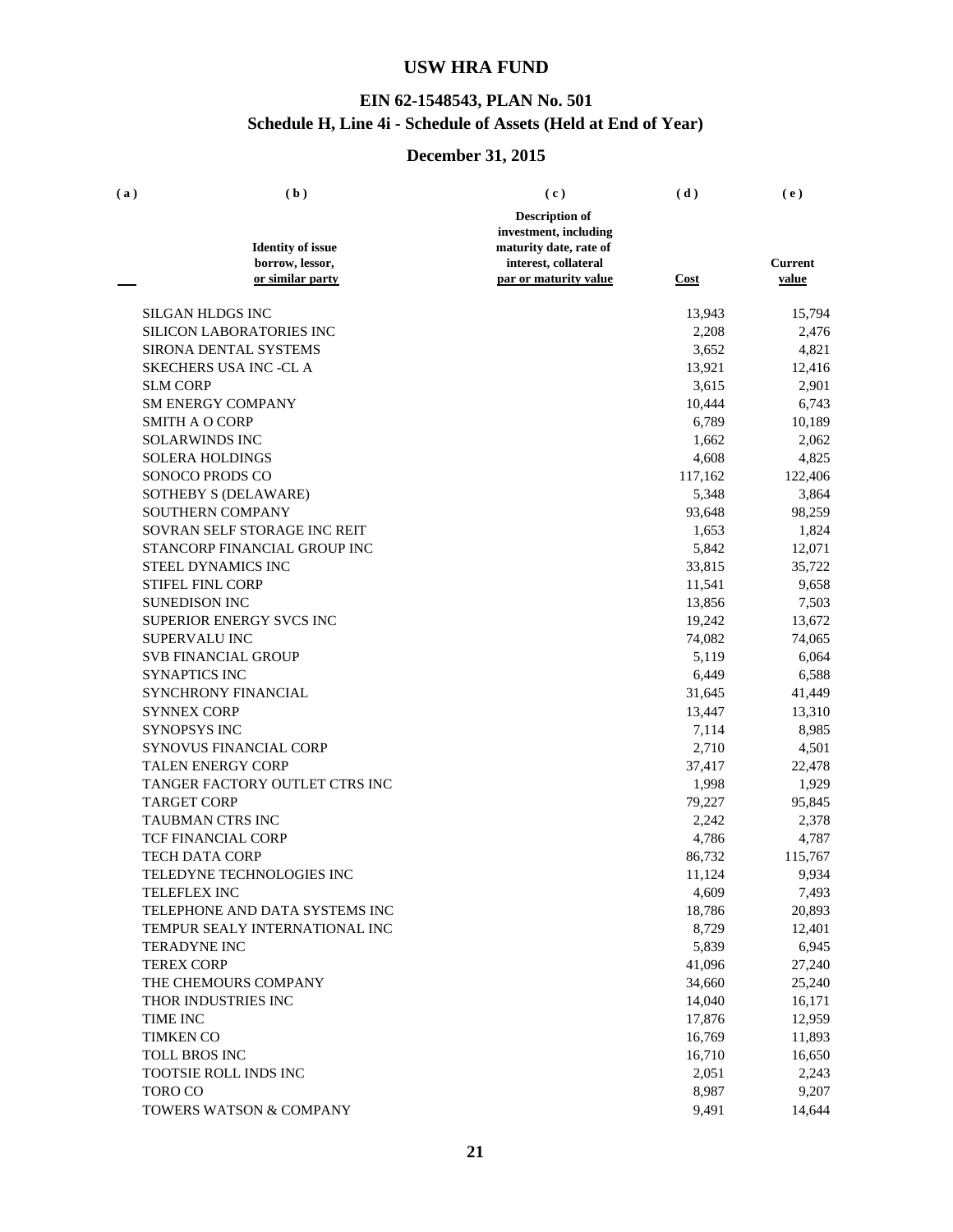# USW HRA FUND

## EIN 62-1548543, PLAN No. 501
## Schedule H, Line 4i - Schedule of Assets (Held at End of Year)

## December 31, 2015

| (a) | (b)<br>Identity of issue borrow, lessor, or similar party | (c)<br>Description of investment, including maturity date, rate of interest, collateral par or maturity value | (d)<br>Cost | (e)<br>Current value |
|---|---|---|---|---|
| | SILGAN HLDGS INC | | 13,943 | 15,794 |
| | SILICON LABORATORIES INC | | 2,208 | 2,476 |
| | SIRONA DENTAL SYSTEMS | | 3,652 | 4,821 |
| | SKECHERS USA INC -CL A | | 13,921 | 12,416 |
| | SLM CORP | | 3,615 | 2,901 |
| | SM ENERGY COMPANY | | 10,444 | 6,743 |
| | SMITH A O CORP | | 6,789 | 10,189 |
| | SOLARWINDS INC | | 1,662 | 2,062 |
| | SOLERA HOLDINGS | | 4,608 | 4,825 |
| | SONOCO PRODS CO | | 117,162 | 122,406 |
| | SOTHEBY S (DELAWARE) | | 5,348 | 3,864 |
| | SOUTHERN COMPANY | | 93,648 | 98,259 |
| | SOVRAN SELF STORAGE INC REIT | | 1,653 | 1,824 |
| | STANCORP FINANCIAL GROUP INC | | 5,842 | 12,071 |
| | STEEL DYNAMICS INC | | 33,815 | 35,722 |
| | STIFEL FINL CORP | | 11,541 | 9,658 |
| | SUNEDISON INC | | 13,856 | 7,503 |
| | SUPERIOR ENERGY SVCS INC | | 19,242 | 13,672 |
| | SUPERVALU INC | | 74,082 | 74,065 |
| | SVB FINANCIAL GROUP | | 5,119 | 6,064 |
| | SYNAPTICS INC | | 6,449 | 6,588 |
| | SYNCHRONY FINANCIAL | | 31,645 | 41,449 |
| | SYNNEX CORP | | 13,447 | 13,310 |
| | SYNOPSYS INC | | 7,114 | 8,985 |
| | SYNOVUS FINANCIAL CORP | | 2,710 | 4,501 |
| | TALEN ENERGY CORP | | 37,417 | 22,478 |
| | TANGER FACTORY OUTLET CTRS INC | | 1,998 | 1,929 |
| | TARGET CORP | | 79,227 | 95,845 |
| | TAUBMAN CTRS INC | | 2,242 | 2,378 |
| | TCF FINANCIAL CORP | | 4,786 | 4,787 |
| | TECH DATA CORP | | 86,732 | 115,767 |
| | TELEDYNE TECHNOLOGIES INC | | 11,124 | 9,934 |
| | TELEFLEX INC | | 4,609 | 7,493 |
| | TELEPHONE AND DATA SYSTEMS INC | | 18,786 | 20,893 |
| | TEMPUR SEALY INTERNATIONAL INC | | 8,729 | 12,401 |
| | TERADYNE INC | | 5,839 | 6,945 |
| | TEREX CORP | | 41,096 | 27,240 |
| | THE CHEMOURS COMPANY | | 34,660 | 25,240 |
| | THOR INDUSTRIES INC | | 14,040 | 16,171 |
| | TIME INC | | 17,876 | 12,959 |
| | TIMKEN CO | | 16,769 | 11,893 |
| | TOLL BROS INC | | 16,710 | 16,650 |
| | TOOTSIE ROLL INDS INC | | 2,051 | 2,243 |
| | TORO CO | | 8,987 | 9,207 |
| | TOWERS WATSON & COMPANY | | 9,491 | 14,644 |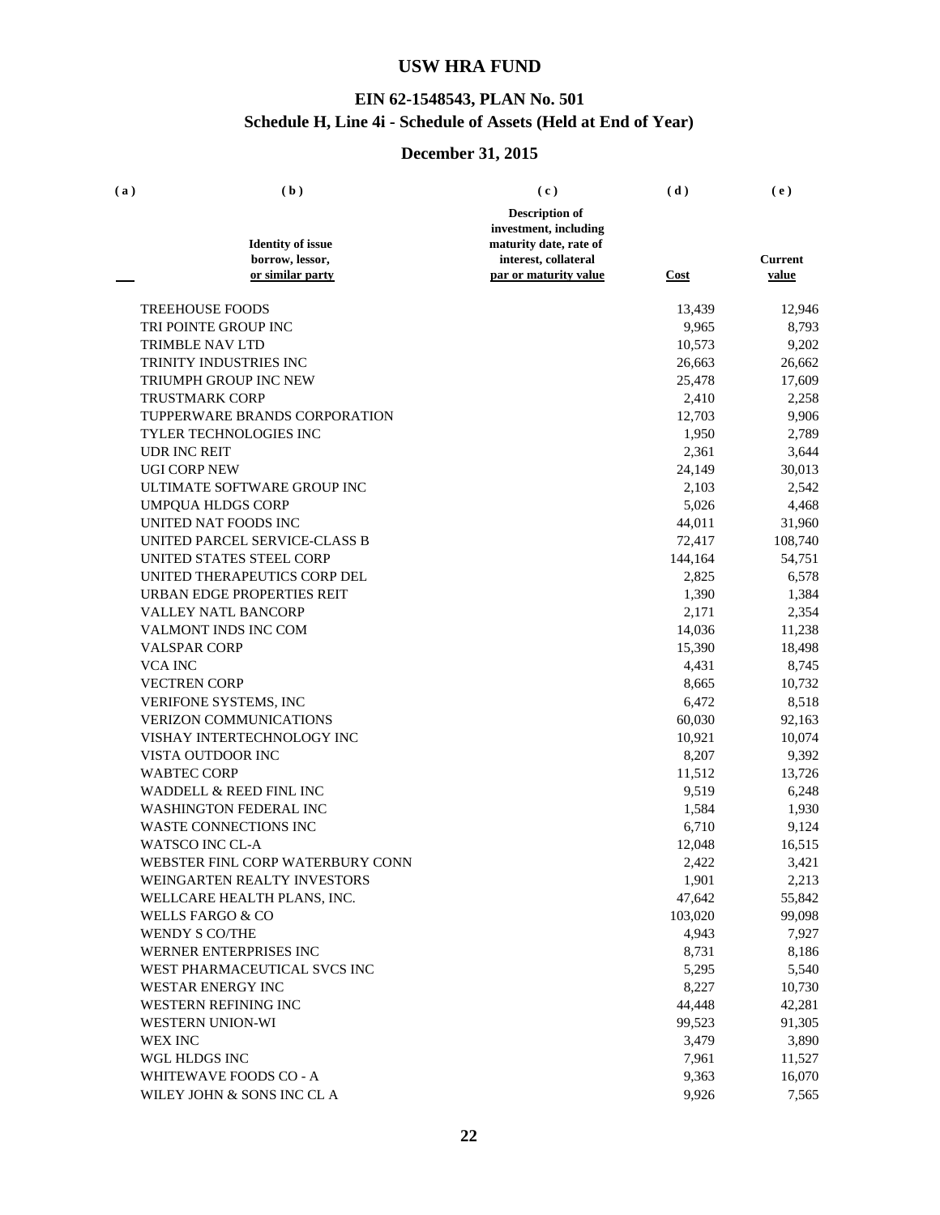# USW HRA FUND

## EIN 62-1548543, PLAN No. 501
## Schedule H, Line 4i - Schedule of Assets (Held at End of Year)

## December 31, 2015

| (a) | (b) Identity of issue borrow, lessor, or similar party | (c) Description of investment, including maturity date, rate of interest, collateral par or maturity value | (d) Cost | (e) Current value |
|---|---|---|---|---|
| | TREEHOUSE FOODS | | 13,439 | 12,946 |
| | TRI POINTE GROUP INC | | 9,965 | 8,793 |
| | TRIMBLE NAV LTD | | 10,573 | 9,202 |
| | TRINITY INDUSTRIES INC | | 26,663 | 26,662 |
| | TRIUMPH GROUP INC NEW | | 25,478 | 17,609 |
| | TRUSTMARK CORP | | 2,410 | 2,258 |
| | TUPPERWARE BRANDS CORPORATION | | 12,703 | 9,906 |
| | TYLER TECHNOLOGIES INC | | 1,950 | 2,789 |
| | UDR INC REIT | | 2,361 | 3,644 |
| | UGI CORP NEW | | 24,149 | 30,013 |
| | ULTIMATE SOFTWARE GROUP INC | | 2,103 | 2,542 |
| | UMPQUA HLDGS CORP | | 5,026 | 4,468 |
| | UNITED NAT FOODS INC | | 44,011 | 31,960 |
| | UNITED PARCEL SERVICE-CLASS B | | 72,417 | 108,740 |
| | UNITED STATES STEEL CORP | | 144,164 | 54,751 |
| | UNITED THERAPEUTICS CORP DEL | | 2,825 | 6,578 |
| | URBAN EDGE PROPERTIES REIT | | 1,390 | 1,384 |
| | VALLEY NATL BANCORP | | 2,171 | 2,354 |
| | VALMONT INDS INC COM | | 14,036 | 11,238 |
| | VALSPAR CORP | | 15,390 | 18,498 |
| | VCA INC | | 4,431 | 8,745 |
| | VECTREN CORP | | 8,665 | 10,732 |
| | VERIFONE SYSTEMS, INC | | 6,472 | 8,518 |
| | VERIZON COMMUNICATIONS | | 60,030 | 92,163 |
| | VISHAY INTERTECHNOLOGY INC | | 10,921 | 10,074 |
| | VISTA OUTDOOR INC | | 8,207 | 9,392 |
| | WABTEC CORP | | 11,512 | 13,726 |
| | WADDELL & REED FINL INC | | 9,519 | 6,248 |
| | WASHINGTON FEDERAL INC | | 1,584 | 1,930 |
| | WASTE CONNECTIONS INC | | 6,710 | 9,124 |
| | WATSCO INC CL-A | | 12,048 | 16,515 |
| | WEBSTER FINL CORP WATERBURY CONN | | 2,422 | 3,421 |
| | WEINGARTEN REALTY INVESTORS | | 1,901 | 2,213 |
| | WELLCARE HEALTH PLANS, INC. | | 47,642 | 55,842 |
| | WELLS FARGO & CO | | 103,020 | 99,098 |
| | WENDY S CO/THE | | 4,943 | 7,927 |
| | WERNER ENTERPRISES INC | | 8,731 | 8,186 |
| | WEST PHARMACEUTICAL SVCS INC | | 5,295 | 5,540 |
| | WESTAR ENERGY INC | | 8,227 | 10,730 |
| | WESTERN REFINING INC | | 44,448 | 42,281 |
| | WESTERN UNION-WI | | 99,523 | 91,305 |
| | WEX INC | | 3,479 | 3,890 |
| | WGL HLDGS INC | | 7,961 | 11,527 |
| | WHITEWAVE FOODS CO - A | | 9,363 | 16,070 |
| | WILEY JOHN & SONS INC CL A | | 9,926 | 7,565 |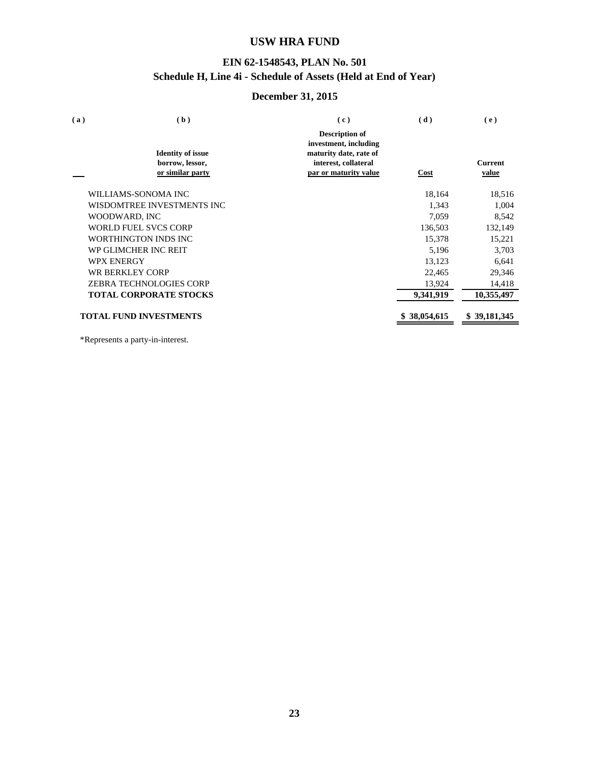# USW HRA FUND

## EIN 62-1548543, PLAN No. 501
## Schedule H, Line 4i - Schedule of Assets (Held at End of Year)

## December 31, 2015

| (a) | (b) Identity of issue borrow, lessor, or similar party | (c) Description of investment, including maturity date, rate of interest, collateral par or maturity value | (d) Cost | (e) Current value |
|---|---|---|---|---|
| | WILLIAMS-SONOMA INC | | 18,164 | 18,516 |
| | WISDOMTREE INVESTMENTS INC | | 1,343 | 1,004 |
| | WOODWARD, INC | | 7,059 | 8,542 |
| | WORLD FUEL SVCS CORP | | 136,503 | 132,149 |
| | WORTHINGTON INDS INC | | 15,378 | 15,221 |
| | WP GLIMCHER INC REIT | | 5,196 | 3,703 |
| | WPX ENERGY | | 13,123 | 6,641 |
| | WR BERKLEY CORP | | 22,465 | 29,346 |
| | ZEBRA TECHNOLOGIES CORP | | 13,924 | 14,418 |
| | **TOTAL CORPORATE STOCKS** | | **9,341,919** | **10,355,497** |
| | **TOTAL FUND INVESTMENTS** | | **$ 38,054,615** | **$ 39,181,345** |

*Represents a party-in-interest.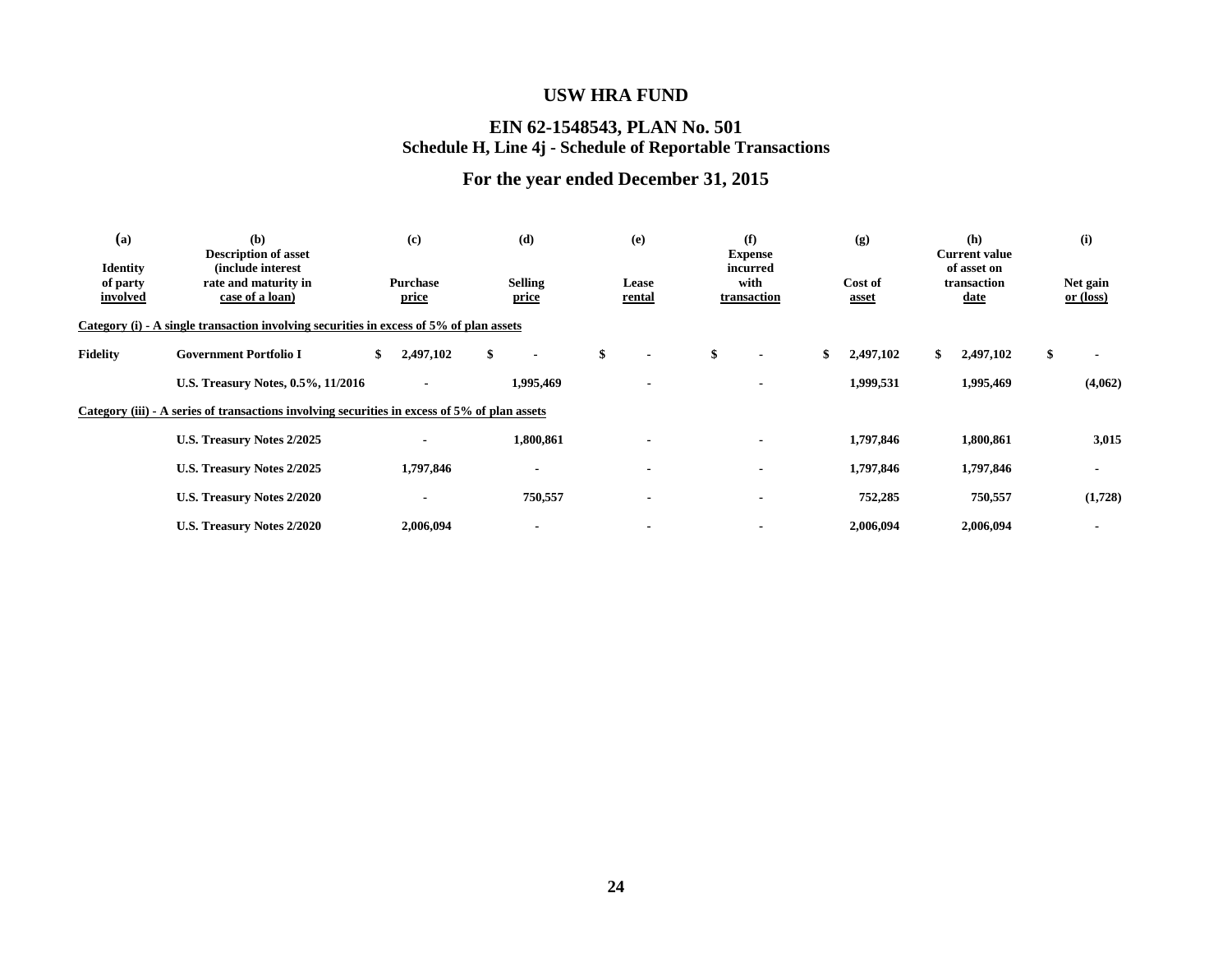# USW HRA FUND

## EIN 62-1548543, PLAN No. 501
## Schedule H, Line 4j - Schedule of Reportable Transactions

## For the year ended December 31, 2015

| (a) Identity of party involved | (b) Description of asset (include interest rate and maturity in case of a loan) | (c) Purchase price | (d) Selling price | (e) Lease rental | (f) Expense incurred with transaction | (g) Cost of asset | (h) Current value of asset on transaction date | (i) Net gain or (loss) |
|---|---|---|---|---|---|---|---|---|
| Category (i) - A single transaction involving securities in excess of 5% of plan assets | | | | | | | | |
| Fidelity | Government Portfolio I | $ 2,497,102 | $ - | $ - | $ - | $ 2,497,102 | $ 2,497,102 | $ - |
| | U.S. Treasury Notes, 0.5%, 11/2016 | - | 1,995,469 | - | - | 1,999,531 | 1,995,469 | (4,062) |
| Category (iii) - A series of transactions involving securities in excess of 5% of plan assets | | | | | | | | |
| | U.S. Treasury Notes 2/2025 | - | 1,800,861 | - | - | 1,797,846 | 1,800,861 | 3,015 |
| | U.S. Treasury Notes 2/2025 | 1,797,846 | - | - | - | 1,797,846 | 1,797,846 | - |
| | U.S. Treasury Notes 2/2020 | - | 750,557 | - | - | 752,285 | 750,557 | (1,728) |
| | U.S. Treasury Notes 2/2020 | 2,006,094 | - | - | - | 2,006,094 | 2,006,094 | - |